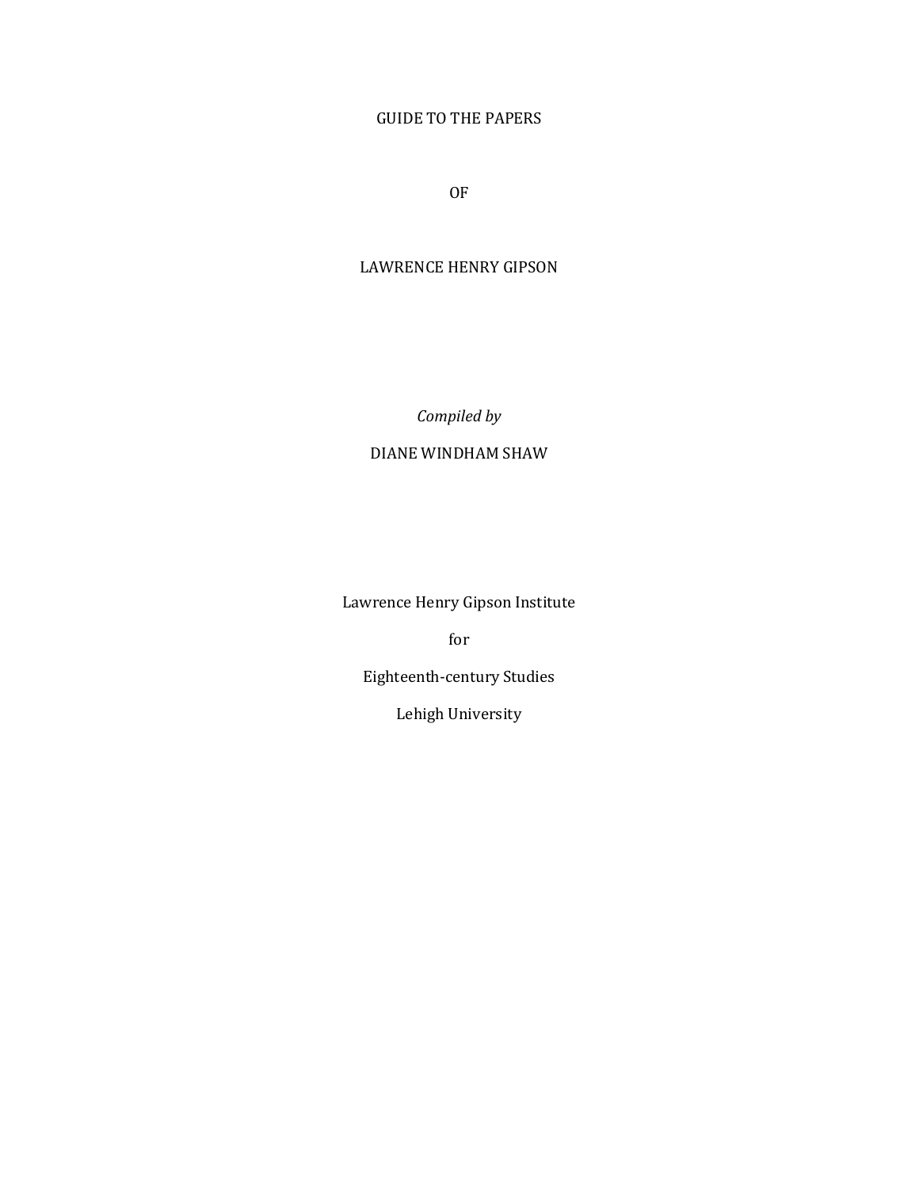# GUIDE TO THE PAPERS

# OF

# LAWRENCE HENRY GIPSON

*Compiled by*

DIANE WINDHAM SHAW

Lawrence Henry Gipson Institute

for

Eighteenth-century Studies

Lehigh University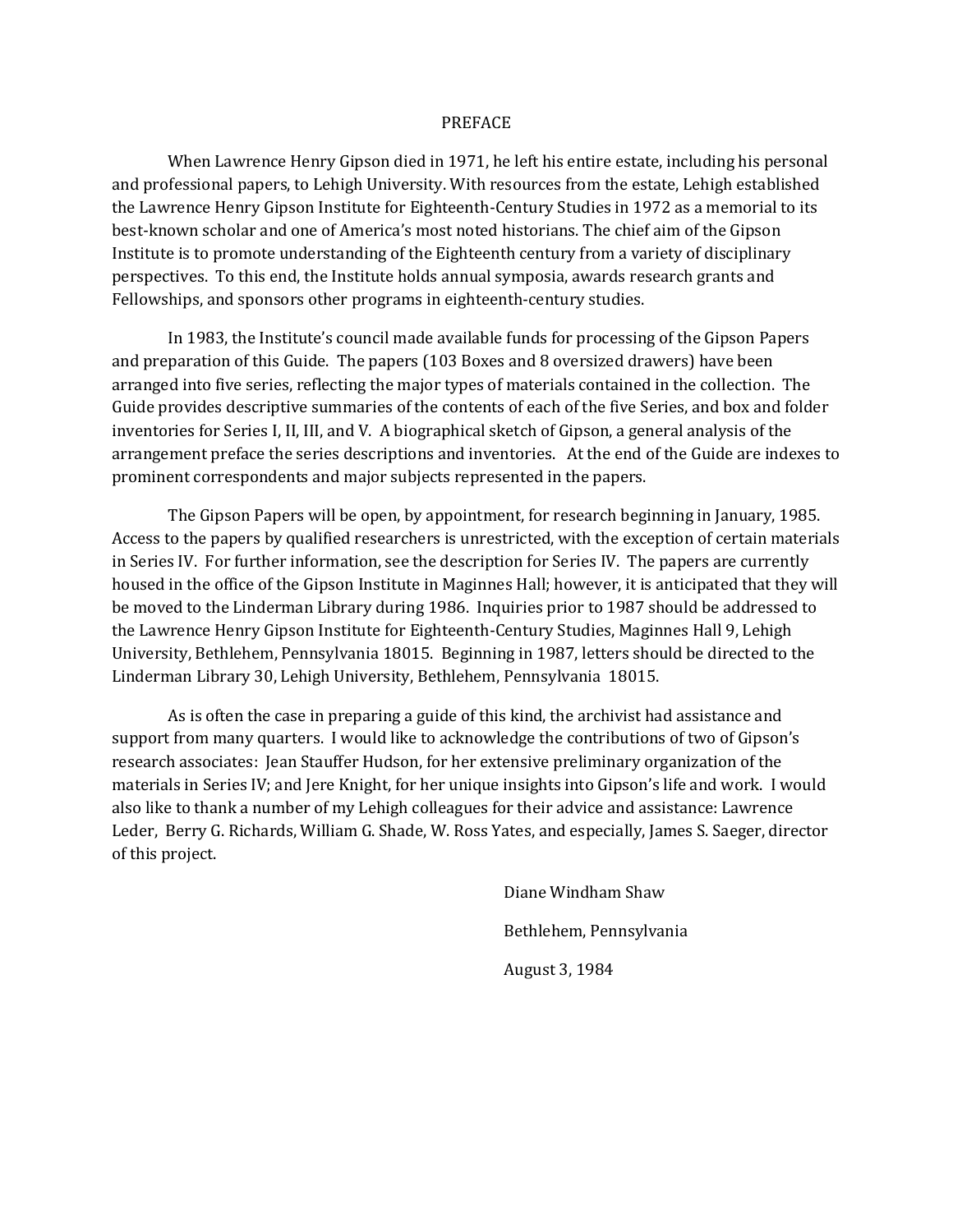# PREFACE

When Lawrence Henry Gipson died in 1971, he left his entire estate, including his personal and professional papers, to Lehigh University. With resources from the estate, Lehigh established the Lawrence Henry Gipson Institute for Eighteenth-Century Studies in 1972 as a memorial to its best-known scholar and one of America's most noted historians. The chief aim of the Gipson Institute is to promote understanding of the Eighteenth century from a variety of disciplinary perspectives. To this end, the Institute holds annual symposia, awards research grants and Fellowships, and sponsors other programs in eighteenth-century studies.

In 1983, the Institute's council made available funds for processing of the Gipson Papers and preparation of this Guide. The papers (103 Boxes and 8 oversized drawers) have been arranged into five series, reflecting the major types of materials contained in the collection. The Guide provides descriptive summaries of the contents of each of the five Series, and box and folder inventories for Series I, II, III, and V. A biographical sketch of Gipson, a general analysis of the arrangement preface the series descriptions and inventories. At the end of the Guide are indexes to prominent correspondents and major subjects represented in the papers.

The Gipson Papers will be open, by appointment, for research beginning in January, 1985. Access to the papers by qualified researchers is unrestricted, with the exception of certain materials in Series IV. For further information, see the description for Series IV. The papers are currently housed in the office of the Gipson Institute in Maginnes Hall; however, it is anticipated that they will be moved to the Linderman Library during 1986. Inquiries prior to 1987 should be addressed to the Lawrence Henry Gipson Institute for Eighteenth-Century Studies, Maginnes Hall 9, Lehigh University, Bethlehem, Pennsylvania 18015. Beginning in 1987, letters should be directed to the Linderman Library 30, Lehigh University, Bethlehem, Pennsylvania 18015.

As is often the case in preparing a guide of this kind, the archivist had assistance and support from many quarters. I would like to acknowledge the contributions of two of Gipson's research associates: Jean Stauffer Hudson, for her extensive preliminary organization of the materials in Series IV; and Jere Knight, for her unique insights into Gipson's life and work. I would also like to thank a number of my Lehigh colleagues for their advice and assistance: Lawrence Leder, Berry G. Richards, William G. Shade, W. Ross Yates, and especially, James S. Saeger, director of this project.

Diane Windham Shaw

Bethlehem, Pennsylvania

August 3, 1984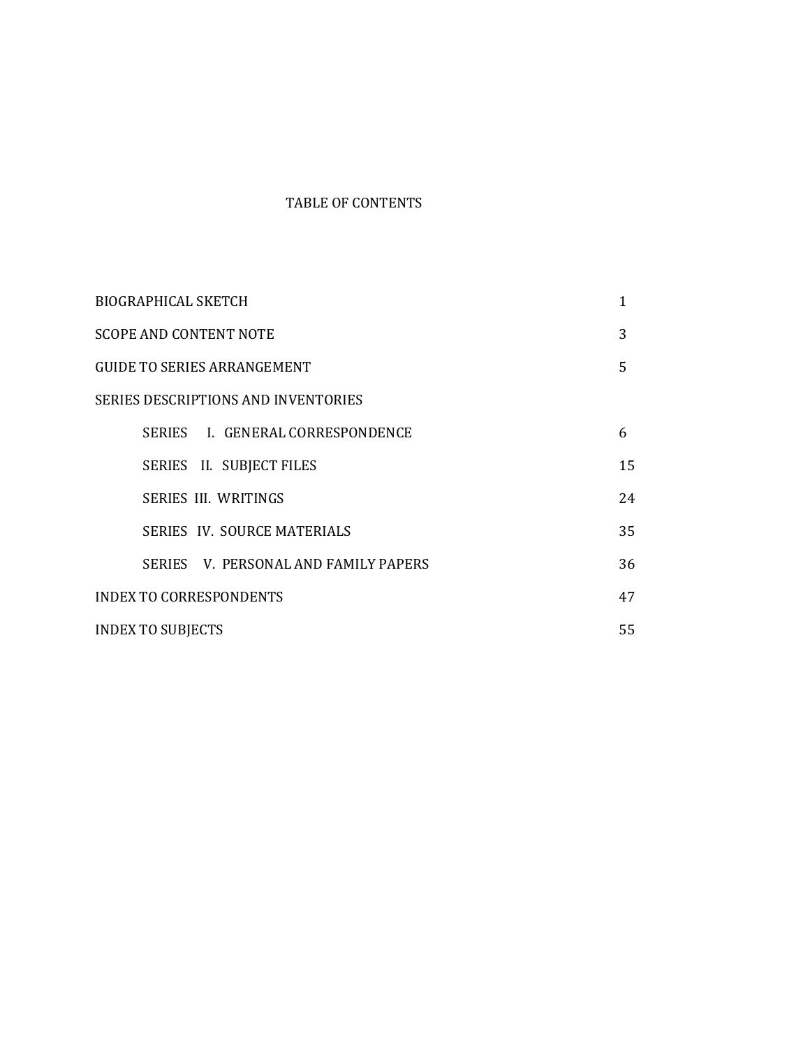# TABLE OF CONTENTS

| | |
|---|---|
| BIOGRAPHICAL SKETCH | 1 |
| SCOPE AND CONTENT NOTE | 3 |
| GUIDE TO SERIES ARRANGEMENT | 5 |
| SERIES DESCRIPTIONS AND INVENTORIES | |
| SERIES I. GENERAL CORRESPONDENCE | 6 |
| SERIES II. SUBJECT FILES | 15 |
| SERIES III. WRITINGS | 24 |
| SERIES IV. SOURCE MATERIALS | 35 |
| SERIES V. PERSONAL AND FAMILY PAPERS | 36 |
| INDEX TO CORRESPONDENTS | 47 |
| INDEX TO SUBJECTS | 55 |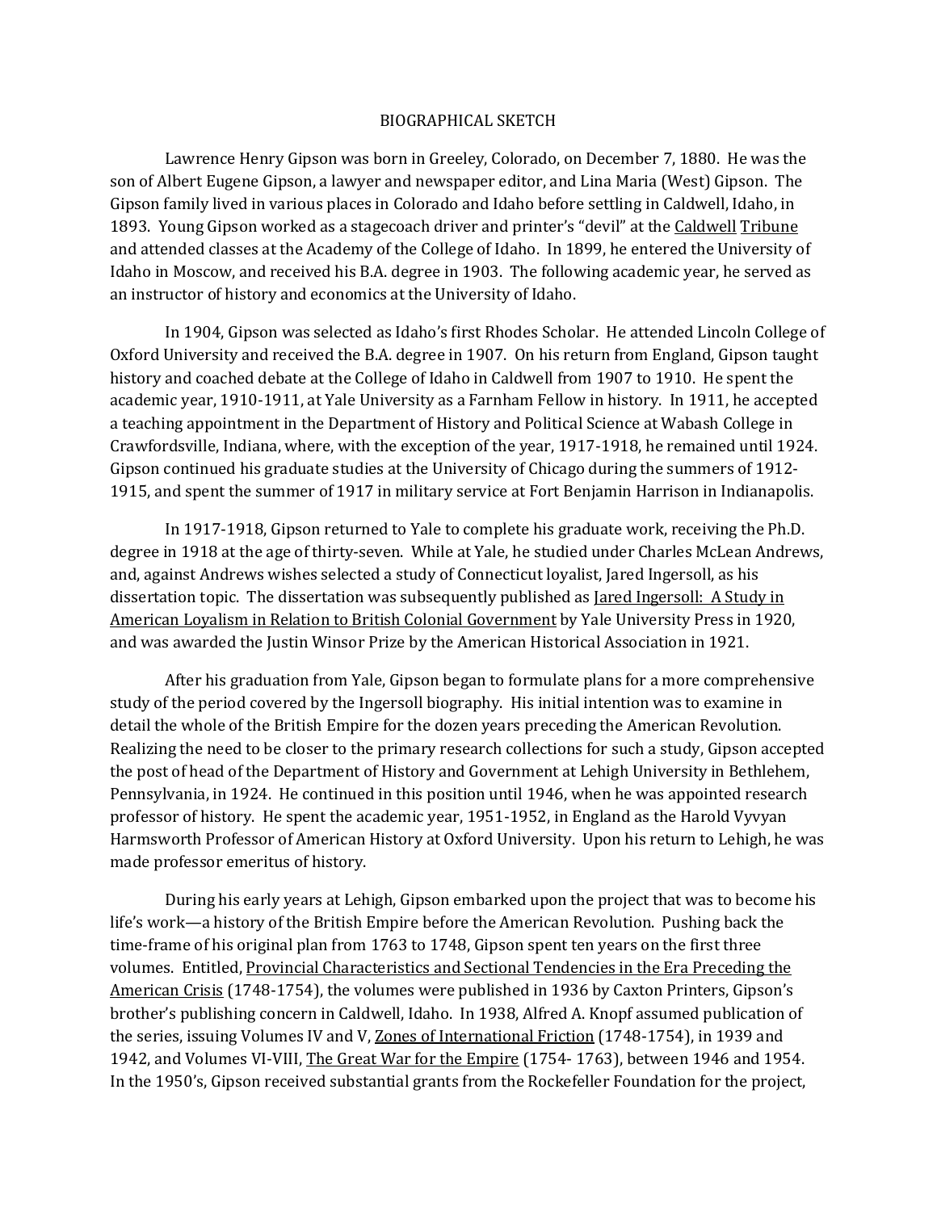# BIOGRAPHICAL SKETCH

Lawrence Henry Gipson was born in Greeley, Colorado, on December 7, 1880. He was the son of Albert Eugene Gipson, a lawyer and newspaper editor, and Lina Maria (West) Gipson. The Gipson family lived in various places in Colorado and Idaho before settling in Caldwell, Idaho, in 1893. Young Gipson worked as a stagecoach driver and printer's "devil" at the Caldwell Tribune and attended classes at the Academy of the College of Idaho. In 1899, he entered the University of Idaho in Moscow, and received his B.A. degree in 1903. The following academic year, he served as an instructor of history and economics at the University of Idaho.

In 1904, Gipson was selected as Idaho's first Rhodes Scholar. He attended Lincoln College of Oxford University and received the B.A. degree in 1907. On his return from England, Gipson taught history and coached debate at the College of Idaho in Caldwell from 1907 to 1910. He spent the academic year, 1910-1911, at Yale University as a Farnham Fellow in history. In 1911, he accepted a teaching appointment in the Department of History and Political Science at Wabash College in Crawfordsville, Indiana, where, with the exception of the year, 1917-1918, he remained until 1924. Gipson continued his graduate studies at the University of Chicago during the summers of 1912-1915, and spent the summer of 1917 in military service at Fort Benjamin Harrison in Indianapolis.

In 1917-1918, Gipson returned to Yale to complete his graduate work, receiving the Ph.D. degree in 1918 at the age of thirty-seven. While at Yale, he studied under Charles McLean Andrews, and, against Andrews wishes selected a study of Connecticut loyalist, Jared Ingersoll, as his dissertation topic. The dissertation was subsequently published as Jared Ingersoll: A Study in American Loyalism in Relation to British Colonial Government by Yale University Press in 1920, and was awarded the Justin Winsor Prize by the American Historical Association in 1921.

After his graduation from Yale, Gipson began to formulate plans for a more comprehensive study of the period covered by the Ingersoll biography. His initial intention was to examine in detail the whole of the British Empire for the dozen years preceding the American Revolution. Realizing the need to be closer to the primary research collections for such a study, Gipson accepted the post of head of the Department of History and Government at Lehigh University in Bethlehem, Pennsylvania, in 1924. He continued in this position until 1946, when he was appointed research professor of history. He spent the academic year, 1951-1952, in England as the Harold Vyvyan Harmsworth Professor of American History at Oxford University. Upon his return to Lehigh, he was made professor emeritus of history.

During his early years at Lehigh, Gipson embarked upon the project that was to become his life's work—a history of the British Empire before the American Revolution. Pushing back the time-frame of his original plan from 1763 to 1748, Gipson spent ten years on the first three volumes. Entitled, Provincial Characteristics and Sectional Tendencies in the Era Preceding the American Crisis (1748-1754), the volumes were published in 1936 by Caxton Printers, Gipson's brother's publishing concern in Caldwell, Idaho. In 1938, Alfred A. Knopf assumed publication of the series, issuing Volumes IV and V, Zones of International Friction (1748-1754), in 1939 and 1942, and Volumes VI-VIII, The Great War for the Empire (1754- 1763), between 1946 and 1954. In the 1950's, Gipson received substantial grants from the Rockefeller Foundation for the project,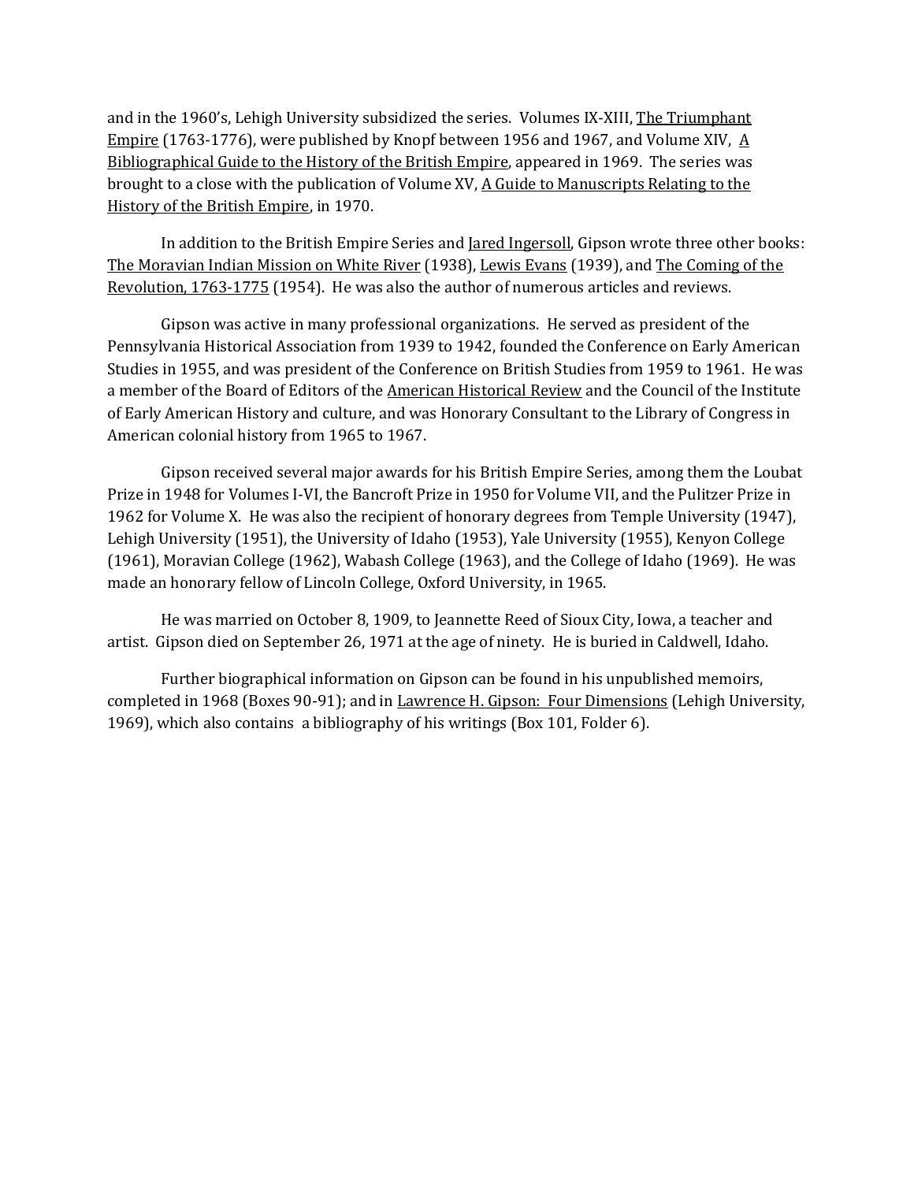and in the 1960's, Lehigh University subsidized the series. Volumes IX-XIII, The Triumphant Empire (1763-1776), were published by Knopf between 1956 and 1967, and Volume XIV, A Bibliographical Guide to the History of the British Empire, appeared in 1969. The series was brought to a close with the publication of Volume XV, A Guide to Manuscripts Relating to the History of the British Empire, in 1970.

In addition to the British Empire Series and Jared Ingersoll, Gipson wrote three other books: The Moravian Indian Mission on White River (1938), Lewis Evans (1939), and The Coming of the Revolution, 1763-1775 (1954). He was also the author of numerous articles and reviews.

Gipson was active in many professional organizations. He served as president of the Pennsylvania Historical Association from 1939 to 1942, founded the Conference on Early American Studies in 1955, and was president of the Conference on British Studies from 1959 to 1961. He was a member of the Board of Editors of the American Historical Review and the Council of the Institute of Early American History and culture, and was Honorary Consultant to the Library of Congress in American colonial history from 1965 to 1967.

Gipson received several major awards for his British Empire Series, among them the Loubat Prize in 1948 for Volumes I-VI, the Bancroft Prize in 1950 for Volume VII, and the Pulitzer Prize in 1962 for Volume X. He was also the recipient of honorary degrees from Temple University (1947), Lehigh University (1951), the University of Idaho (1953), Yale University (1955), Kenyon College (1961), Moravian College (1962), Wabash College (1963), and the College of Idaho (1969). He was made an honorary fellow of Lincoln College, Oxford University, in 1965.

He was married on October 8, 1909, to Jeannette Reed of Sioux City, Iowa, a teacher and artist. Gipson died on September 26, 1971 at the age of ninety. He is buried in Caldwell, Idaho.

Further biographical information on Gipson can be found in his unpublished memoirs, completed in 1968 (Boxes 90-91); and in Lawrence H. Gipson: Four Dimensions (Lehigh University, 1969), which also contains a bibliography of his writings (Box 101, Folder 6).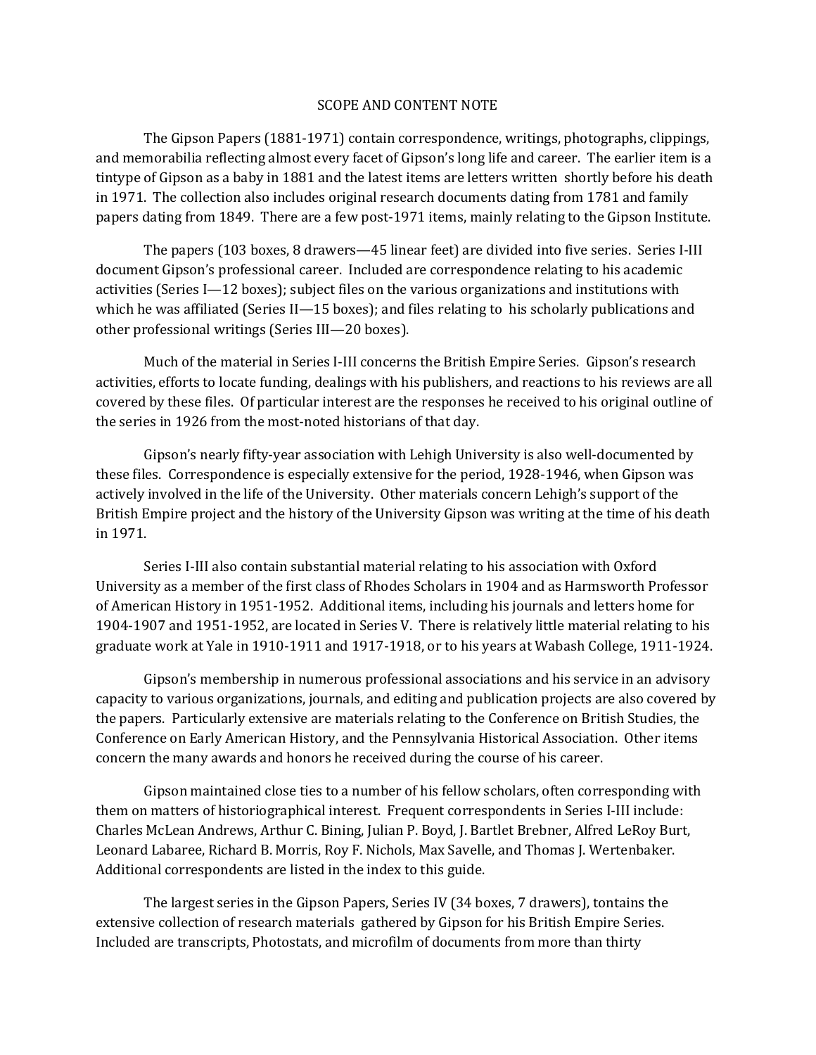## SCOPE AND CONTENT NOTE

The Gipson Papers (1881-1971) contain correspondence, writings, photographs, clippings, and memorabilia reflecting almost every facet of Gipson's long life and career. The earlier item is a tintype of Gipson as a baby in 1881 and the latest items are letters written shortly before his death in 1971. The collection also includes original research documents dating from 1781 and family papers dating from 1849. There are a few post-1971 items, mainly relating to the Gipson Institute.

The papers (103 boxes, 8 drawers—45 linear feet) are divided into five series. Series I-III document Gipson's professional career. Included are correspondence relating to his academic activities (Series I—12 boxes); subject files on the various organizations and institutions with which he was affiliated (Series II—15 boxes); and files relating to his scholarly publications and other professional writings (Series III—20 boxes).

Much of the material in Series I-III concerns the British Empire Series. Gipson's research activities, efforts to locate funding, dealings with his publishers, and reactions to his reviews are all covered by these files. Of particular interest are the responses he received to his original outline of the series in 1926 from the most-noted historians of that day.

Gipson's nearly fifty-year association with Lehigh University is also well-documented by these files. Correspondence is especially extensive for the period, 1928-1946, when Gipson was actively involved in the life of the University. Other materials concern Lehigh's support of the British Empire project and the history of the University Gipson was writing at the time of his death in 1971.

Series I-III also contain substantial material relating to his association with Oxford University as a member of the first class of Rhodes Scholars in 1904 and as Harmsworth Professor of American History in 1951-1952. Additional items, including his journals and letters home for 1904-1907 and 1951-1952, are located in Series V. There is relatively little material relating to his graduate work at Yale in 1910-1911 and 1917-1918, or to his years at Wabash College, 1911-1924.

Gipson's membership in numerous professional associations and his service in an advisory capacity to various organizations, journals, and editing and publication projects are also covered by the papers. Particularly extensive are materials relating to the Conference on British Studies, the Conference on Early American History, and the Pennsylvania Historical Association. Other items concern the many awards and honors he received during the course of his career.

Gipson maintained close ties to a number of his fellow scholars, often corresponding with them on matters of historiographical interest. Frequent correspondents in Series I-III include: Charles McLean Andrews, Arthur C. Bining, Julian P. Boyd, J. Bartlet Brebner, Alfred LeRoy Burt, Leonard Labaree, Richard B. Morris, Roy F. Nichols, Max Savelle, and Thomas J. Wertenbaker. Additional correspondents are listed in the index to this guide.

The largest series in the Gipson Papers, Series IV (34 boxes, 7 drawers), tontains the extensive collection of research materials gathered by Gipson for his British Empire Series. Included are transcripts, Photostats, and microfilm of documents from more than thirty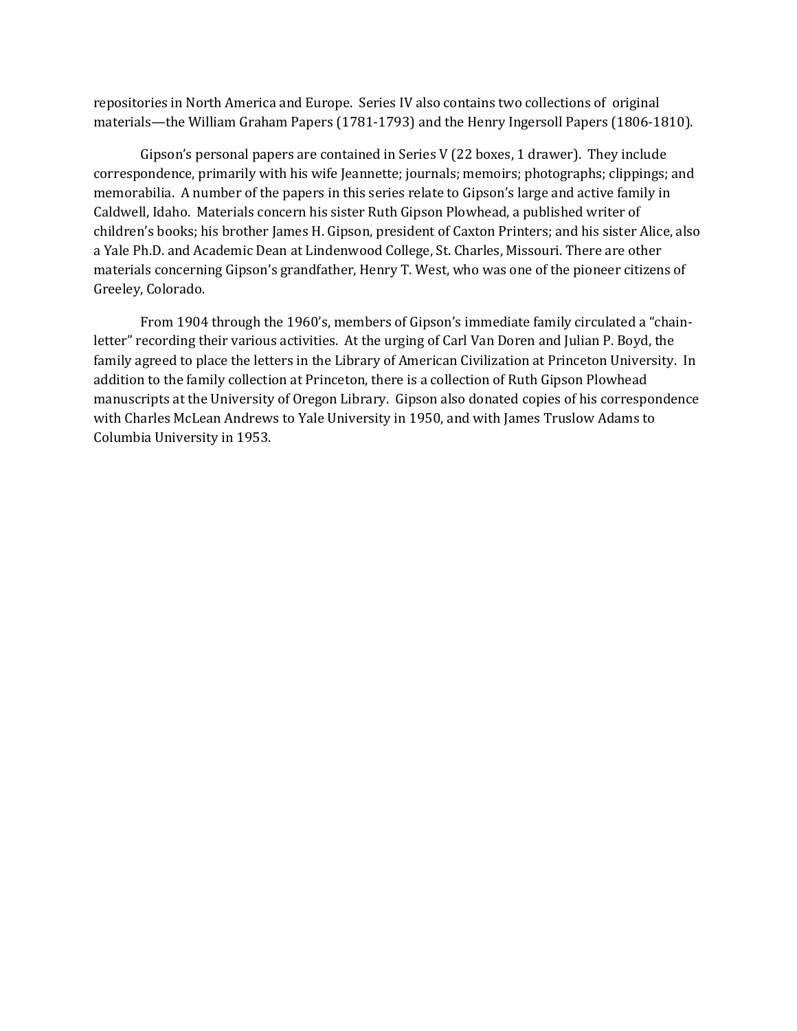repositories in North America and Europe. Series IV also contains two collections of original materials—the William Graham Papers (1781-1793) and the Henry Ingersoll Papers (1806-1810).

Gipson's personal papers are contained in Series V (22 boxes, 1 drawer). They include correspondence, primarily with his wife Jeannette; journals; memoirs; photographs; clippings; and memorabilia. A number of the papers in this series relate to Gipson's large and active family in Caldwell, Idaho. Materials concern his sister Ruth Gipson Plowhead, a published writer of children's books; his brother James H. Gipson, president of Caxton Printers; and his sister Alice, also a Yale Ph.D. and Academic Dean at Lindenwood College, St. Charles, Missouri. There are other materials concerning Gipson's grandfather, Henry T. West, who was one of the pioneer citizens of Greeley, Colorado.

From 1904 through the 1960's, members of Gipson's immediate family circulated a "chain-letter" recording their various activities. At the urging of Carl Van Doren and Julian P. Boyd, the family agreed to place the letters in the Library of American Civilization at Princeton University. In addition to the family collection at Princeton, there is a collection of Ruth Gipson Plowhead manuscripts at the University of Oregon Library. Gipson also donated copies of his correspondence with Charles McLean Andrews to Yale University in 1950, and with James Truslow Adams to Columbia University in 1953.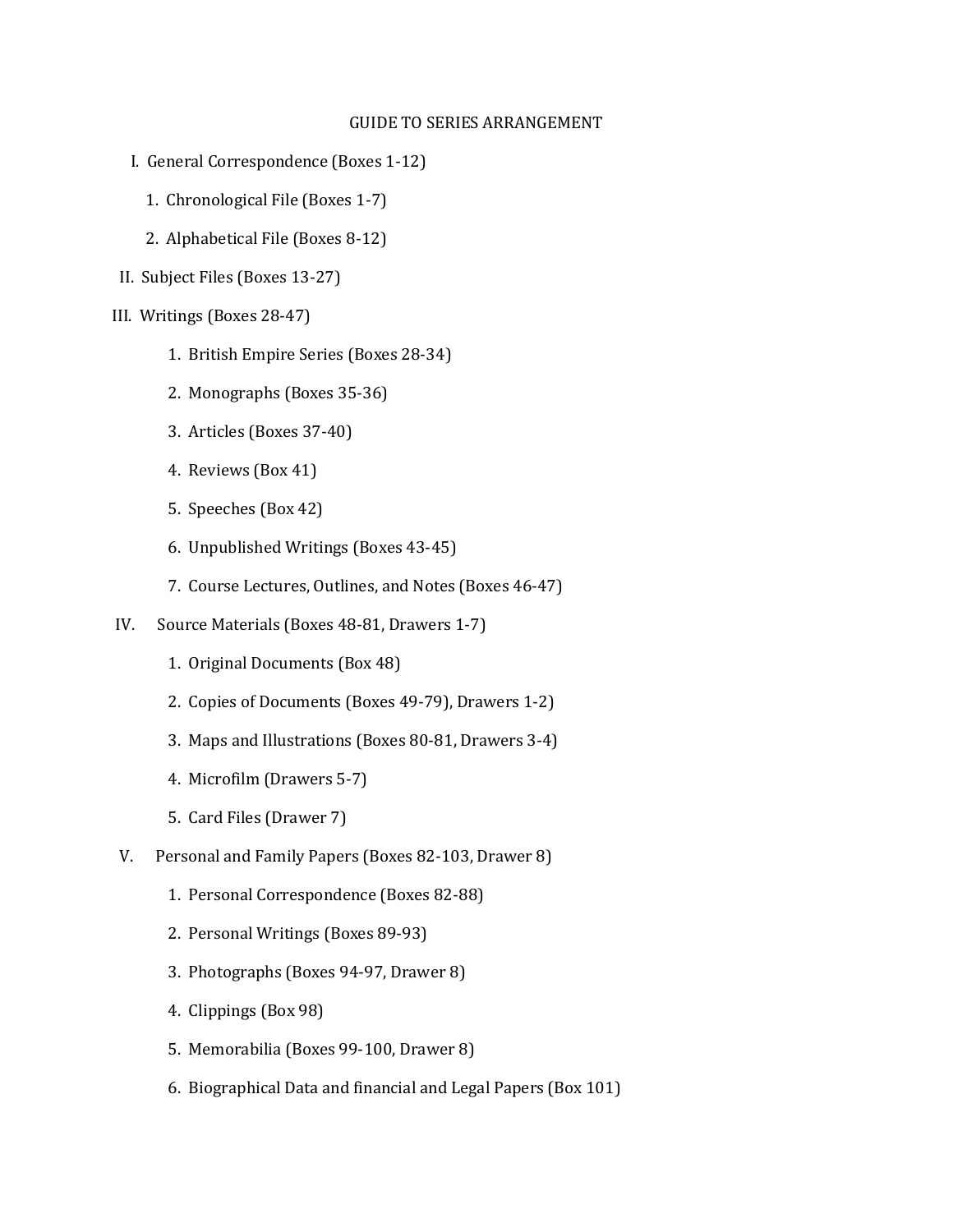# GUIDE TO SERIES ARRANGEMENT

I. General Correspondence (Boxes 1-12)

1. Chronological File (Boxes 1-7)
2. Alphabetical File (Boxes 8-12)

II. Subject Files (Boxes 13-27)

III. Writings (Boxes 28-47)

1. British Empire Series (Boxes 28-34)
2. Monographs (Boxes 35-36)
3. Articles (Boxes 37-40)
4. Reviews (Box 41)
5. Speeches (Box 42)
6. Unpublished Writings (Boxes 43-45)
7. Course Lectures, Outlines, and Notes (Boxes 46-47)

IV. Source Materials (Boxes 48-81, Drawers 1-7)

1. Original Documents (Box 48)
2. Copies of Documents (Boxes 49-79), Drawers 1-2)
3. Maps and Illustrations (Boxes 80-81, Drawers 3-4)
4. Microfilm (Drawers 5-7)
5. Card Files (Drawer 7)

V. Personal and Family Papers (Boxes 82-103, Drawer 8)

1. Personal Correspondence (Boxes 82-88)
2. Personal Writings (Boxes 89-93)
3. Photographs (Boxes 94-97, Drawer 8)
4. Clippings (Box 98)
5. Memorabilia (Boxes 99-100, Drawer 8)
6. Biographical Data and financial and Legal Papers (Box 101)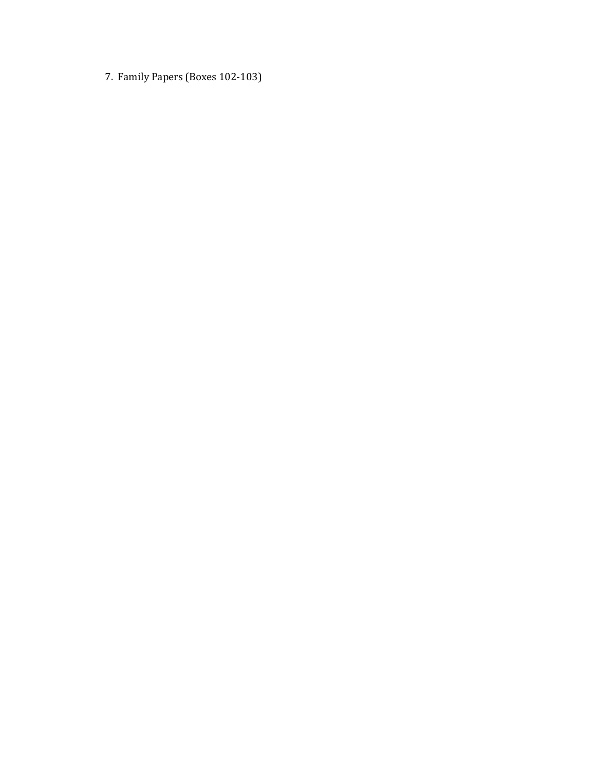7. Family Papers (Boxes 102-103)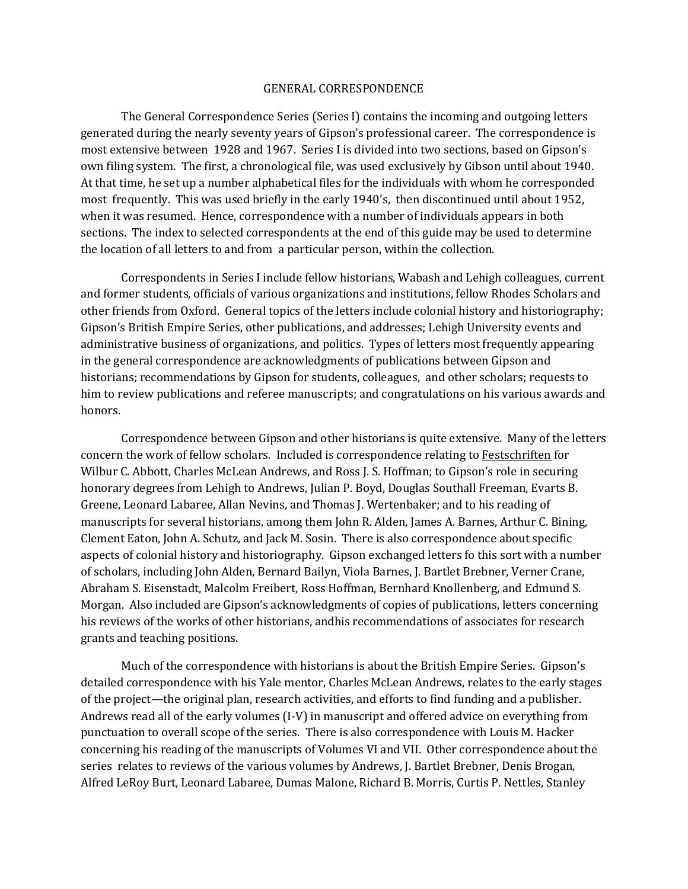# GENERAL CORRESPONDENCE

The General Correspondence Series (Series I) contains the incoming and outgoing letters generated during the nearly seventy years of Gipson's professional career. The correspondence is most extensive between 1928 and 1967. Series I is divided into two sections, based on Gipson's own filing system. The first, a chronological file, was used exclusively by Gibson until about 1940. At that time, he set up a number alphabetical files for the individuals with whom he corresponded most frequently. This was used briefly in the early 1940's, then discontinued until about 1952, when it was resumed. Hence, correspondence with a number of individuals appears in both sections. The index to selected correspondents at the end of this guide may be used to determine the location of all letters to and from a particular person, within the collection.

Correspondents in Series I include fellow historians, Wabash and Lehigh colleagues, current and former students, officials of various organizations and institutions, fellow Rhodes Scholars and other friends from Oxford. General topics of the letters include colonial history and historiography; Gipson's British Empire Series, other publications, and addresses; Lehigh University events and administrative business of organizations, and politics. Types of letters most frequently appearing in the general correspondence are acknowledgments of publications between Gipson and historians; recommendations by Gipson for students, colleagues, and other scholars; requests to him to review publications and referee manuscripts; and congratulations on his various awards and honors.

Correspondence between Gipson and other historians is quite extensive. Many of the letters concern the work of fellow scholars. Included is correspondence relating to Festschriften for Wilbur C. Abbott, Charles McLean Andrews, and Ross J. S. Hoffman; to Gipson's role in securing honorary degrees from Lehigh to Andrews, Julian P. Boyd, Douglas Southall Freeman, Evarts B. Greene, Leonard Labaree, Allan Nevins, and Thomas J. Wertenbaker; and to his reading of manuscripts for several historians, among them John R. Alden, James A. Barnes, Arthur C. Bining, Clement Eaton, John A. Schutz, and Jack M. Sosin. There is also correspondence about specific aspects of colonial history and historiography. Gipson exchanged letters fo this sort with a number of scholars, including John Alden, Bernard Bailyn, Viola Barnes, J. Bartlet Brebner, Verner Crane, Abraham S. Eisenstadt, Malcolm Freibert, Ross Hoffman, Bernhard Knollenberg, and Edmund S. Morgan. Also included are Gipson's acknowledgments of copies of publications, letters concerning his reviews of the works of other historians, andhis recommendations of associates for research grants and teaching positions.

Much of the correspondence with historians is about the British Empire Series. Gipson's detailed correspondence with his Yale mentor, Charles McLean Andrews, relates to the early stages of the project—the original plan, research activities, and efforts to find funding and a publisher. Andrews read all of the early volumes (I-V) in manuscript and offered advice on everything from punctuation to overall scope of the series. There is also correspondence with Louis M. Hacker concerning his reading of the manuscripts of Volumes VI and VII. Other correspondence about the series relates to reviews of the various volumes by Andrews, J. Bartlet Brebner, Denis Brogan, Alfred LeRoy Burt, Leonard Labaree, Dumas Malone, Richard B. Morris, Curtis P. Nettles, Stanley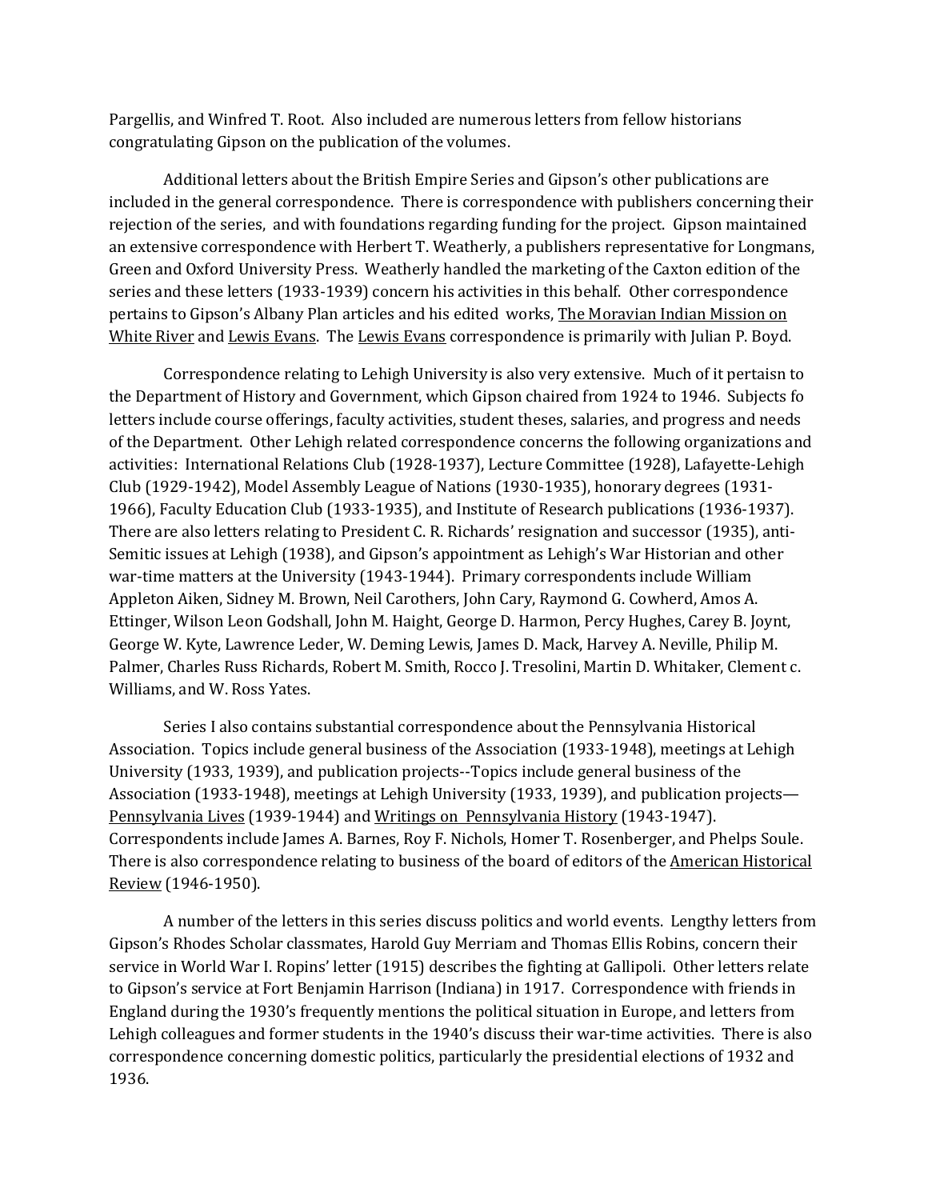Pargellis, and Winfred T. Root. Also included are numerous letters from fellow historians congratulating Gipson on the publication of the volumes.

Additional letters about the British Empire Series and Gipson's other publications are included in the general correspondence. There is correspondence with publishers concerning their rejection of the series, and with foundations regarding funding for the project. Gipson maintained an extensive correspondence with Herbert T. Weatherly, a publishers representative for Longmans, Green and Oxford University Press. Weatherly handled the marketing of the Caxton edition of the series and these letters (1933-1939) concern his activities in this behalf. Other correspondence pertains to Gipson's Albany Plan articles and his edited works, The Moravian Indian Mission on White River and Lewis Evans. The Lewis Evans correspondence is primarily with Julian P. Boyd.

Correspondence relating to Lehigh University is also very extensive. Much of it pertaisn to the Department of History and Government, which Gipson chaired from 1924 to 1946. Subjects fo letters include course offerings, faculty activities, student theses, salaries, and progress and needs of the Department. Other Lehigh related correspondence concerns the following organizations and activities: International Relations Club (1928-1937), Lecture Committee (1928), Lafayette-Lehigh Club (1929-1942), Model Assembly League of Nations (1930-1935), honorary degrees (1931-1966), Faculty Education Club (1933-1935), and Institute of Research publications (1936-1937). There are also letters relating to President C. R. Richards' resignation and successor (1935), anti-Semitic issues at Lehigh (1938), and Gipson's appointment as Lehigh's War Historian and other war-time matters at the University (1943-1944). Primary correspondents include William Appleton Aiken, Sidney M. Brown, Neil Carothers, John Cary, Raymond G. Cowherd, Amos A. Ettinger, Wilson Leon Godshall, John M. Haight, George D. Harmon, Percy Hughes, Carey B. Joynt, George W. Kyte, Lawrence Leder, W. Deming Lewis, James D. Mack, Harvey A. Neville, Philip M. Palmer, Charles Russ Richards, Robert M. Smith, Rocco J. Tresolini, Martin D. Whitaker, Clement c. Williams, and W. Ross Yates.

Series I also contains substantial correspondence about the Pennsylvania Historical Association. Topics include general business of the Association (1933-1948), meetings at Lehigh University (1933, 1939), and publication projects--Topics include general business of the Association (1933-1948), meetings at Lehigh University (1933, 1939), and publication projects— Pennsylvania Lives (1939-1944) and Writings on Pennsylvania History (1943-1947). Correspondents include James A. Barnes, Roy F. Nichols, Homer T. Rosenberger, and Phelps Soule. There is also correspondence relating to business of the board of editors of the American Historical Review (1946-1950).

A number of the letters in this series discuss politics and world events. Lengthy letters from Gipson's Rhodes Scholar classmates, Harold Guy Merriam and Thomas Ellis Robins, concern their service in World War I. Ropins' letter (1915) describes the fighting at Gallipoli. Other letters relate to Gipson's service at Fort Benjamin Harrison (Indiana) in 1917. Correspondence with friends in England during the 1930's frequently mentions the political situation in Europe, and letters from Lehigh colleagues and former students in the 1940's discuss their war-time activities. There is also correspondence concerning domestic politics, particularly the presidential elections of 1932 and 1936.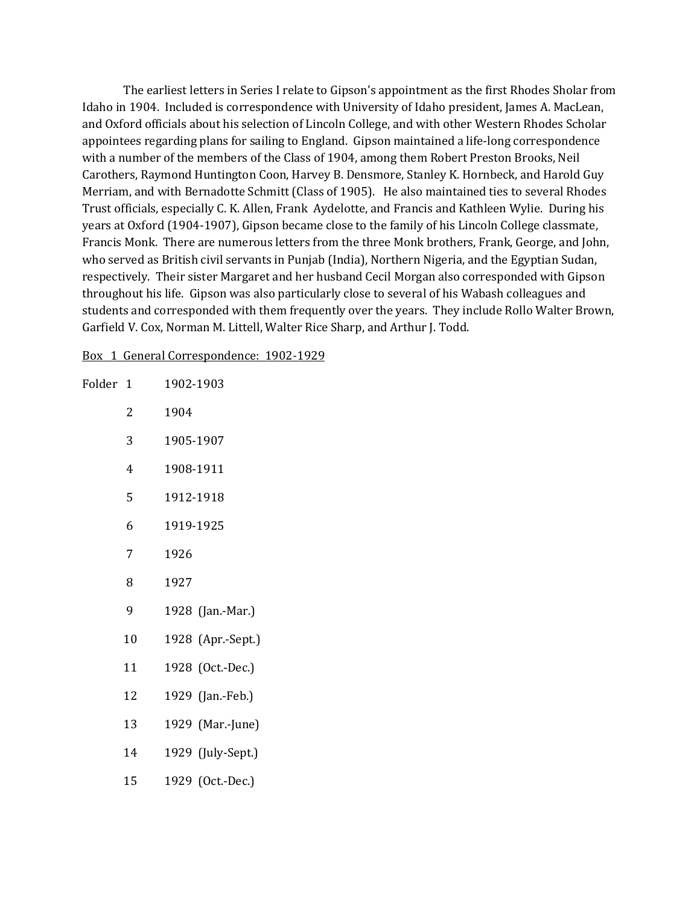The earliest letters in Series I relate to Gipson's appointment as the first Rhodes Sholar from Idaho in 1904. Included is correspondence with University of Idaho president, James A. MacLean, and Oxford officials about his selection of Lincoln College, and with other Western Rhodes Scholar appointees regarding plans for sailing to England. Gipson maintained a life-long correspondence with a number of the members of the Class of 1904, among them Robert Preston Brooks, Neil Carothers, Raymond Huntington Coon, Harvey B. Densmore, Stanley K. Hornbeck, and Harold Guy Merriam, and with Bernadotte Schmitt (Class of 1905). He also maintained ties to several Rhodes Trust officials, especially C. K. Allen, Frank Aydelotte, and Francis and Kathleen Wylie. During his years at Oxford (1904-1907), Gipson became close to the family of his Lincoln College classmate, Francis Monk. There are numerous letters from the three Monk brothers, Frank, George, and John, who served as British civil servants in Punjab (India), Northern Nigeria, and the Egyptian Sudan, respectively. Their sister Margaret and her husband Cecil Morgan also corresponded with Gipson throughout his life. Gipson was also particularly close to several of his Wabash colleagues and students and corresponded with them frequently over the years. They include Rollo Walter Brown, Garfield V. Cox, Norman M. Littell, Walter Rice Sharp, and Arthur J. Todd.

<u>Box 1 General Correspondence: 1902-1929</u>

| Folder | |
|---|---|
| 1 | 1902-1903 |
| 2 | 1904 |
| 3 | 1905-1907 |
| 4 | 1908-1911 |
| 5 | 1912-1918 |
| 6 | 1919-1925 |
| 7 | 1926 |
| 8 | 1927 |
| 9 | 1928 (Jan.-Mar.) |
| 10 | 1928 (Apr.-Sept.) |
| 11 | 1928 (Oct.-Dec.) |
| 12 | 1929 (Jan.-Feb.) |
| 13 | 1929 (Mar.-June) |
| 14 | 1929 (July-Sept.) |
| 15 | 1929 (Oct.-Dec.) |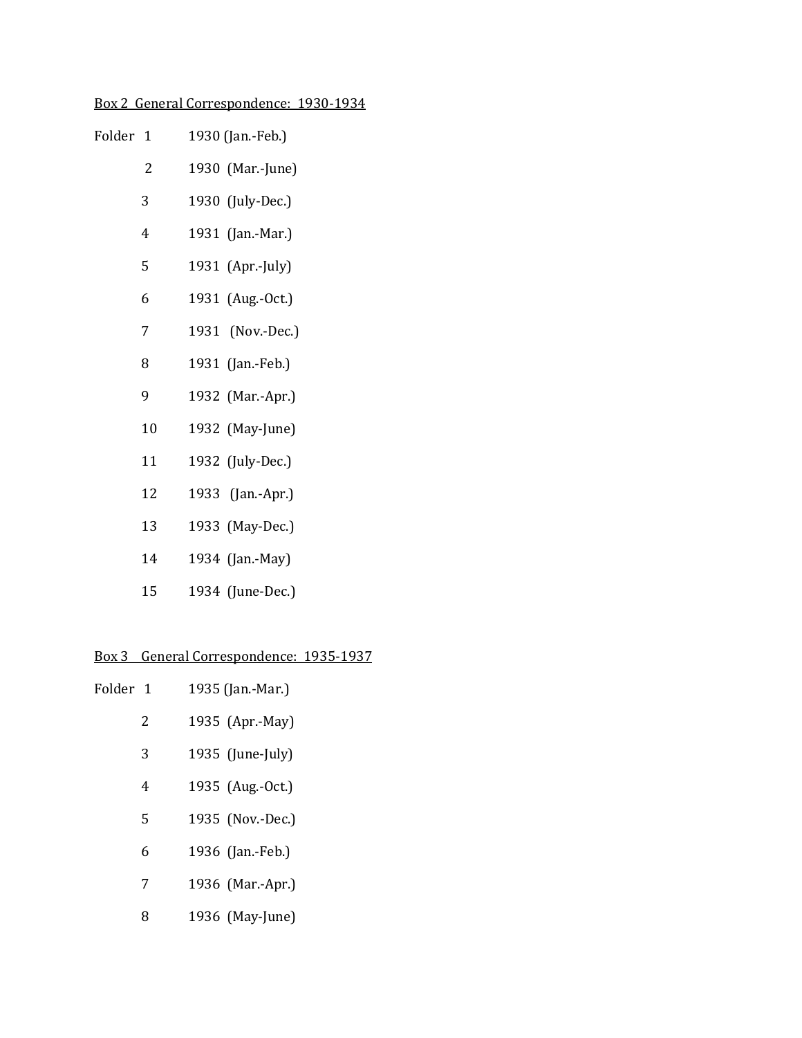Box 2 General Correspondence: 1930-1934

| Folder | |
|---|---|
| 1 | 1930 (Jan.-Feb.) |
| 2 | 1930 (Mar.-June) |
| 3 | 1930 (July-Dec.) |
| 4 | 1931 (Jan.-Mar.) |
| 5 | 1931 (Apr.-July) |
| 6 | 1931 (Aug.-Oct.) |
| 7 | 1931 (Nov.-Dec.) |
| 8 | 1931 (Jan.-Feb.) |
| 9 | 1932 (Mar.-Apr.) |
| 10 | 1932 (May-June) |
| 11 | 1932 (July-Dec.) |
| 12 | 1933 (Jan.-Apr.) |
| 13 | 1933 (May-Dec.) |
| 14 | 1934 (Jan.-May) |
| 15 | 1934 (June-Dec.) |

Box 3 General Correspondence: 1935-1937

| Folder | |
|---|---|
| 1 | 1935 (Jan.-Mar.) |
| 2 | 1935 (Apr.-May) |
| 3 | 1935 (June-July) |
| 4 | 1935 (Aug.-Oct.) |
| 5 | 1935 (Nov.-Dec.) |
| 6 | 1936 (Jan.-Feb.) |
| 7 | 1936 (Mar.-Apr.) |
| 8 | 1936 (May-June) |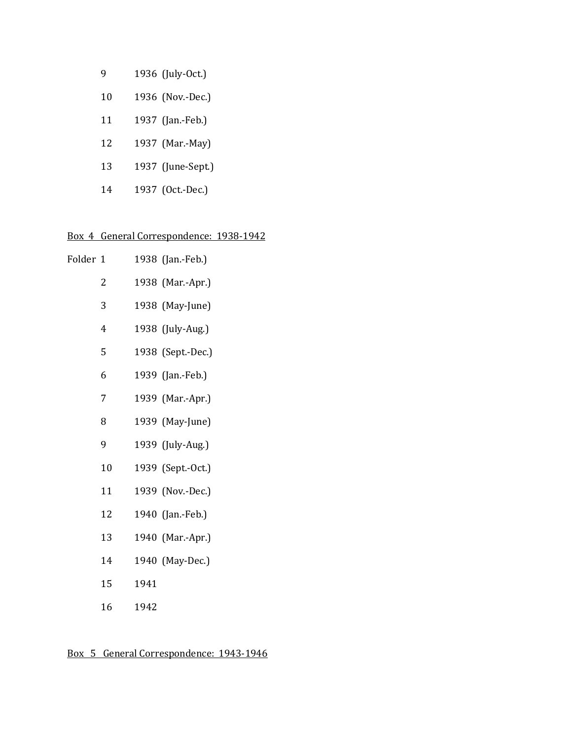| | | |
|---|---|---|
| | 9 | 1936 (July-Oct.) |
| | 10 | 1936 (Nov.-Dec.) |
| | 11 | 1937 (Jan.-Feb.) |
| | 12 | 1937 (Mar.-May) |
| | 13 | 1937 (June-Sept.) |
| | 14 | 1937 (Oct.-Dec.) |

Box 4 General Correspondence: 1938-1942

| | | |
|---|---|---|
| Folder | 1 | 1938 (Jan.-Feb.) |
| | 2 | 1938 (Mar.-Apr.) |
| | 3 | 1938 (May-June) |
| | 4 | 1938 (July-Aug.) |
| | 5 | 1938 (Sept.-Dec.) |
| | 6 | 1939 (Jan.-Feb.) |
| | 7 | 1939 (Mar.-Apr.) |
| | 8 | 1939 (May-June) |
| | 9 | 1939 (July-Aug.) |
| | 10 | 1939 (Sept.-Oct.) |
| | 11 | 1939 (Nov.-Dec.) |
| | 12 | 1940 (Jan.-Feb.) |
| | 13 | 1940 (Mar.-Apr.) |
| | 14 | 1940 (May-Dec.) |
| | 15 | 1941 |
| | 16 | 1942 |

Box 5 General Correspondence: 1943-1946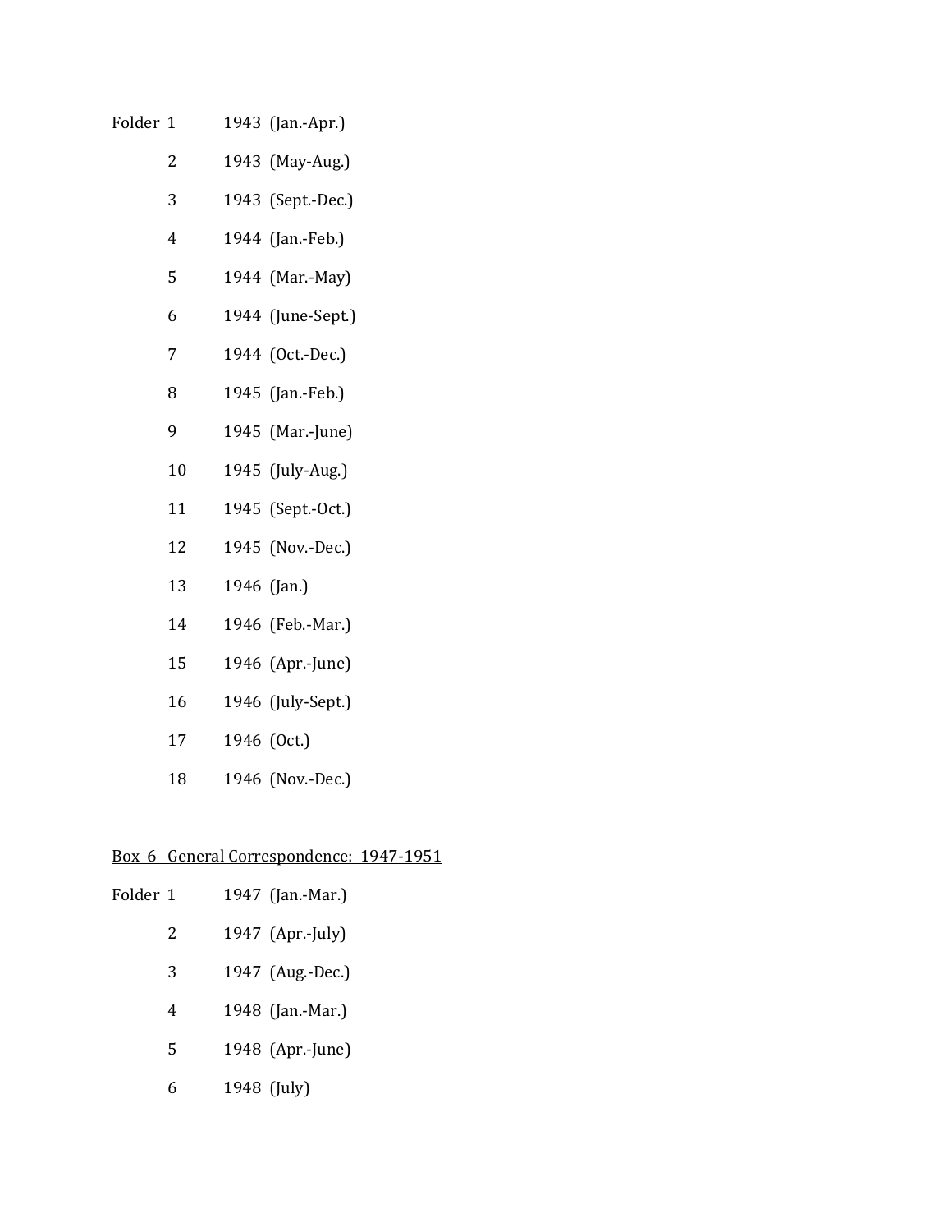Folder 1 1943 (Jan.-Apr.)

2 1943 (May-Aug.)

3 1943 (Sept.-Dec.)

4 1944 (Jan.-Feb.)

5 1944 (Mar.-May)

6 1944 (June-Sept.)

7 1944 (Oct.-Dec.)

8 1945 (Jan.-Feb.)

9 1945 (Mar.-June)

10 1945 (July-Aug.)

11 1945 (Sept.-Oct.)

12 1945 (Nov.-Dec.)

13 1946 (Jan.)

14 1946 (Feb.-Mar.)

15 1946 (Apr.-June)

16 1946 (July-Sept.)

17 1946 (Oct.)

18 1946 (Nov.-Dec.)

Box 6 General Correspondence: 1947-1951

Folder 1 1947 (Jan.-Mar.)

2 1947 (Apr.-July)

3 1947 (Aug.-Dec.)

4 1948 (Jan.-Mar.)

5 1948 (Apr.-June)

6 1948 (July)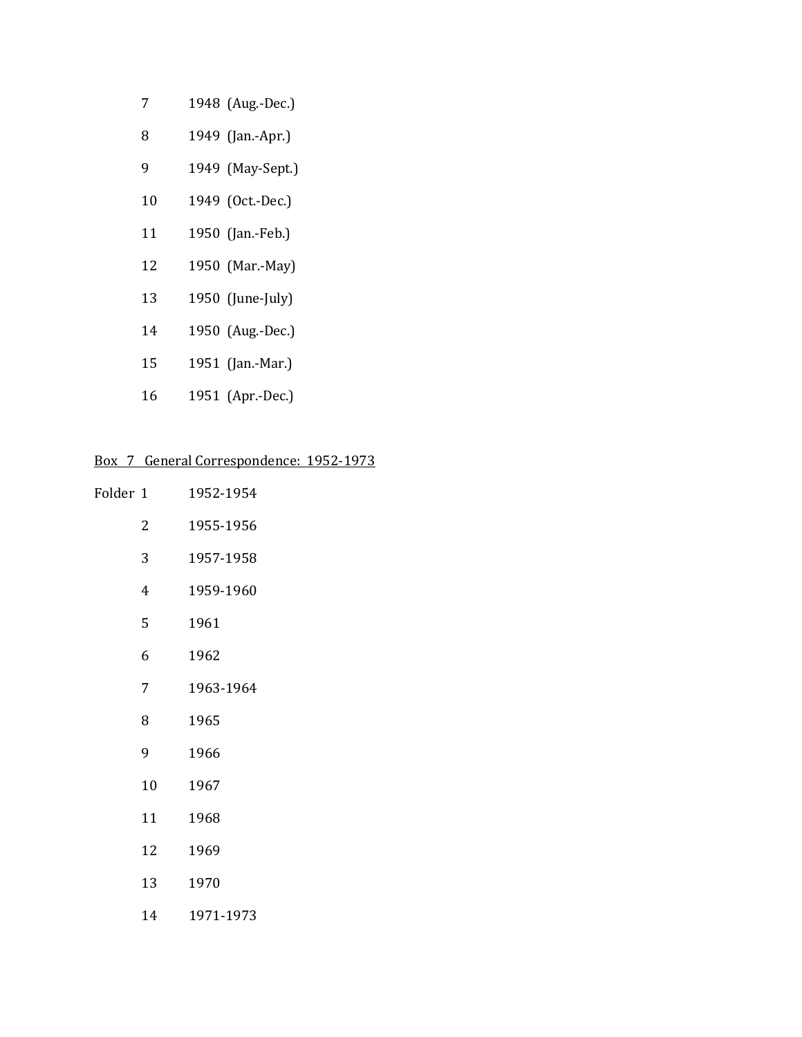7 1948 (Aug.-Dec.)

8 1949 (Jan.-Apr.)

9 1949 (May-Sept.)

10 1949 (Oct.-Dec.)

11 1950 (Jan.-Feb.)

12 1950 (Mar.-May)

13 1950 (June-July)

14 1950 (Aug.-Dec.)

15 1951 (Jan.-Mar.)

16 1951 (Apr.-Dec.)

<u>Box 7 General Correspondence: 1952-1973</u>

Folder 1 1952-1954

2 1955-1956

3 1957-1958

4 1959-1960

5 1961

6 1962

7 1963-1964

8 1965

9 1966

10 1967

11 1968

12 1969

13 1970

14 1971-1973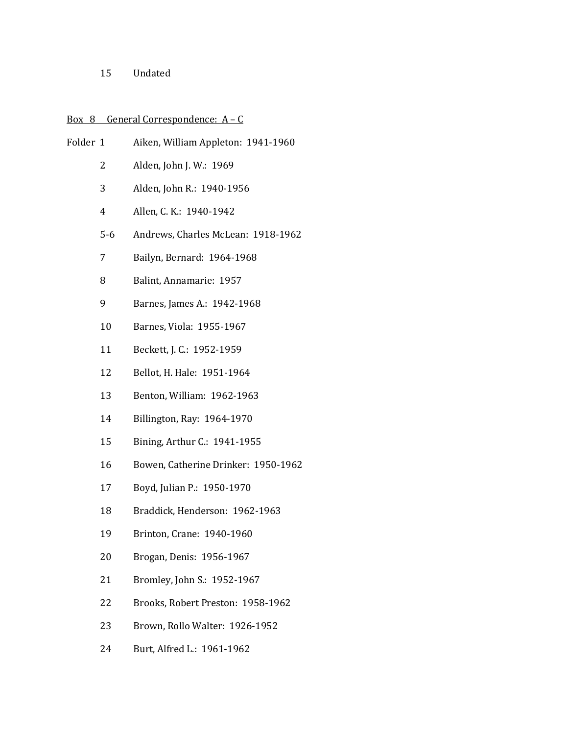15 Undated

Box 8 General Correspondence: A – C

Folder 1 Aiken, William Appleton: 1941-1960

2 Alden, John J. W.: 1969

3 Alden, John R.: 1940-1956

4 Allen, C. K.: 1940-1942

5-6 Andrews, Charles McLean: 1918-1962

7 Bailyn, Bernard: 1964-1968

8 Balint, Annamarie: 1957

9 Barnes, James A.: 1942-1968

10 Barnes, Viola: 1955-1967

11 Beckett, J. C.: 1952-1959

12 Bellot, H. Hale: 1951-1964

13 Benton, William: 1962-1963

14 Billington, Ray: 1964-1970

15 Bining, Arthur C.: 1941-1955

16 Bowen, Catherine Drinker: 1950-1962

17 Boyd, Julian P.: 1950-1970

18 Braddick, Henderson: 1962-1963

19 Brinton, Crane: 1940-1960

20 Brogan, Denis: 1956-1967

21 Bromley, John S.: 1952-1967

22 Brooks, Robert Preston: 1958-1962

23 Brown, Rollo Walter: 1926-1952

24 Burt, Alfred L.: 1961-1962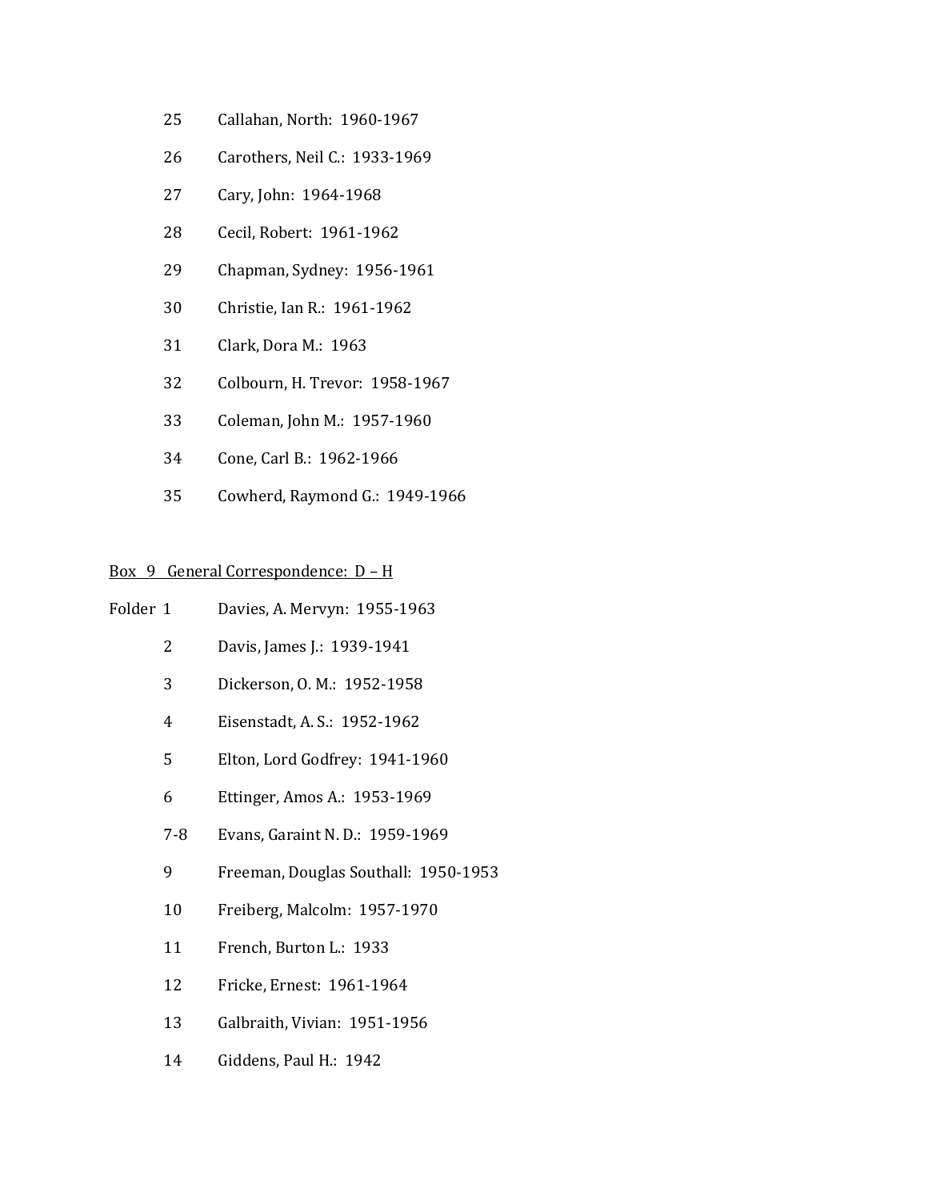25 Callahan, North: 1960-1967

26 Carothers, Neil C.: 1933-1969

27 Cary, John: 1964-1968

28 Cecil, Robert: 1961-1962

29 Chapman, Sydney: 1956-1961

30 Christie, Ian R.: 1961-1962

31 Clark, Dora M.: 1963

32 Colbourn, H. Trevor: 1958-1967

33 Coleman, John M.: 1957-1960

34 Cone, Carl B.: 1962-1966

35 Cowherd, Raymond G.: 1949-1966

<u>Box 9 General Correspondence: D – H</u>

Folder 1 Davies, A. Mervyn: 1955-1963

2 Davis, James J.: 1939-1941

3 Dickerson, O. M.: 1952-1958

4 Eisenstadt, A. S.: 1952-1962

5 Elton, Lord Godfrey: 1941-1960

6 Ettinger, Amos A.: 1953-1969

7-8 Evans, Garaint N. D.: 1959-1969

9 Freeman, Douglas Southall: 1950-1953

10 Freiberg, Malcolm: 1957-1970

11 French, Burton L.: 1933

12 Fricke, Ernest: 1961-1964

13 Galbraith, Vivian: 1951-1956

14 Giddens, Paul H.: 1942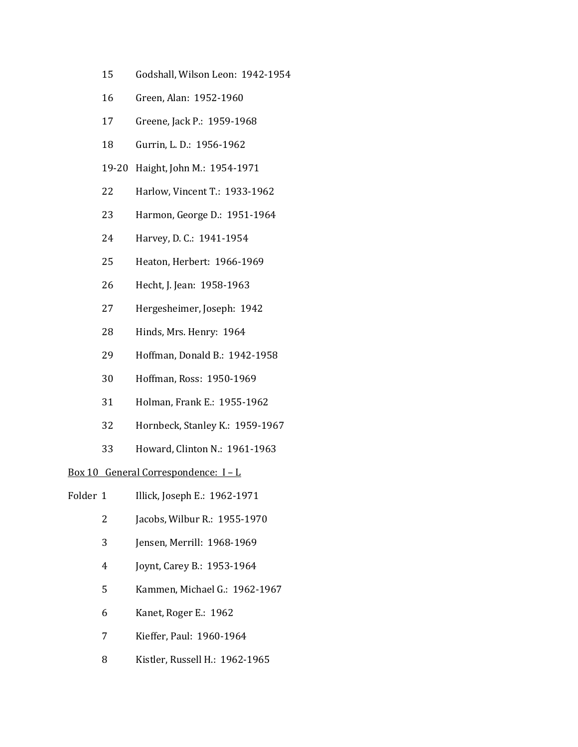15 Godshall, Wilson Leon: 1942-1954

16 Green, Alan: 1952-1960

17 Greene, Jack P.: 1959-1968

18 Gurrin, L. D.: 1956-1962

19-20 Haight, John M.: 1954-1971

22 Harlow, Vincent T.: 1933-1962

23 Harmon, George D.: 1951-1964

24 Harvey, D. C.: 1941-1954

25 Heaton, Herbert: 1966-1969

26 Hecht, J. Jean: 1958-1963

27 Hergesheimer, Joseph: 1942

28 Hinds, Mrs. Henry: 1964

29 Hoffman, Donald B.: 1942-1958

30 Hoffman, Ross: 1950-1969

31 Holman, Frank E.: 1955-1962

32 Hornbeck, Stanley K.: 1959-1967

33 Howard, Clinton N.: 1961-1963

<u>Box 10 General Correspondence: I – L</u>

Folder 1 Illick, Joseph E.: 1962-1971

2 Jacobs, Wilbur R.: 1955-1970

3 Jensen, Merrill: 1968-1969

4 Joynt, Carey B.: 1953-1964

5 Kammen, Michael G.: 1962-1967

6 Kanet, Roger E.: 1962

7 Kieffer, Paul: 1960-1964

8 Kistler, Russell H.: 1962-1965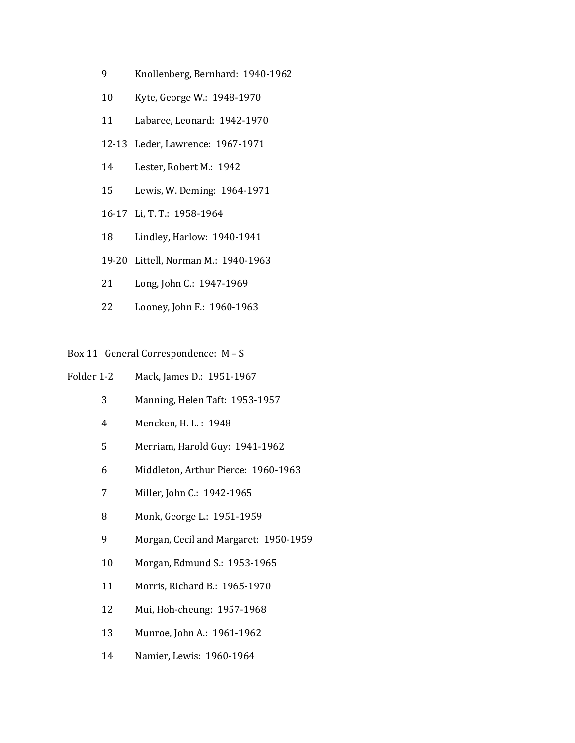9 Knollenberg, Bernhard: 1940-1962

10 Kyte, George W.: 1948-1970

11 Labaree, Leonard: 1942-1970

12-13 Leder, Lawrence: 1967-1971

14 Lester, Robert M.: 1942

15 Lewis, W. Deming: 1964-1971

16-17 Li, T. T.: 1958-1964

18 Lindley, Harlow: 1940-1941

19-20 Littell, Norman M.: 1940-1963

21 Long, John C.: 1947-1969

22 Looney, John F.: 1960-1963

<u>Box 11 General Correspondence: M – S</u>

Folder 1-2 Mack, James D.: 1951-1967

3 Manning, Helen Taft: 1953-1957

4 Mencken, H. L. : 1948

5 Merriam, Harold Guy: 1941-1962

6 Middleton, Arthur Pierce: 1960-1963

7 Miller, John C.: 1942-1965

8 Monk, George L.: 1951-1959

9 Morgan, Cecil and Margaret: 1950-1959

10 Morgan, Edmund S.: 1953-1965

11 Morris, Richard B.: 1965-1970

12 Mui, Hoh-cheung: 1957-1968

13 Munroe, John A.: 1961-1962

14 Namier, Lewis: 1960-1964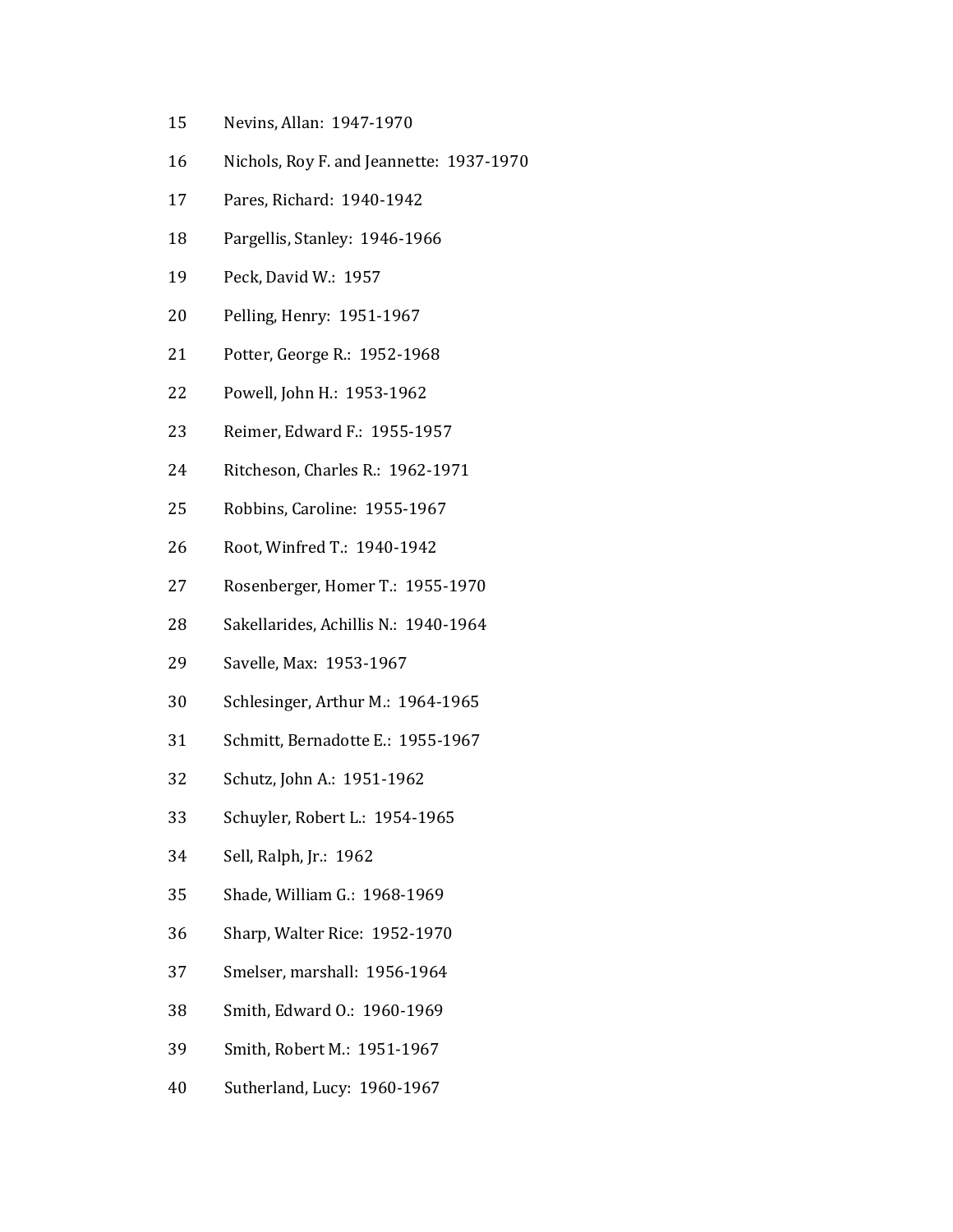15 Nevins, Allan: 1947-1970

16 Nichols, Roy F. and Jeannette: 1937-1970

17 Pares, Richard: 1940-1942

18 Pargellis, Stanley: 1946-1966

19 Peck, David W.: 1957

20 Pelling, Henry: 1951-1967

21 Potter, George R.: 1952-1968

22 Powell, John H.: 1953-1962

23 Reimer, Edward F.: 1955-1957

24 Ritcheson, Charles R.: 1962-1971

25 Robbins, Caroline: 1955-1967

26 Root, Winfred T.: 1940-1942

27 Rosenberger, Homer T.: 1955-1970

28 Sakellarides, Achillis N.: 1940-1964

29 Savelle, Max: 1953-1967

30 Schlesinger, Arthur M.: 1964-1965

31 Schmitt, Bernadotte E.: 1955-1967

32 Schutz, John A.: 1951-1962

33 Schuyler, Robert L.: 1954-1965

34 Sell, Ralph, Jr.: 1962

35 Shade, William G.: 1968-1969

36 Sharp, Walter Rice: 1952-1970

37 Smelser, marshall: 1956-1964

38 Smith, Edward O.: 1960-1969

39 Smith, Robert M.: 1951-1967

40 Sutherland, Lucy: 1960-1967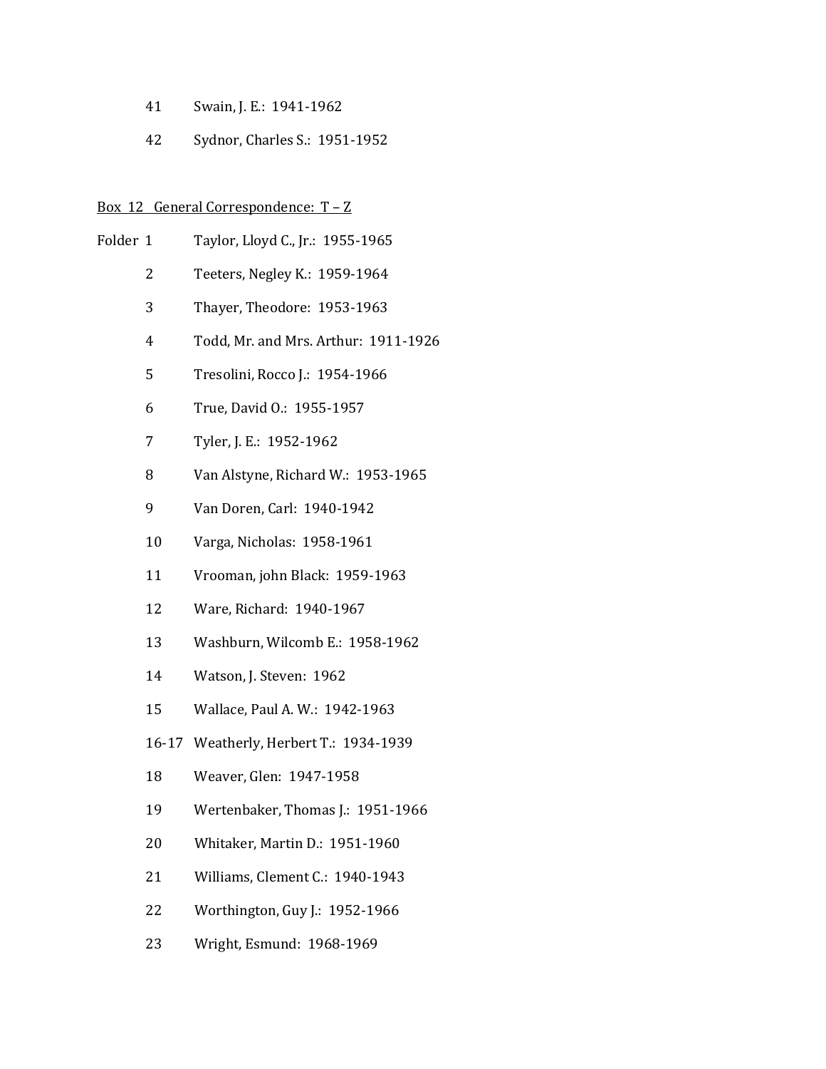41 Swain, J. E.: 1941-1962

42 Sydnor, Charles S.: 1951-1952

<u>Box 12 General Correspondence: T – Z</u>

Folder 1 Taylor, Lloyd C., Jr.: 1955-1965

2 Teeters, Negley K.: 1959-1964

3 Thayer, Theodore: 1953-1963

4 Todd, Mr. and Mrs. Arthur: 1911-1926

5 Tresolini, Rocco J.: 1954-1966

6 True, David O.: 1955-1957

7 Tyler, J. E.: 1952-1962

8 Van Alstyne, Richard W.: 1953-1965

9 Van Doren, Carl: 1940-1942

10 Varga, Nicholas: 1958-1961

11 Vrooman, john Black: 1959-1963

12 Ware, Richard: 1940-1967

13 Washburn, Wilcomb E.: 1958-1962

14 Watson, J. Steven: 1962

15 Wallace, Paul A. W.: 1942-1963

16-17 Weatherly, Herbert T.: 1934-1939

18 Weaver, Glen: 1947-1958

19 Wertenbaker, Thomas J.: 1951-1966

20 Whitaker, Martin D.: 1951-1960

21 Williams, Clement C.: 1940-1943

22 Worthington, Guy J.: 1952-1966

23 Wright, Esmund: 1968-1969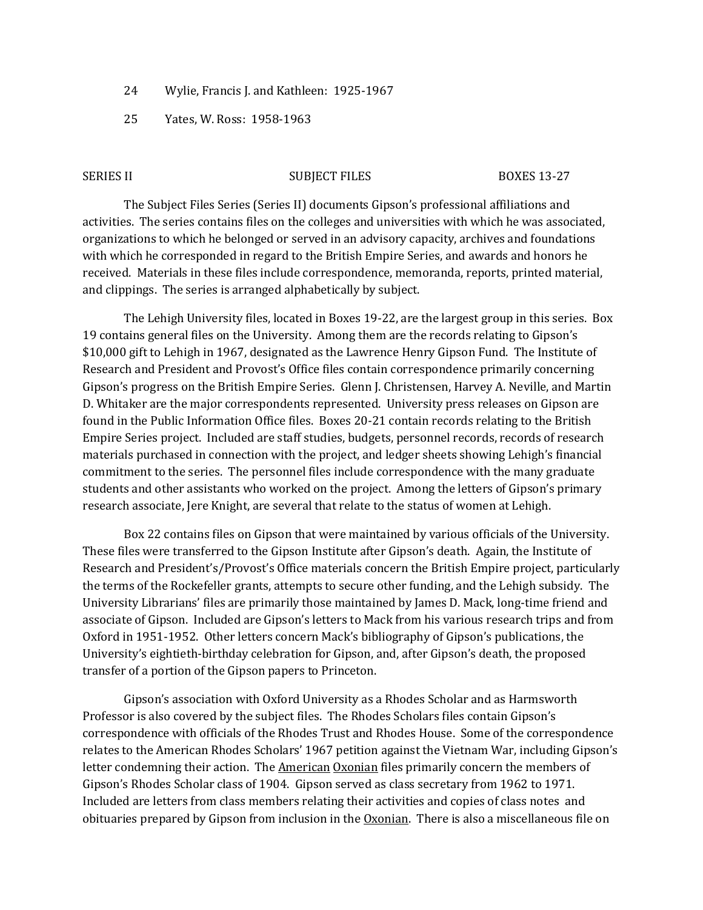24 Wylie, Francis J. and Kathleen: 1925-1967

25 Yates, W. Ross: 1958-1963

## SERIES II SUBJECT FILES BOXES 13-27

The Subject Files Series (Series II) documents Gipson's professional affiliations and activities. The series contains files on the colleges and universities with which he was associated, organizations to which he belonged or served in an advisory capacity, archives and foundations with which he corresponded in regard to the British Empire Series, and awards and honors he received. Materials in these files include correspondence, memoranda, reports, printed material, and clippings. The series is arranged alphabetically by subject.

The Lehigh University files, located in Boxes 19-22, are the largest group in this series. Box 19 contains general files on the University. Among them are the records relating to Gipson's $10,000 gift to Lehigh in 1967, designated as the Lawrence Henry Gipson Fund. The Institute of Research and President and Provost's Office files contain correspondence primarily concerning Gipson's progress on the British Empire Series. Glenn J. Christensen, Harvey A. Neville, and Martin D. Whitaker are the major correspondents represented. University press releases on Gipson are found in the Public Information Office files. Boxes 20-21 contain records relating to the British Empire Series project. Included are staff studies, budgets, personnel records, records of research materials purchased in connection with the project, and ledger sheets showing Lehigh's financial commitment to the series. The personnel files include correspondence with the many graduate students and other assistants who worked on the project. Among the letters of Gipson's primary research associate, Jere Knight, are several that relate to the status of women at Lehigh.

Box 22 contains files on Gipson that were maintained by various officials of the University. These files were transferred to the Gipson Institute after Gipson's death. Again, the Institute of Research and President's/Provost's Office materials concern the British Empire project, particularly the terms of the Rockefeller grants, attempts to secure other funding, and the Lehigh subsidy. The University Librarians' files are primarily those maintained by James D. Mack, long-time friend and associate of Gipson. Included are Gipson's letters to Mack from his various research trips and from Oxford in 1951-1952. Other letters concern Mack's bibliography of Gipson's publications, the University's eightieth-birthday celebration for Gipson, and, after Gipson's death, the proposed transfer of a portion of the Gipson papers to Princeton.

Gipson's association with Oxford University as a Rhodes Scholar and as Harmsworth Professor is also covered by the subject files. The Rhodes Scholars files contain Gipson's correspondence with officials of the Rhodes Trust and Rhodes House. Some of the correspondence relates to the American Rhodes Scholars' 1967 petition against the Vietnam War, including Gipson's letter condemning their action. The <u>American</u> <u>Oxonian</u> files primarily concern the members of Gipson's Rhodes Scholar class of 1904. Gipson served as class secretary from 1962 to 1971. Included are letters from class members relating their activities and copies of class notes and obituaries prepared by Gipson from inclusion in the <u>Oxonian</u>. There is also a miscellaneous file on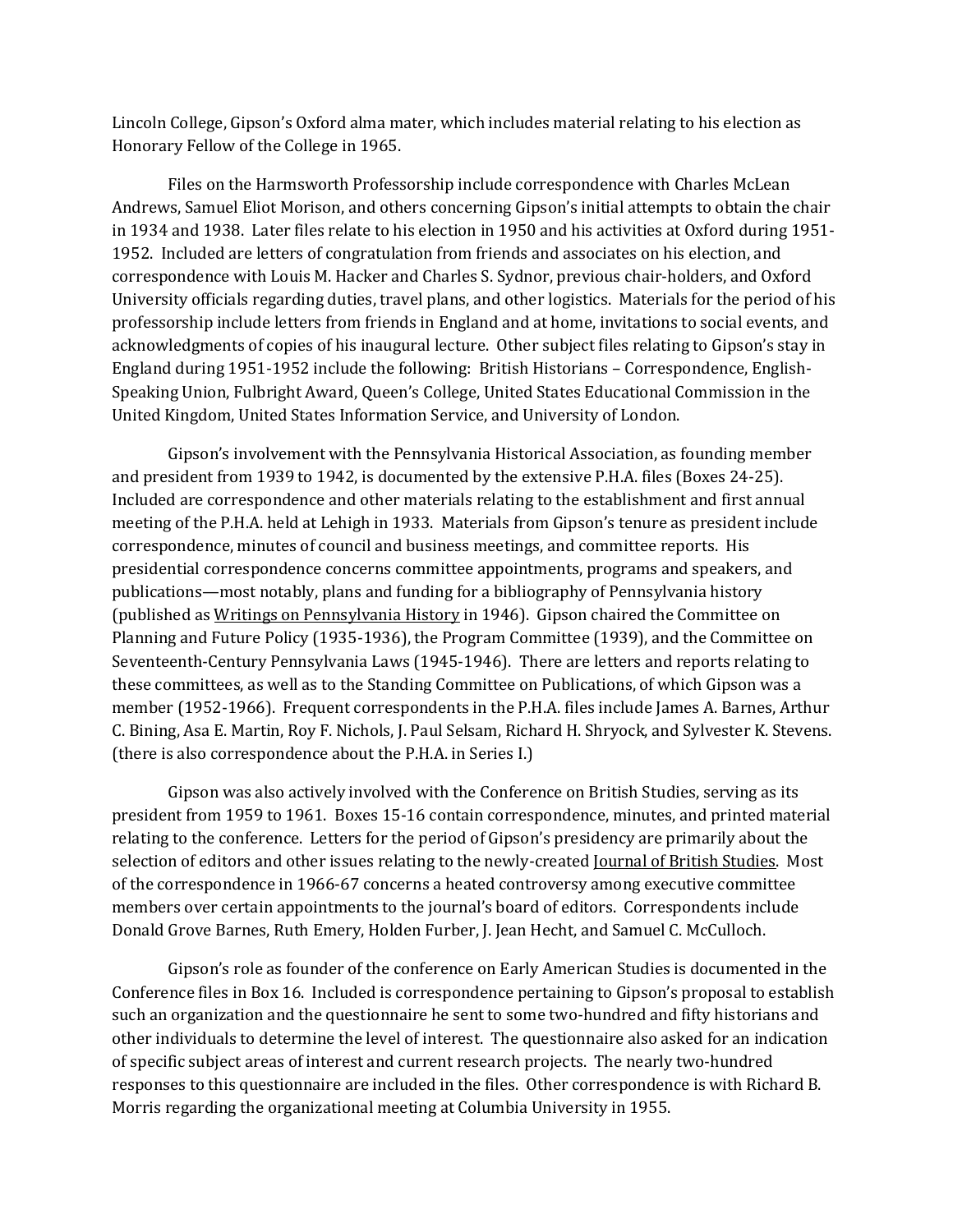Lincoln College, Gipson's Oxford alma mater, which includes material relating to his election as Honorary Fellow of the College in 1965.

Files on the Harmsworth Professorship include correspondence with Charles McLean Andrews, Samuel Eliot Morison, and others concerning Gipson's initial attempts to obtain the chair in 1934 and 1938. Later files relate to his election in 1950 and his activities at Oxford during 1951-1952. Included are letters of congratulation from friends and associates on his election, and correspondence with Louis M. Hacker and Charles S. Sydnor, previous chair-holders, and Oxford University officials regarding duties, travel plans, and other logistics. Materials for the period of his professorship include letters from friends in England and at home, invitations to social events, and acknowledgments of copies of his inaugural lecture. Other subject files relating to Gipson's stay in England during 1951-1952 include the following: British Historians – Correspondence, English-Speaking Union, Fulbright Award, Queen's College, United States Educational Commission in the United Kingdom, United States Information Service, and University of London.

Gipson's involvement with the Pennsylvania Historical Association, as founding member and president from 1939 to 1942, is documented by the extensive P.H.A. files (Boxes 24-25). Included are correspondence and other materials relating to the establishment and first annual meeting of the P.H.A. held at Lehigh in 1933. Materials from Gipson's tenure as president include correspondence, minutes of council and business meetings, and committee reports. His presidential correspondence concerns committee appointments, programs and speakers, and publications—most notably, plans and funding for a bibliography of Pennsylvania history (published as Writings on Pennsylvania History in 1946). Gipson chaired the Committee on Planning and Future Policy (1935-1936), the Program Committee (1939), and the Committee on Seventeenth-Century Pennsylvania Laws (1945-1946). There are letters and reports relating to these committees, as well as to the Standing Committee on Publications, of which Gipson was a member (1952-1966). Frequent correspondents in the P.H.A. files include James A. Barnes, Arthur C. Bining, Asa E. Martin, Roy F. Nichols, J. Paul Selsam, Richard H. Shryock, and Sylvester K. Stevens. (there is also correspondence about the P.H.A. in Series I.)

Gipson was also actively involved with the Conference on British Studies, serving as its president from 1959 to 1961. Boxes 15-16 contain correspondence, minutes, and printed material relating to the conference. Letters for the period of Gipson's presidency are primarily about the selection of editors and other issues relating to the newly-created Journal of British Studies. Most of the correspondence in 1966-67 concerns a heated controversy among executive committee members over certain appointments to the journal's board of editors. Correspondents include Donald Grove Barnes, Ruth Emery, Holden Furber, J. Jean Hecht, and Samuel C. McCulloch.

Gipson's role as founder of the conference on Early American Studies is documented in the Conference files in Box 16. Included is correspondence pertaining to Gipson's proposal to establish such an organization and the questionnaire he sent to some two-hundred and fifty historians and other individuals to determine the level of interest. The questionnaire also asked for an indication of specific subject areas of interest and current research projects. The nearly two-hundred responses to this questionnaire are included in the files. Other correspondence is with Richard B. Morris regarding the organizational meeting at Columbia University in 1955.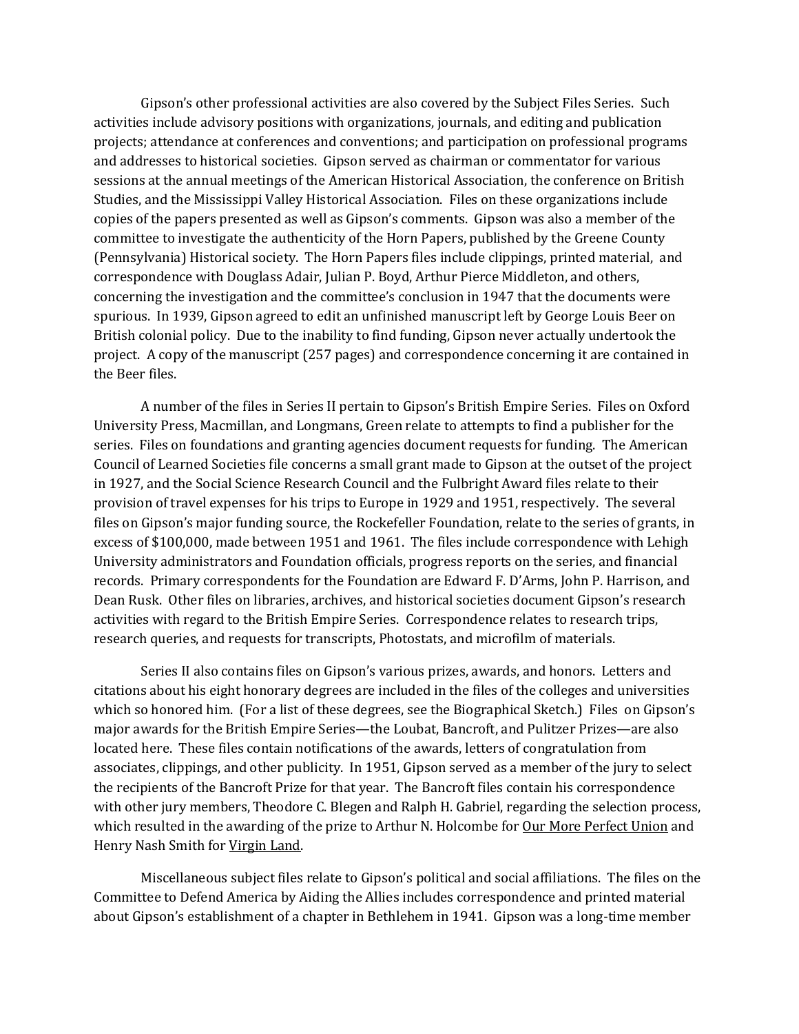Gipson's other professional activities are also covered by the Subject Files Series. Such activities include advisory positions with organizations, journals, and editing and publication projects; attendance at conferences and conventions; and participation on professional programs and addresses to historical societies. Gipson served as chairman or commentator for various sessions at the annual meetings of the American Historical Association, the conference on British Studies, and the Mississippi Valley Historical Association. Files on these organizations include copies of the papers presented as well as Gipson's comments. Gipson was also a member of the committee to investigate the authenticity of the Horn Papers, published by the Greene County (Pennsylvania) Historical society. The Horn Papers files include clippings, printed material, and correspondence with Douglass Adair, Julian P. Boyd, Arthur Pierce Middleton, and others, concerning the investigation and the committee's conclusion in 1947 that the documents were spurious. In 1939, Gipson agreed to edit an unfinished manuscript left by George Louis Beer on British colonial policy. Due to the inability to find funding, Gipson never actually undertook the project. A copy of the manuscript (257 pages) and correspondence concerning it are contained in the Beer files.

A number of the files in Series II pertain to Gipson's British Empire Series. Files on Oxford University Press, Macmillan, and Longmans, Green relate to attempts to find a publisher for the series. Files on foundations and granting agencies document requests for funding. The American Council of Learned Societies file concerns a small grant made to Gipson at the outset of the project in 1927, and the Social Science Research Council and the Fulbright Award files relate to their provision of travel expenses for his trips to Europe in 1929 and 1951, respectively. The several files on Gipson's major funding source, the Rockefeller Foundation, relate to the series of grants, in excess of $100,000, made between 1951 and 1961. The files include correspondence with Lehigh University administrators and Foundation officials, progress reports on the series, and financial records. Primary correspondents for the Foundation are Edward F. D'Arms, John P. Harrison, and Dean Rusk. Other files on libraries, archives, and historical societies document Gipson's research activities with regard to the British Empire Series. Correspondence relates to research trips, research queries, and requests for transcripts, Photostats, and microfilm of materials.

Series II also contains files on Gipson's various prizes, awards, and honors. Letters and citations about his eight honorary degrees are included in the files of the colleges and universities which so honored him. (For a list of these degrees, see the Biographical Sketch.) Files on Gipson's major awards for the British Empire Series—the Loubat, Bancroft, and Pulitzer Prizes—are also located here. These files contain notifications of the awards, letters of congratulation from associates, clippings, and other publicity. In 1951, Gipson served as a member of the jury to select the recipients of the Bancroft Prize for that year. The Bancroft files contain his correspondence with other jury members, Theodore C. Blegen and Ralph H. Gabriel, regarding the selection process, which resulted in the awarding of the prize to Arthur N. Holcombe for <u>Our More Perfect Union</u> and Henry Nash Smith for <u>Virgin Land</u>.

Miscellaneous subject files relate to Gipson's political and social affiliations. The files on the Committee to Defend America by Aiding the Allies includes correspondence and printed material about Gipson's establishment of a chapter in Bethlehem in 1941. Gipson was a long-time member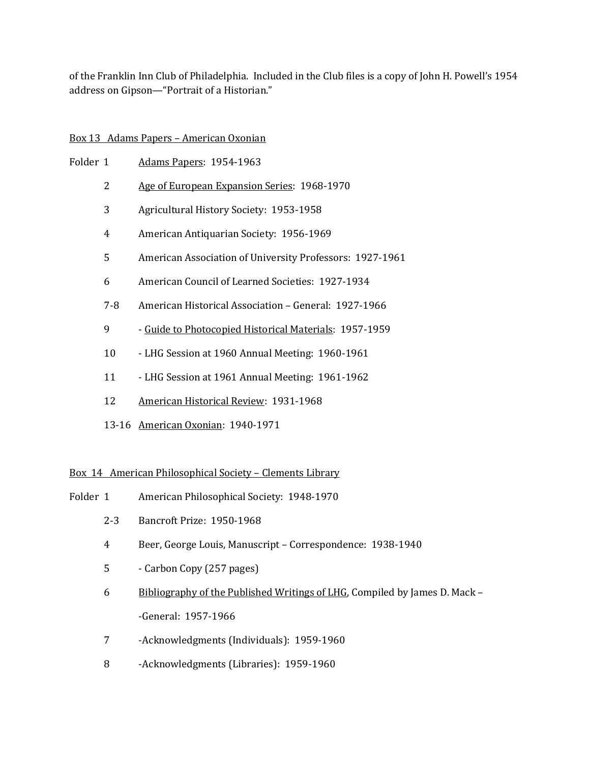of the Franklin Inn Club of Philadelphia. Included in the Club files is a copy of John H. Powell's 1954 address on Gipson—"Portrait of a Historian."

<u>Box 13 Adams Papers – American Oxonian</u>

| Folder | |
|---|---|
| 1 | <u>Adams Papers</u>: 1954-1963 |
| 2 | <u>Age of European Expansion Series</u>: 1968-1970 |
| 3 | Agricultural History Society: 1953-1958 |
| 4 | American Antiquarian Society: 1956-1969 |
| 5 | American Association of University Professors: 1927-1961 |
| 6 | American Council of Learned Societies: 1927-1934 |
| 7-8 | American Historical Association – General: 1927-1966 |
| 9 | - <u>Guide to Photocopied Historical Materials</u>: 1957-1959 |
| 10 | - LHG Session at 1960 Annual Meeting: 1960-1961 |
| 11 | - LHG Session at 1961 Annual Meeting: 1961-1962 |
| 12 | <u>American Historical Review</u>: 1931-1968 |
| 13-16 | <u>American Oxonian</u>: 1940-1971 |

<u>Box 14 American Philosophical Society – Clements Library</u>

| Folder | |
|---|---|
| 1 | American Philosophical Society: 1948-1970 |
| 2-3 | Bancroft Prize: 1950-1968 |
| 4 | Beer, George Louis, Manuscript – Correspondence: 1938-1940 |
| 5 | - Carbon Copy (257 pages) |
| 6 | <u>Bibliography of the Published Writings of LHG</u>, Compiled by James D. Mack – -General: 1957-1966 |
| 7 | -Acknowledgments (Individuals): 1959-1960 |
| 8 | -Acknowledgments (Libraries): 1959-1960 |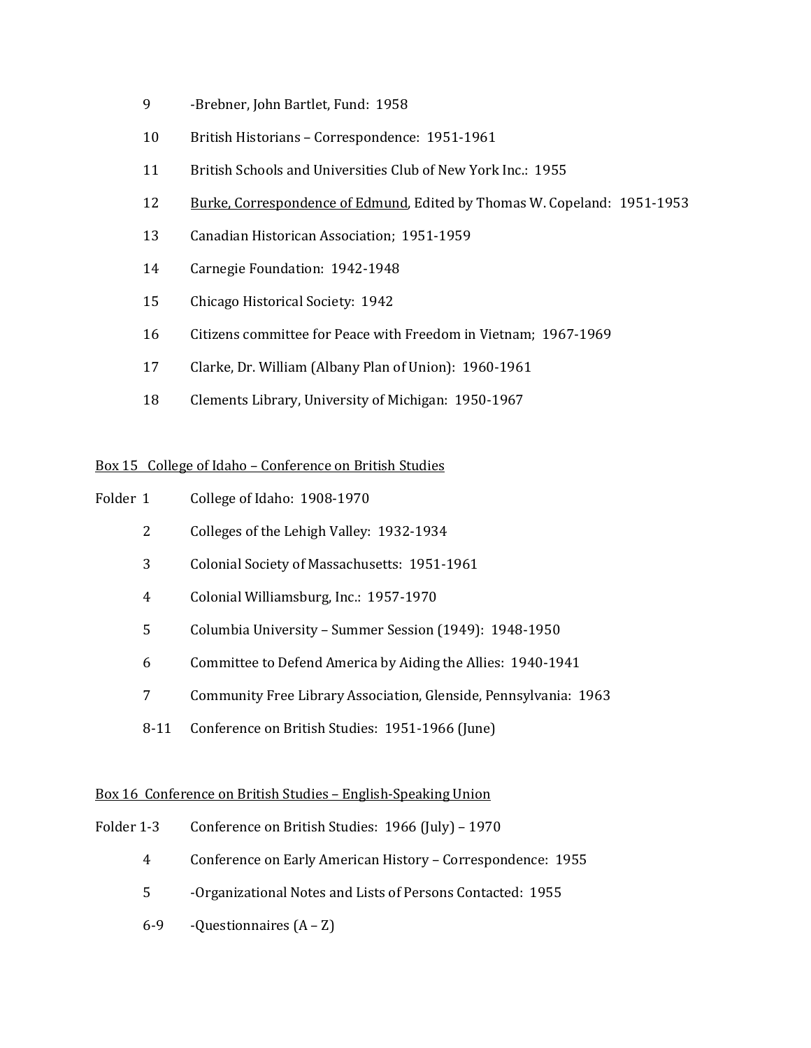| | |
|---|---|
| 9 | -Brebner, John Bartlet, Fund: 1958 |
| 10 | British Historians – Correspondence: 1951-1961 |
| 11 | British Schools and Universities Club of New York Inc.: 1955 |
| 12 | <u>Burke, Correspondence of Edmund</u>, Edited by Thomas W. Copeland: 1951-1953 |
| 13 | Canadian Historican Association; 1951-1959 |
| 14 | Carnegie Foundation: 1942-1948 |
| 15 | Chicago Historical Society: 1942 |
| 16 | Citizens committee for Peace with Freedom in Vietnam; 1967-1969 |
| 17 | Clarke, Dr. William (Albany Plan of Union): 1960-1961 |
| 18 | Clements Library, University of Michigan: 1950-1967 |

<u>Box 15 College of Idaho – Conference on British Studies</u>

| | |
|---|---|
| Folder 1 | College of Idaho: 1908-1970 |
| 2 | Colleges of the Lehigh Valley: 1932-1934 |
| 3 | Colonial Society of Massachusetts: 1951-1961 |
| 4 | Colonial Williamsburg, Inc.: 1957-1970 |
| 5 | Columbia University – Summer Session (1949): 1948-1950 |
| 6 | Committee to Defend America by Aiding the Allies: 1940-1941 |
| 7 | Community Free Library Association, Glenside, Pennsylvania: 1963 |
| 8-11 | Conference on British Studies: 1951-1966 (June) |

<u>Box 16 Conference on British Studies – English-Speaking Union</u>

| | |
|---|---|
| Folder 1-3 | Conference on British Studies: 1966 (July) – 1970 |
| 4 | Conference on Early American History – Correspondence: 1955 |
| 5 | -Organizational Notes and Lists of Persons Contacted: 1955 |
| 6-9 | -Questionnaires (A – Z) |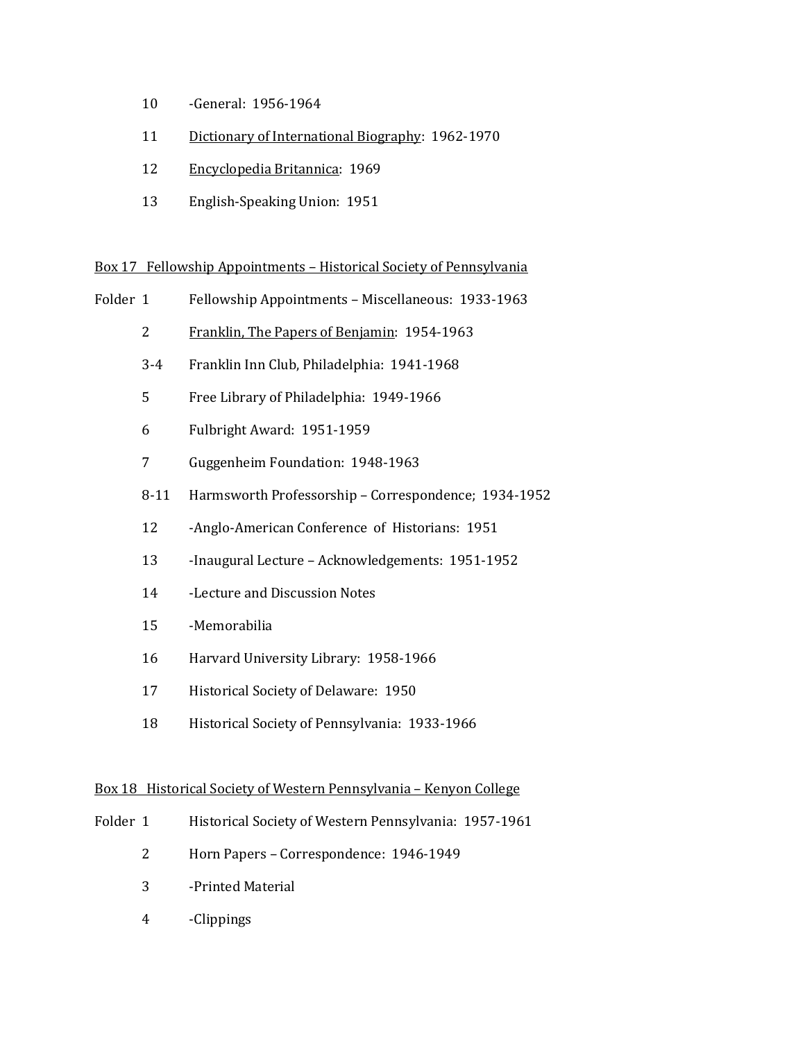| | |
|---|---|
| 10 | -General: 1956-1964 |
| 11 | <u>Dictionary of International Biography</u>: 1962-1970 |
| 12 | <u>Encyclopedia Britannica</u>: 1969 |
| 13 | English-Speaking Union: 1951 |

<u>Box 17 Fellowship Appointments – Historical Society of Pennsylvania</u>

| Folder | |
|---|---|
| 1 | Fellowship Appointments – Miscellaneous: 1933-1963 |
| 2 | <u>Franklin, The Papers of Benjamin</u>: 1954-1963 |
| 3-4 | Franklin Inn Club, Philadelphia: 1941-1968 |
| 5 | Free Library of Philadelphia: 1949-1966 |
| 6 | Fulbright Award: 1951-1959 |
| 7 | Guggenheim Foundation: 1948-1963 |
| 8-11 | Harmsworth Professorship – Correspondence; 1934-1952 |
| 12 | -Anglo-American Conference of Historians: 1951 |
| 13 | -Inaugural Lecture – Acknowledgements: 1951-1952 |
| 14 | -Lecture and Discussion Notes |
| 15 | -Memorabilia |
| 16 | Harvard University Library: 1958-1966 |
| 17 | Historical Society of Delaware: 1950 |
| 18 | Historical Society of Pennsylvania: 1933-1966 |

<u>Box 18 Historical Society of Western Pennsylvania – Kenyon College</u>

| Folder | |
|---|---|
| 1 | Historical Society of Western Pennsylvania: 1957-1961 |
| 2 | Horn Papers – Correspondence: 1946-1949 |
| 3 | -Printed Material |
| 4 | -Clippings |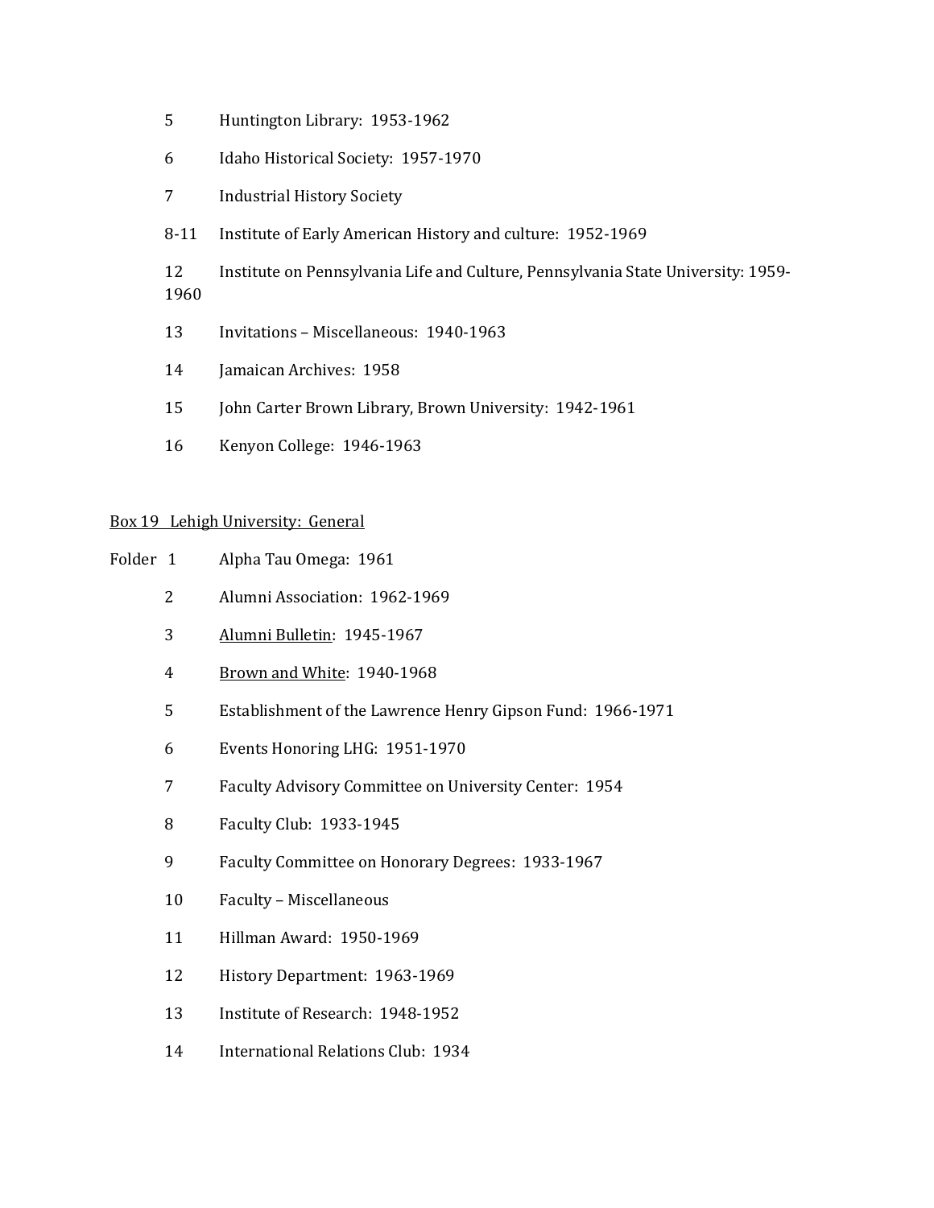5 Huntington Library: 1953-1962

6 Idaho Historical Society: 1957-1970

7 Industrial History Society

8-11 Institute of Early American History and culture: 1952-1969

12 Institute on Pennsylvania Life and Culture, Pennsylvania State University: 1959-1960

13 Invitations – Miscellaneous: 1940-1963

14 Jamaican Archives: 1958

15 John Carter Brown Library, Brown University: 1942-1961

16 Kenyon College: 1946-1963

<u>Box 19 Lehigh University: General</u>

Folder 1 Alpha Tau Omega: 1961

2 Alumni Association: 1962-1969

3 <u>Alumni Bulletin</u>: 1945-1967

4 <u>Brown and White</u>: 1940-1968

5 Establishment of the Lawrence Henry Gipson Fund: 1966-1971

6 Events Honoring LHG: 1951-1970

7 Faculty Advisory Committee on University Center: 1954

8 Faculty Club: 1933-1945

9 Faculty Committee on Honorary Degrees: 1933-1967

10 Faculty – Miscellaneous

11 Hillman Award: 1950-1969

12 History Department: 1963-1969

13 Institute of Research: 1948-1952

14 International Relations Club: 1934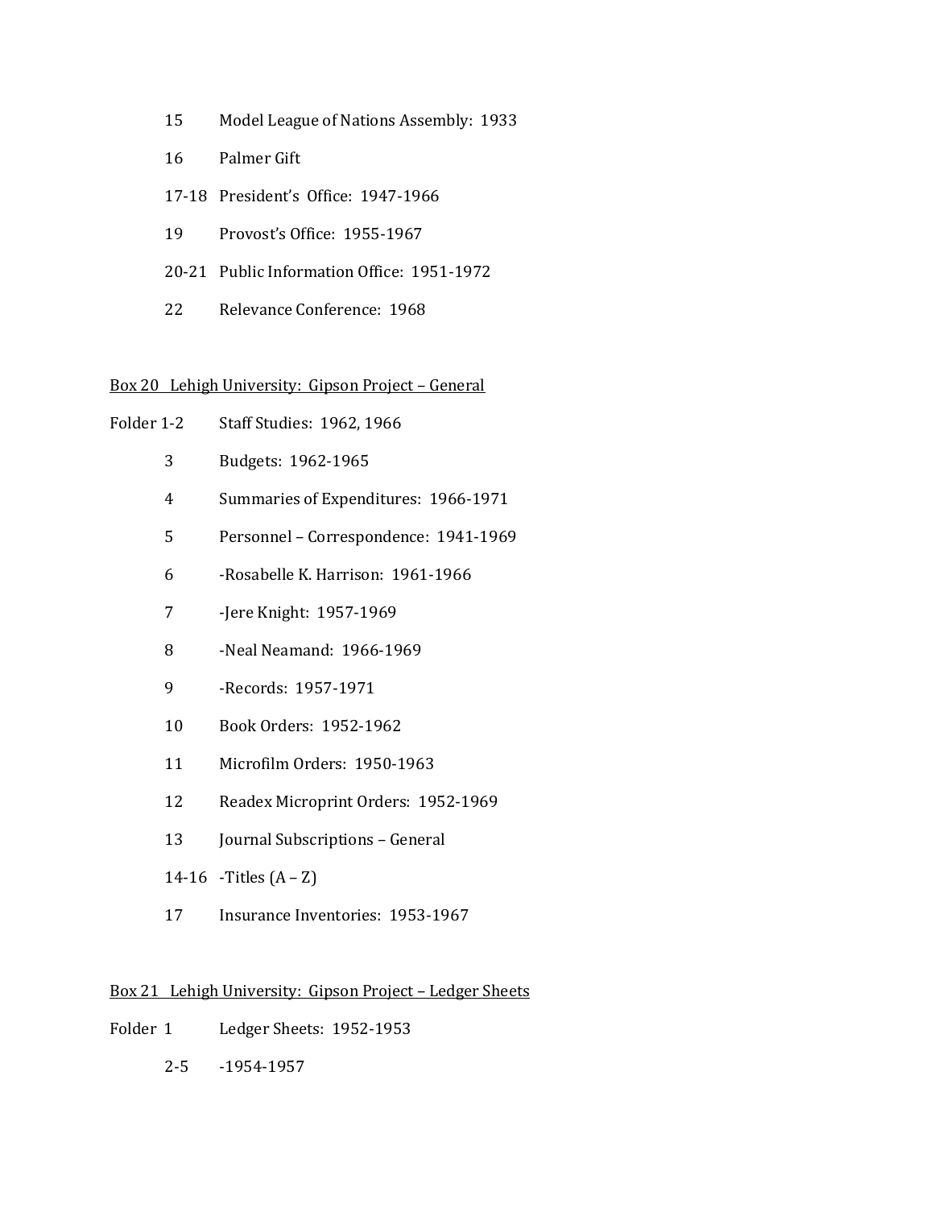15 Model League of Nations Assembly: 1933

16 Palmer Gift

17-18 President's Office: 1947-1966

19 Provost's Office: 1955-1967

20-21 Public Information Office: 1951-1972

22 Relevance Conference: 1968

<u>Box 20 Lehigh University: Gipson Project – General</u>

Folder 1-2 Staff Studies: 1962, 1966

3 Budgets: 1962-1965

4 Summaries of Expenditures: 1966-1971

5 Personnel – Correspondence: 1941-1969

6 -Rosabelle K. Harrison: 1961-1966

7 -Jere Knight: 1957-1969

8 -Neal Neamand: 1966-1969

9 -Records: 1957-1971

10 Book Orders: 1952-1962

11 Microfilm Orders: 1950-1963

12 Readex Microprint Orders: 1952-1969

13 Journal Subscriptions – General

14-16 -Titles (A – Z)

17 Insurance Inventories: 1953-1967

<u>Box 21 Lehigh University: Gipson Project – Ledger Sheets</u>

Folder 1 Ledger Sheets: 1952-1953

2-5 -1954-1957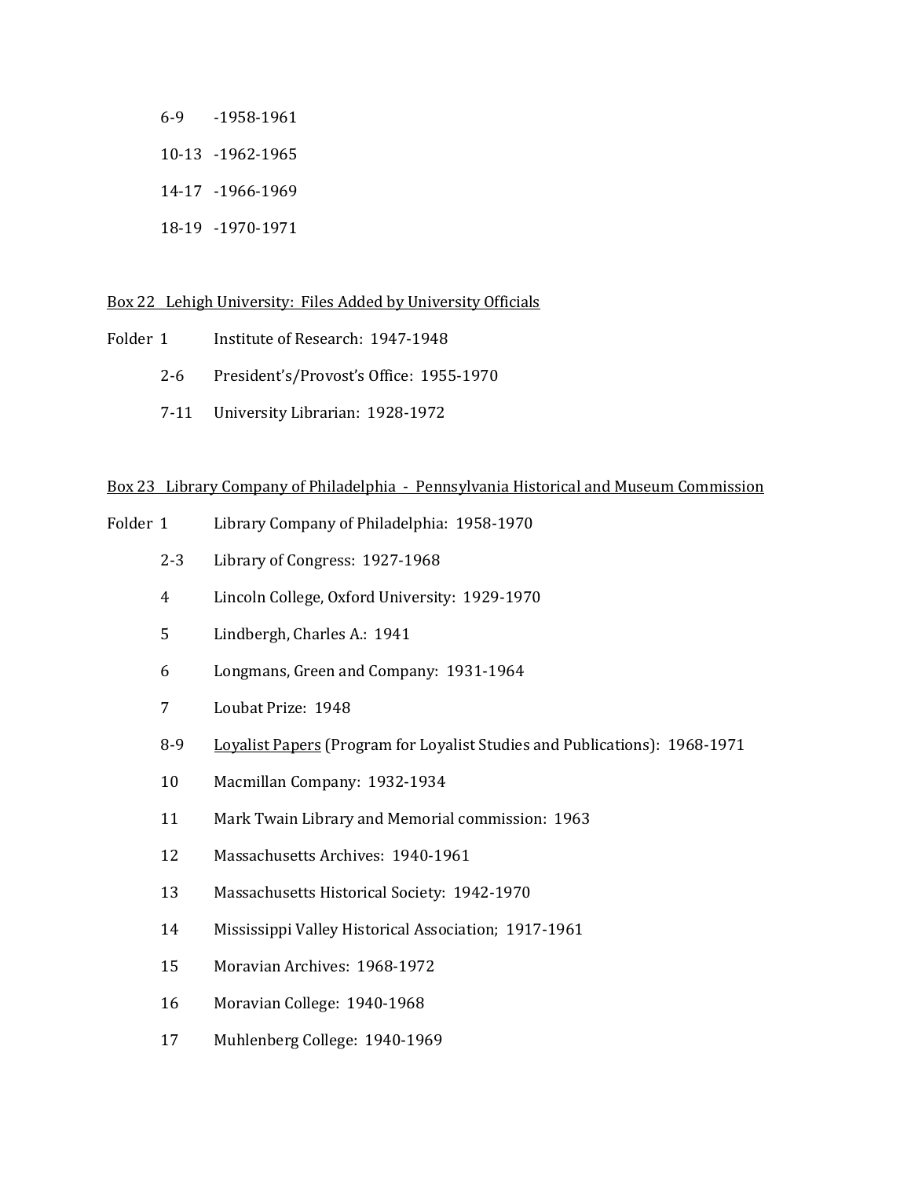6-9 -1958-1961

10-13 -1962-1965

14-17 -1966-1969

18-19 -1970-1971

<u>Box 22 Lehigh University: Files Added by University Officials</u>

Folder 1 Institute of Research: 1947-1948

2-6 President's/Provost's Office: 1955-1970

7-11 University Librarian: 1928-1972

<u>Box 23 Library Company of Philadelphia - Pennsylvania Historical and Museum Commission</u>

Folder 1 Library Company of Philadelphia: 1958-1970

2-3 Library of Congress: 1927-1968

4 Lincoln College, Oxford University: 1929-1970

5 Lindbergh, Charles A.: 1941

6 Longmans, Green and Company: 1931-1964

7 Loubat Prize: 1948

8-9 <u>Loyalist Papers</u> (Program for Loyalist Studies and Publications): 1968-1971

10 Macmillan Company: 1932-1934

11 Mark Twain Library and Memorial commission: 1963

12 Massachusetts Archives: 1940-1961

13 Massachusetts Historical Society: 1942-1970

14 Mississippi Valley Historical Association; 1917-1961

15 Moravian Archives: 1968-1972

16 Moravian College: 1940-1968

17 Muhlenberg College: 1940-1969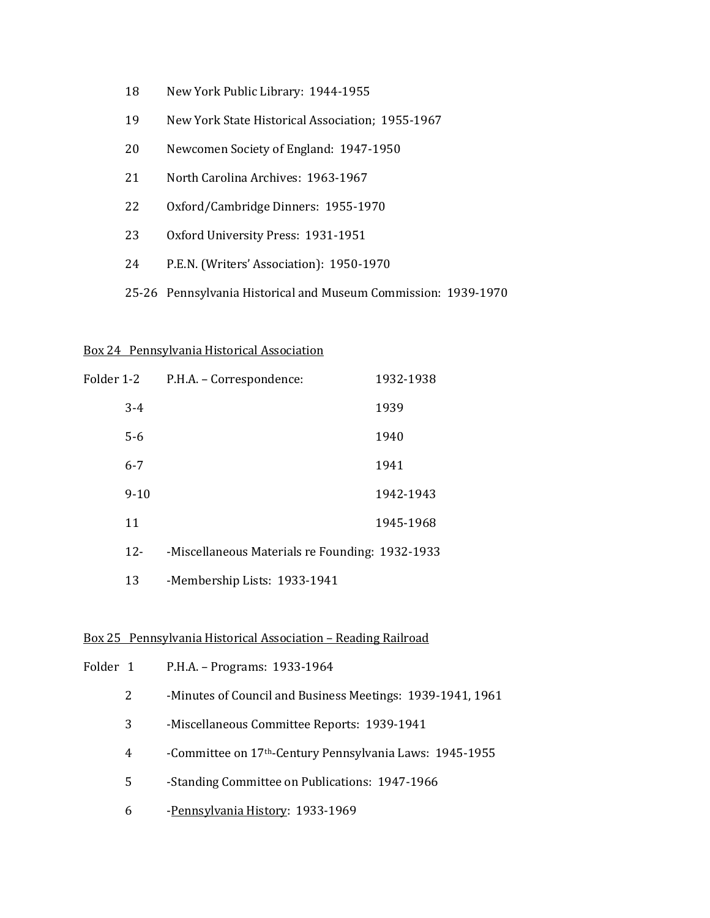18 New York Public Library: 1944-1955

19 New York State Historical Association; 1955-1967

20 Newcomen Society of England: 1947-1950

21 North Carolina Archives: 1963-1967

22 Oxford/Cambridge Dinners: 1955-1970

23 Oxford University Press: 1931-1951

24 P.E.N. (Writers' Association): 1950-1970

25-26 Pennsylvania Historical and Museum Commission: 1939-1970

<u>Box 24 Pennsylvania Historical Association</u>

| Folder | Description | Dates |
|---|---|---|
| 1-2 | P.H.A. – Correspondence: | 1932-1938 |
| 3-4 | | 1939 |
| 5-6 | | 1940 |
| 6-7 | | 1941 |
| 9-10 | | 1942-1943 |
| 11 | | 1945-1968 |
| 12- | -Miscellaneous Materials re Founding: 1932-1933 | |
| 13 | -Membership Lists: 1933-1941 | |

<u>Box 25 Pennsylvania Historical Association – Reading Railroad</u>

Folder 1 P.H.A. – Programs: 1933-1964

2 -Minutes of Council and Business Meetings: 1939-1941, 1961

3 -Miscellaneous Committee Reports: 1939-1941

4 -Committee on 17th-Century Pennsylvania Laws: 1945-1955

5 -Standing Committee on Publications: 1947-1966

6 -<u>Pennsylvania History</u>: 1933-1969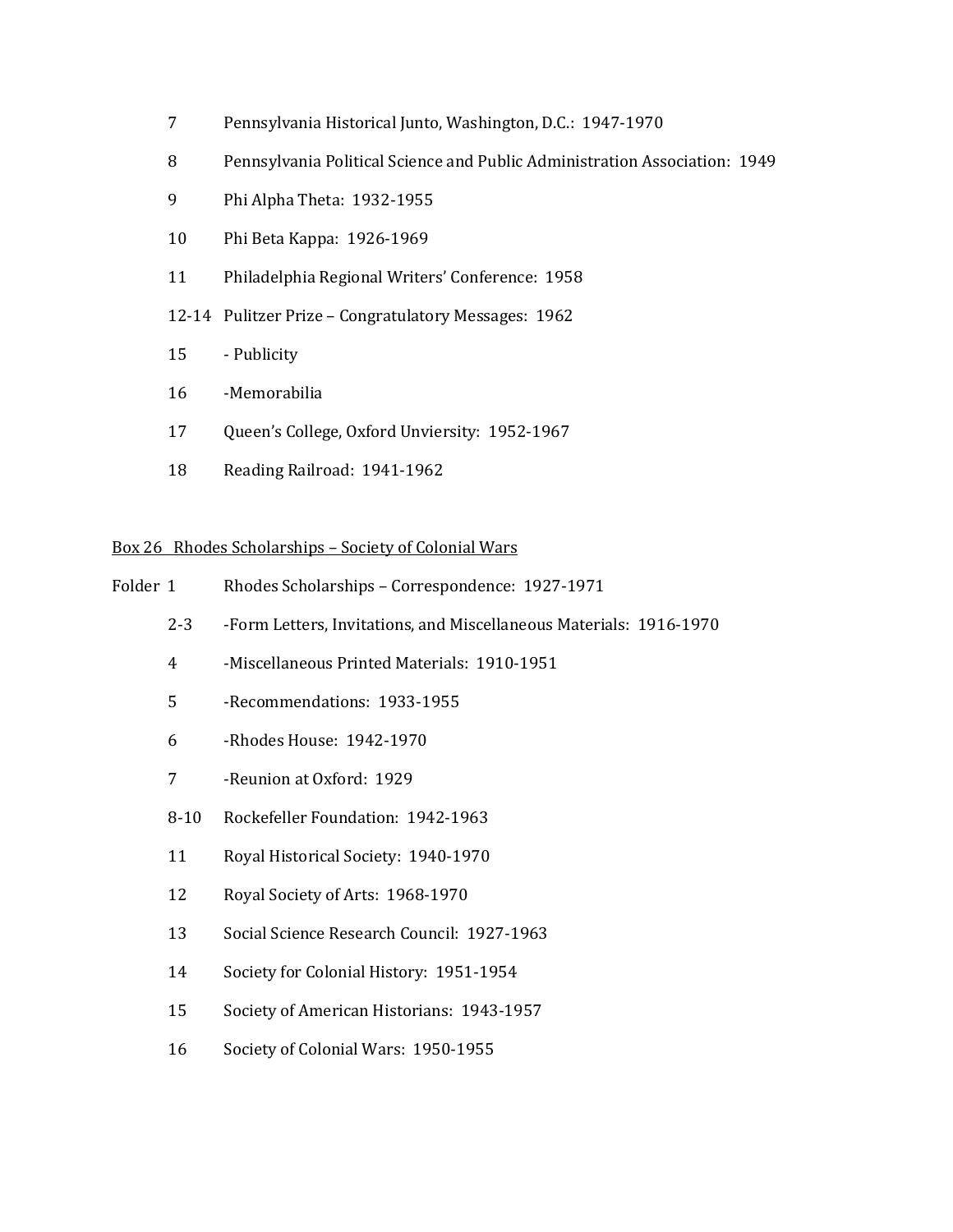| | |
|---|---|
| 7 | Pennsylvania Historical Junto, Washington, D.C.: 1947-1970 |
| 8 | Pennsylvania Political Science and Public Administration Association: 1949 |
| 9 | Phi Alpha Theta: 1932-1955 |
| 10 | Phi Beta Kappa: 1926-1969 |
| 11 | Philadelphia Regional Writers' Conference: 1958 |
| 12-14 | Pulitzer Prize – Congratulatory Messages: 1962 |
| 15 | - Publicity |
| 16 | -Memorabilia |
| 17 | Queen's College, Oxford Unviersity: 1952-1967 |
| 18 | Reading Railroad: 1941-1962 |

<u>Box 26 Rhodes Scholarships – Society of Colonial Wars</u>

| | |
|---|---|
| Folder 1 | Rhodes Scholarships – Correspondence: 1927-1971 |
| 2-3 | -Form Letters, Invitations, and Miscellaneous Materials: 1916-1970 |
| 4 | -Miscellaneous Printed Materials: 1910-1951 |
| 5 | -Recommendations: 1933-1955 |
| 6 | -Rhodes House: 1942-1970 |
| 7 | -Reunion at Oxford: 1929 |
| 8-10 | Rockefeller Foundation: 1942-1963 |
| 11 | Royal Historical Society: 1940-1970 |
| 12 | Royal Society of Arts: 1968-1970 |
| 13 | Social Science Research Council: 1927-1963 |
| 14 | Society for Colonial History: 1951-1954 |
| 15 | Society of American Historians: 1943-1957 |
| 16 | Society of Colonial Wars: 1950-1955 |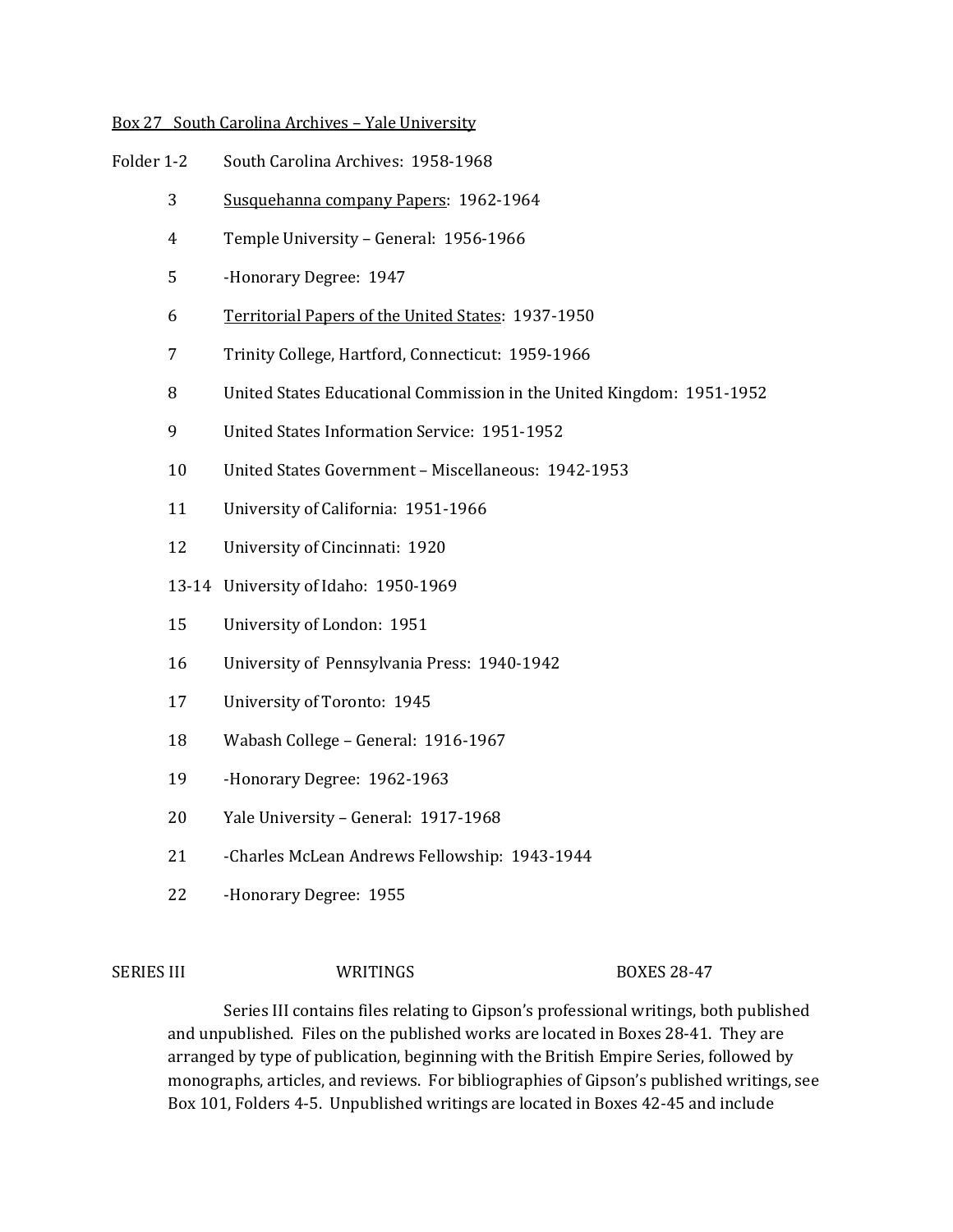Box 27 South Carolina Archives – Yale University

| Folder | |
|---|---|
| 1-2 | South Carolina Archives: 1958-1968 |
| 3 | Susquehanna company Papers: 1962-1964 |
| 4 | Temple University – General: 1956-1966 |
| 5 | -Honorary Degree: 1947 |
| 6 | Territorial Papers of the United States: 1937-1950 |
| 7 | Trinity College, Hartford, Connecticut: 1959-1966 |
| 8 | United States Educational Commission in the United Kingdom: 1951-1952 |
| 9 | United States Information Service: 1951-1952 |
| 10 | United States Government – Miscellaneous: 1942-1953 |
| 11 | University of California: 1951-1966 |
| 12 | University of Cincinnati: 1920 |
| 13-14 | University of Idaho: 1950-1969 |
| 15 | University of London: 1951 |
| 16 | University of Pennsylvania Press: 1940-1942 |
| 17 | University of Toronto: 1945 |
| 18 | Wabash College – General: 1916-1967 |
| 19 | -Honorary Degree: 1962-1963 |
| 20 | Yale University – General: 1917-1968 |
| 21 | -Charles McLean Andrews Fellowship: 1943-1944 |
| 22 | -Honorary Degree: 1955 |

SERIES III WRITINGS BOXES 28-47

Series III contains files relating to Gipson's professional writings, both published and unpublished. Files on the published works are located in Boxes 28-41. They are arranged by type of publication, beginning with the British Empire Series, followed by monographs, articles, and reviews. For bibliographies of Gipson's published writings, see Box 101, Folders 4-5. Unpublished writings are located in Boxes 42-45 and include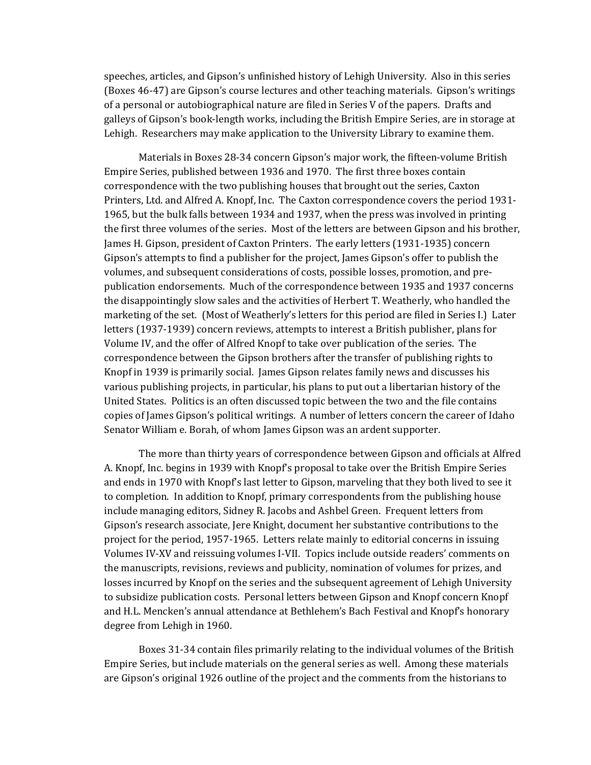speeches, articles, and Gipson's unfinished history of Lehigh University. Also in this series (Boxes 46-47) are Gipson's course lectures and other teaching materials. Gipson's writings of a personal or autobiographical nature are filed in Series V of the papers. Drafts and galleys of Gipson's book-length works, including the British Empire Series, are in storage at Lehigh. Researchers may make application to the University Library to examine them.

Materials in Boxes 28-34 concern Gipson's major work, the fifteen-volume British Empire Series, published between 1936 and 1970. The first three boxes contain correspondence with the two publishing houses that brought out the series, Caxton Printers, Ltd. and Alfred A. Knopf, Inc. The Caxton correspondence covers the period 1931-1965, but the bulk falls between 1934 and 1937, when the press was involved in printing the first three volumes of the series. Most of the letters are between Gipson and his brother, James H. Gipson, president of Caxton Printers. The early letters (1931-1935) concern Gipson's attempts to find a publisher for the project, James Gipson's offer to publish the volumes, and subsequent considerations of costs, possible losses, promotion, and pre-publication endorsements. Much of the correspondence between 1935 and 1937 concerns the disappointingly slow sales and the activities of Herbert T. Weatherly, who handled the marketing of the set. (Most of Weatherly's letters for this period are filed in Series I.) Later letters (1937-1939) concern reviews, attempts to interest a British publisher, plans for Volume IV, and the offer of Alfred Knopf to take over publication of the series. The correspondence between the Gipson brothers after the transfer of publishing rights to Knopf in 1939 is primarily social. James Gipson relates family news and discusses his various publishing projects, in particular, his plans to put out a libertarian history of the United States. Politics is an often discussed topic between the two and the file contains copies of James Gipson's political writings. A number of letters concern the career of Idaho Senator William e. Borah, of whom James Gipson was an ardent supporter.

The more than thirty years of correspondence between Gipson and officials at Alfred A. Knopf, Inc. begins in 1939 with Knopf's proposal to take over the British Empire Series and ends in 1970 with Knopf's last letter to Gipson, marveling that they both lived to see it to completion. In addition to Knopf, primary correspondents from the publishing house include managing editors, Sidney R. Jacobs and Ashbel Green. Frequent letters from Gipson's research associate, Jere Knight, document her substantive contributions to the project for the period, 1957-1965. Letters relate mainly to editorial concerns in issuing Volumes IV-XV and reissuing volumes I-VII. Topics include outside readers' comments on the manuscripts, revisions, reviews and publicity, nomination of volumes for prizes, and losses incurred by Knopf on the series and the subsequent agreement of Lehigh University to subsidize publication costs. Personal letters between Gipson and Knopf concern Knopf and H.L. Mencken's annual attendance at Bethlehem's Bach Festival and Knopf's honorary degree from Lehigh in 1960.

Boxes 31-34 contain files primarily relating to the individual volumes of the British Empire Series, but include materials on the general series as well. Among these materials are Gipson's original 1926 outline of the project and the comments from the historians to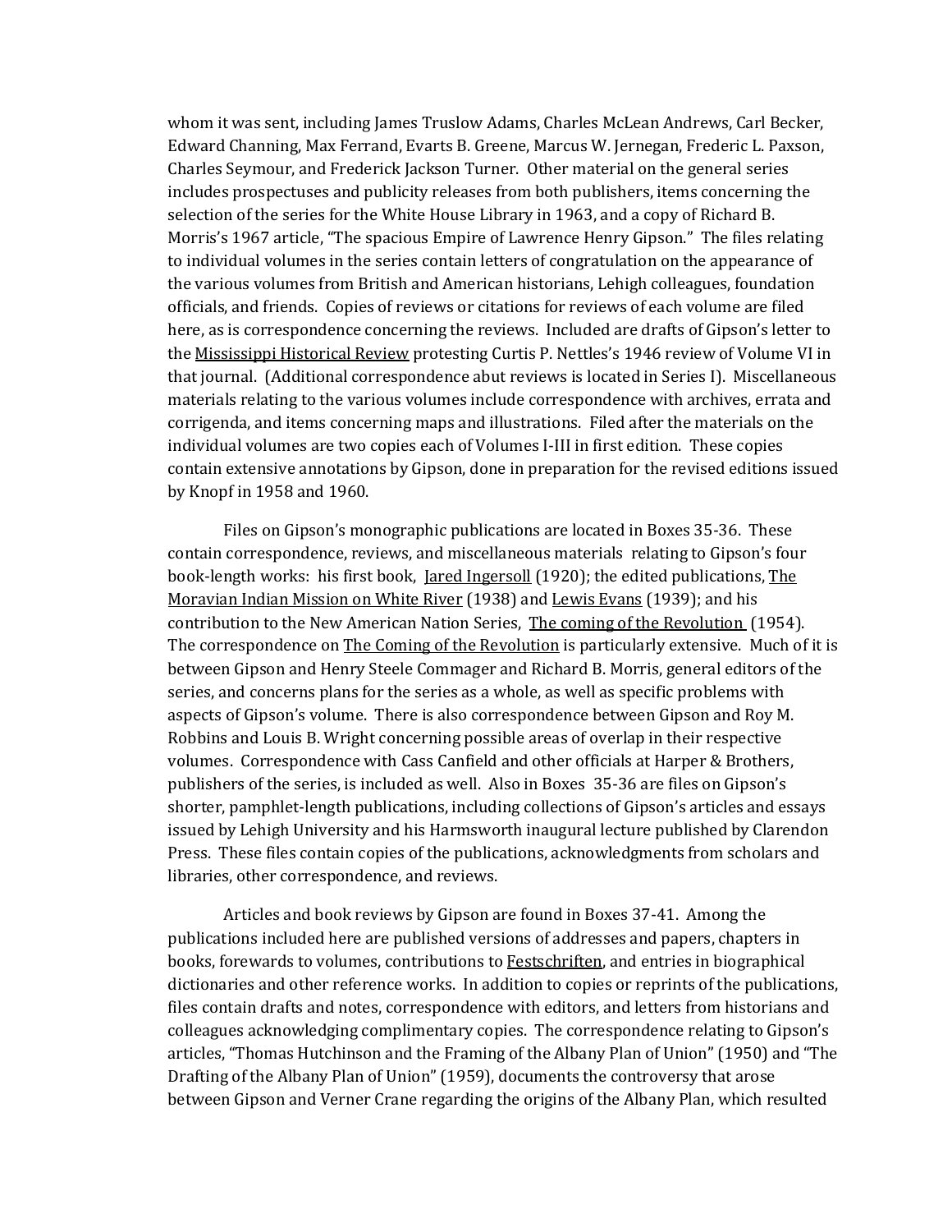whom it was sent, including James Truslow Adams, Charles McLean Andrews, Carl Becker, Edward Channing, Max Ferrand, Evarts B. Greene, Marcus W. Jernegan, Frederic L. Paxson, Charles Seymour, and Frederick Jackson Turner. Other material on the general series includes prospectuses and publicity releases from both publishers, items concerning the selection of the series for the White House Library in 1963, and a copy of Richard B. Morris's 1967 article, "The spacious Empire of Lawrence Henry Gipson." The files relating to individual volumes in the series contain letters of congratulation on the appearance of the various volumes from British and American historians, Lehigh colleagues, foundation officials, and friends. Copies of reviews or citations for reviews of each volume are filed here, as is correspondence concerning the reviews. Included are drafts of Gipson's letter to the Mississippi Historical Review protesting Curtis P. Nettles's 1946 review of Volume VI in that journal. (Additional correspondence abut reviews is located in Series I). Miscellaneous materials relating to the various volumes include correspondence with archives, errata and corrigenda, and items concerning maps and illustrations. Filed after the materials on the individual volumes are two copies each of Volumes I-III in first edition. These copies contain extensive annotations by Gipson, done in preparation for the revised editions issued by Knopf in 1958 and 1960.

Files on Gipson's monographic publications are located in Boxes 35-36. These contain correspondence, reviews, and miscellaneous materials relating to Gipson's four book-length works: his first book, Jared Ingersoll (1920); the edited publications, The Moravian Indian Mission on White River (1938) and Lewis Evans (1939); and his contribution to the New American Nation Series, The coming of the Revolution (1954). The correspondence on The Coming of the Revolution is particularly extensive. Much of it is between Gipson and Henry Steele Commager and Richard B. Morris, general editors of the series, and concerns plans for the series as a whole, as well as specific problems with aspects of Gipson's volume. There is also correspondence between Gipson and Roy M. Robbins and Louis B. Wright concerning possible areas of overlap in their respective volumes. Correspondence with Cass Canfield and other officials at Harper & Brothers, publishers of the series, is included as well. Also in Boxes 35-36 are files on Gipson's shorter, pamphlet-length publications, including collections of Gipson's articles and essays issued by Lehigh University and his Harmsworth inaugural lecture published by Clarendon Press. These files contain copies of the publications, acknowledgments from scholars and libraries, other correspondence, and reviews.

Articles and book reviews by Gipson are found in Boxes 37-41. Among the publications included here are published versions of addresses and papers, chapters in books, forewards to volumes, contributions to Festschriften, and entries in biographical dictionaries and other reference works. In addition to copies or reprints of the publications, files contain drafts and notes, correspondence with editors, and letters from historians and colleagues acknowledging complimentary copies. The correspondence relating to Gipson's articles, "Thomas Hutchinson and the Framing of the Albany Plan of Union" (1950) and "The Drafting of the Albany Plan of Union" (1959), documents the controversy that arose between Gipson and Verner Crane regarding the origins of the Albany Plan, which resulted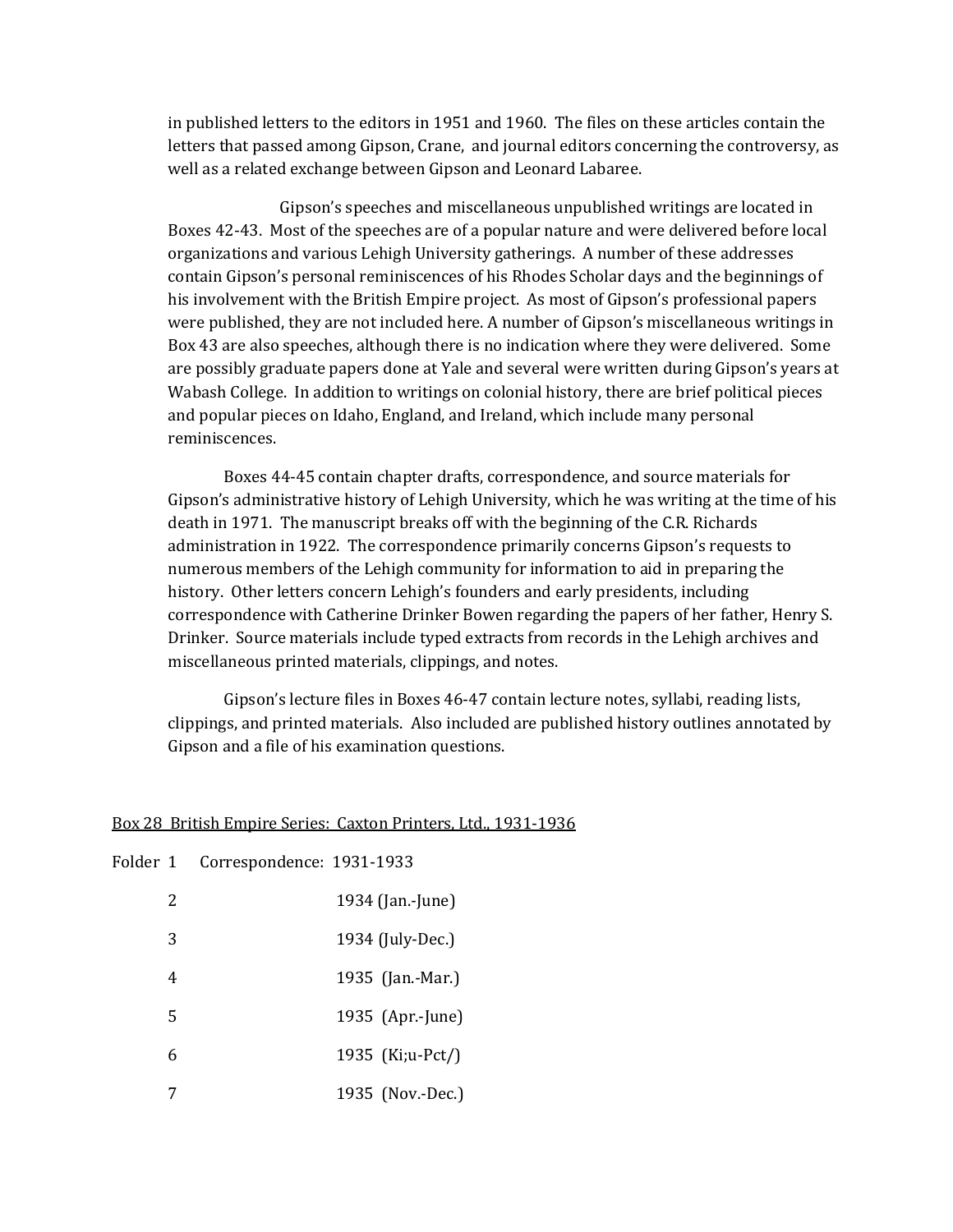in published letters to the editors in 1951 and 1960. The files on these articles contain the letters that passed among Gipson, Crane, and journal editors concerning the controversy, as well as a related exchange between Gipson and Leonard Labaree.

Gipson's speeches and miscellaneous unpublished writings are located in Boxes 42-43. Most of the speeches are of a popular nature and were delivered before local organizations and various Lehigh University gatherings. A number of these addresses contain Gipson's personal reminiscences of his Rhodes Scholar days and the beginnings of his involvement with the British Empire project. As most of Gipson's professional papers were published, they are not included here. A number of Gipson's miscellaneous writings in Box 43 are also speeches, although there is no indication where they were delivered. Some are possibly graduate papers done at Yale and several were written during Gipson's years at Wabash College. In addition to writings on colonial history, there are brief political pieces and popular pieces on Idaho, England, and Ireland, which include many personal reminiscences.

Boxes 44-45 contain chapter drafts, correspondence, and source materials for Gipson's administrative history of Lehigh University, which he was writing at the time of his death in 1971. The manuscript breaks off with the beginning of the C.R. Richards administration in 1922. The correspondence primarily concerns Gipson's requests to numerous members of the Lehigh community for information to aid in preparing the history. Other letters concern Lehigh's founders and early presidents, including correspondence with Catherine Drinker Bowen regarding the papers of her father, Henry S. Drinker. Source materials include typed extracts from records in the Lehigh archives and miscellaneous printed materials, clippings, and notes.

Gipson's lecture files in Boxes 46-47 contain lecture notes, syllabi, reading lists, clippings, and printed materials. Also included are published history outlines annotated by Gipson and a file of his examination questions.

<u>Box 28 British Empire Series: Caxton Printers, Ltd., 1931-1936</u>

| Folder | | |
|---|---|---|
| 1 | Correspondence: | 1931-1933 |
| 2 | | 1934 (Jan.-June) |
| 3 | | 1934 (July-Dec.) |
| 4 | | 1935 (Jan.-Mar.) |
| 5 | | 1935 (Apr.-June) |
| 6 | | 1935 (Ki;u-Pct/) |
| 7 | | 1935 (Nov.-Dec.) |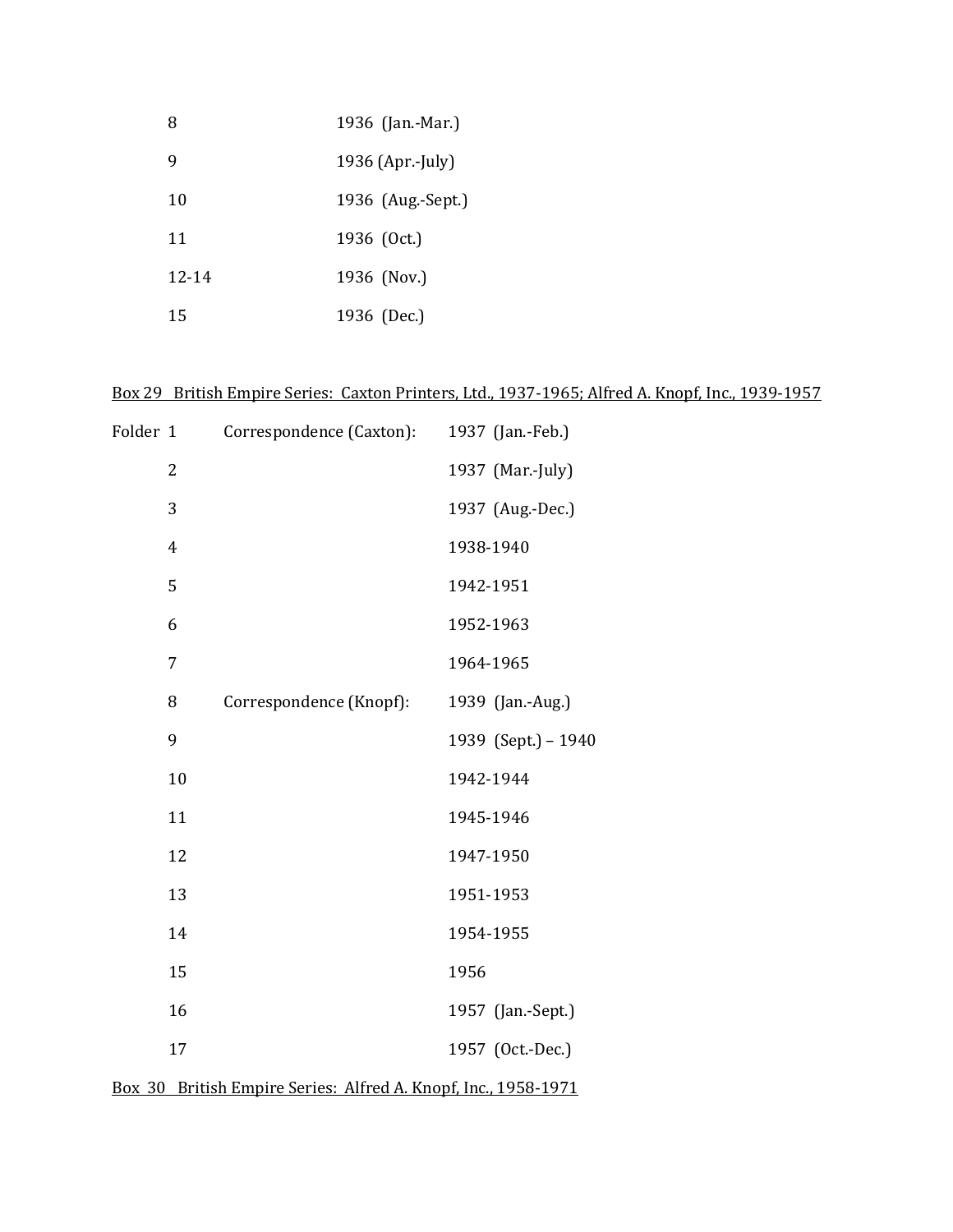| | |
|---|---|
| 8 | 1936 (Jan.-Mar.) |
| 9 | 1936 (Apr.-July) |
| 10 | 1936 (Aug.-Sept.) |
| 11 | 1936 (Oct.) |
| 12-14 | 1936 (Nov.) |
| 15 | 1936 (Dec.) |

<u>Box 29 British Empire Series: Caxton Printers, Ltd., 1937-1965; Alfred A. Knopf, Inc., 1939-1957</u>

| | | |
|---|---|---|
| Folder 1 | Correspondence (Caxton): | 1937 (Jan.-Feb.) |
| 2 | | 1937 (Mar.-July) |
| 3 | | 1937 (Aug.-Dec.) |
| 4 | | 1938-1940 |
| 5 | | 1942-1951 |
| 6 | | 1952-1963 |
| 7 | | 1964-1965 |
| 8 | Correspondence (Knopf): | 1939 (Jan.-Aug.) |
| 9 | | 1939 (Sept.) – 1940 |
| 10 | | 1942-1944 |
| 11 | | 1945-1946 |
| 12 | | 1947-1950 |
| 13 | | 1951-1953 |
| 14 | | 1954-1955 |
| 15 | | 1956 |
| 16 | | 1957 (Jan.-Sept.) |
| 17 | | 1957 (Oct.-Dec.) |

<u>Box 30 British Empire Series: Alfred A. Knopf, Inc., 1958-1971</u>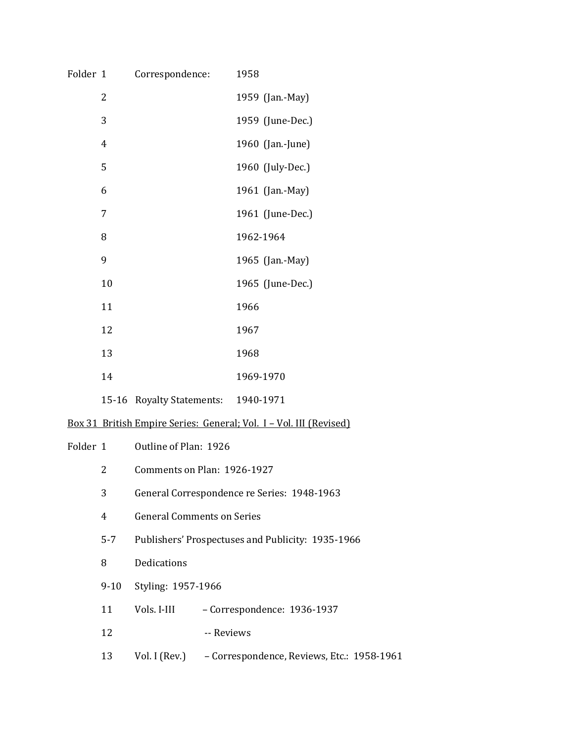Folder 1 Correspondence: 1958

2 1959 (Jan.-May)

3 1959 (June-Dec.)

4 1960 (Jan.-June)

5 1960 (July-Dec.)

6 1961 (Jan.-May)

7 1961 (June-Dec.)

8 1962-1964

9 1965 (Jan.-May)

10 1965 (June-Dec.)

11 1966

12 1967

13 1968

14 1969-1970

15-16 Royalty Statements: 1940-1971

<u>Box 31 British Empire Series: General; Vol. I – Vol. III (Revised)</u>

Folder 1 Outline of Plan: 1926

2 Comments on Plan: 1926-1927

3 General Correspondence re Series: 1948-1963

4 General Comments on Series

5-7 Publishers' Prospectuses and Publicity: 1935-1966

8 Dedications

9-10 Styling: 1957-1966

11 Vols. I-III – Correspondence: 1936-1937

12 -- Reviews

13 Vol. I (Rev.) – Correspondence, Reviews, Etc.: 1958-1961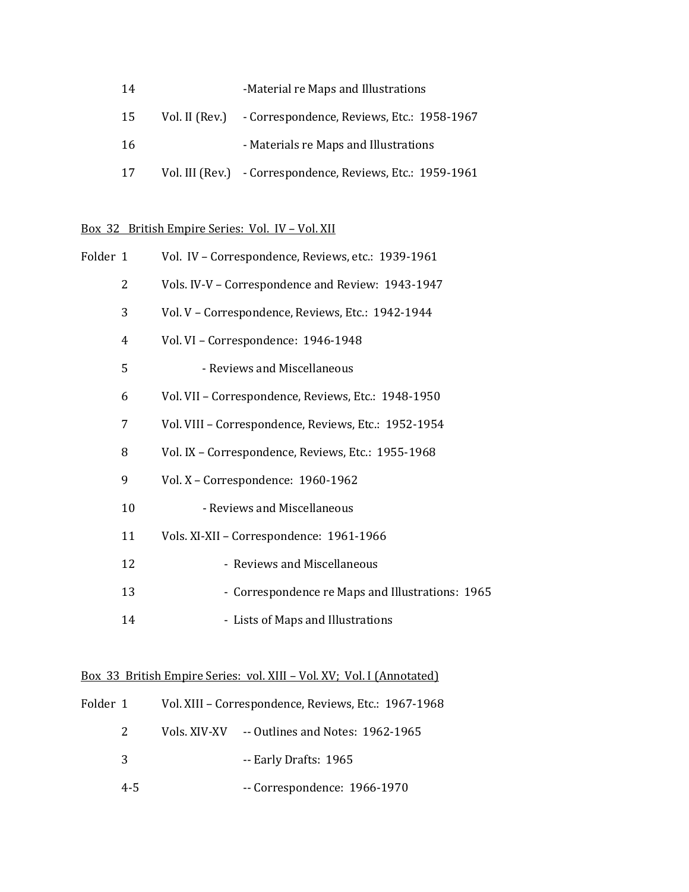| | | |
|---|---|---|
| 14 | | -Material re Maps and Illustrations |
| 15 | Vol. II (Rev.) | - Correspondence, Reviews, Etc.: 1958-1967 |
| 16 | | - Materials re Maps and Illustrations |
| 17 | Vol. III (Rev.) | - Correspondence, Reviews, Etc.: 1959-1961 |

<u>Box 32 British Empire Series: Vol. IV – Vol. XII</u>

| | |
|---|---|
| Folder 1 | Vol. IV – Correspondence, Reviews, etc.: 1939-1961 |
| 2 | Vols. IV-V – Correspondence and Review: 1943-1947 |
| 3 | Vol. V – Correspondence, Reviews, Etc.: 1942-1944 |
| 4 | Vol. VI – Correspondence: 1946-1948 |
| 5 | - Reviews and Miscellaneous |
| 6 | Vol. VII – Correspondence, Reviews, Etc.: 1948-1950 |
| 7 | Vol. VIII – Correspondence, Reviews, Etc.: 1952-1954 |
| 8 | Vol. IX – Correspondence, Reviews, Etc.: 1955-1968 |
| 9 | Vol. X – Correspondence: 1960-1962 |
| 10 | - Reviews and Miscellaneous |
| 11 | Vols. XI-XII – Correspondence: 1961-1966 |
| 12 | - Reviews and Miscellaneous |
| 13 | - Correspondence re Maps and Illustrations: 1965 |
| 14 | - Lists of Maps and Illustrations |

<u>Box 33 British Empire Series: vol. XIII – Vol. XV; Vol. I (Annotated)</u>

| | | |
|---|---|---|
| Folder 1 | Vol. XIII – Correspondence, Reviews, Etc.: 1967-1968 | |
| 2 | Vols. XIV-XV | -- Outlines and Notes: 1962-1965 |
| 3 | | -- Early Drafts: 1965 |
| 4-5 | | -- Correspondence: 1966-1970 |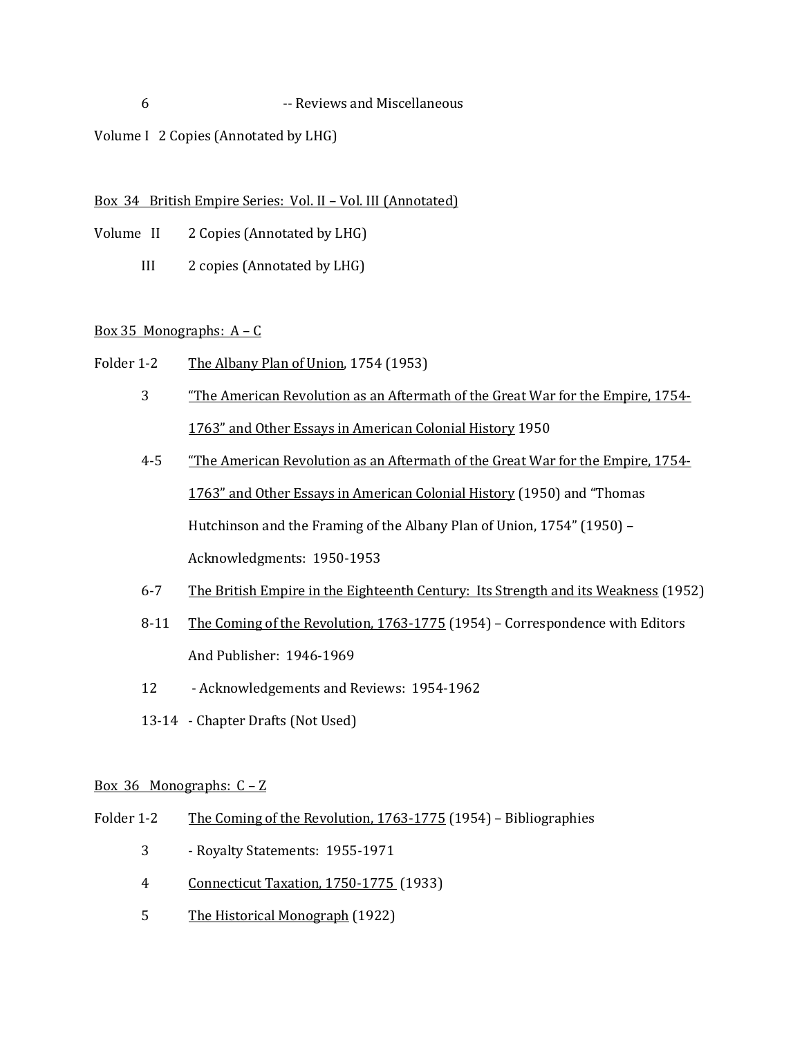6 -- Reviews and Miscellaneous

Volume I 2 Copies (Annotated by LHG)

<u>Box 34 British Empire Series: Vol. II – Vol. III (Annotated)</u>

Volume II 2 Copies (Annotated by LHG)

III 2 copies (Annotated by LHG)

<u>Box 35 Monographs: A – C</u>

Folder 1-2 <u>The Albany Plan of Union</u>, 1754 (1953)

3 <u>"The American Revolution as an Aftermath of the Great War for the Empire, 1754-1763" and Other Essays in American Colonial History</u> 1950

4-5 <u>"The American Revolution as an Aftermath of the Great War for the Empire, 1754-1763" and Other Essays in American Colonial History</u> (1950) and "Thomas Hutchinson and the Framing of the Albany Plan of Union, 1754" (1950) – Acknowledgments: 1950-1953

6-7 <u>The British Empire in the Eighteenth Century: Its Strength and its Weakness</u> (1952)

8-11 <u>The Coming of the Revolution, 1763-1775</u> (1954) – Correspondence with Editors And Publisher: 1946-1969

12 - Acknowledgements and Reviews: 1954-1962

13-14 - Chapter Drafts (Not Used)

<u>Box 36 Monographs: C – Z</u>

Folder 1-2 <u>The Coming of the Revolution, 1763-1775</u> (1954) – Bibliographies

3 - Royalty Statements: 1955-1971

4 <u>Connecticut Taxation, 1750-1775</u> (1933)

5 <u>The Historical Monograph</u> (1922)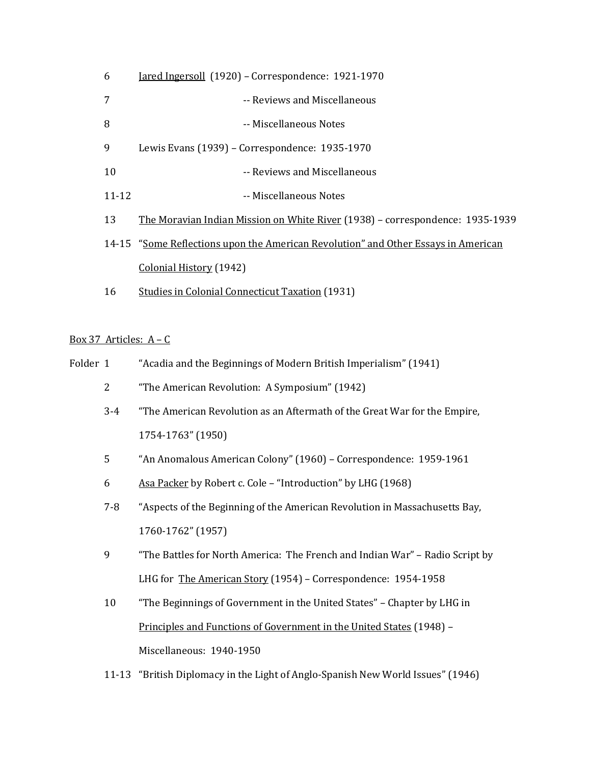6 <u>Jared Ingersoll</u> (1920) – Correspondence: 1921-1970

7 -- Reviews and Miscellaneous

8 -- Miscellaneous Notes

9 Lewis Evans (1939) – Correspondence: 1935-1970

10 -- Reviews and Miscellaneous

11-12 -- Miscellaneous Notes

13 <u>The Moravian Indian Mission on White River</u> (1938) – correspondence: 1935-1939

14-15 "<u>Some Reflections upon the American Revolution" and Other Essays in American Colonial History</u> (1942)

16 <u>Studies in Colonial Connecticut Taxation</u> (1931)

<u>Box 37 Articles: A – C</u>

Folder 1 "Acadia and the Beginnings of Modern British Imperialism" (1941)

2 "The American Revolution: A Symposium" (1942)

3-4 "The American Revolution as an Aftermath of the Great War for the Empire, 1754-1763" (1950)

5 "An Anomalous American Colony" (1960) – Correspondence: 1959-1961

6 <u>Asa Packer</u> by Robert c. Cole – "Introduction" by LHG (1968)

7-8 "Aspects of the Beginning of the American Revolution in Massachusetts Bay, 1760-1762" (1957)

9 "The Battles for North America: The French and Indian War" – Radio Script by LHG for <u>The American Story</u> (1954) – Correspondence: 1954-1958

10 "The Beginnings of Government in the United States" – Chapter by LHG in <u>Principles and Functions of Government in the United States</u> (1948) – Miscellaneous: 1940-1950

11-13 "British Diplomacy in the Light of Anglo-Spanish New World Issues" (1946)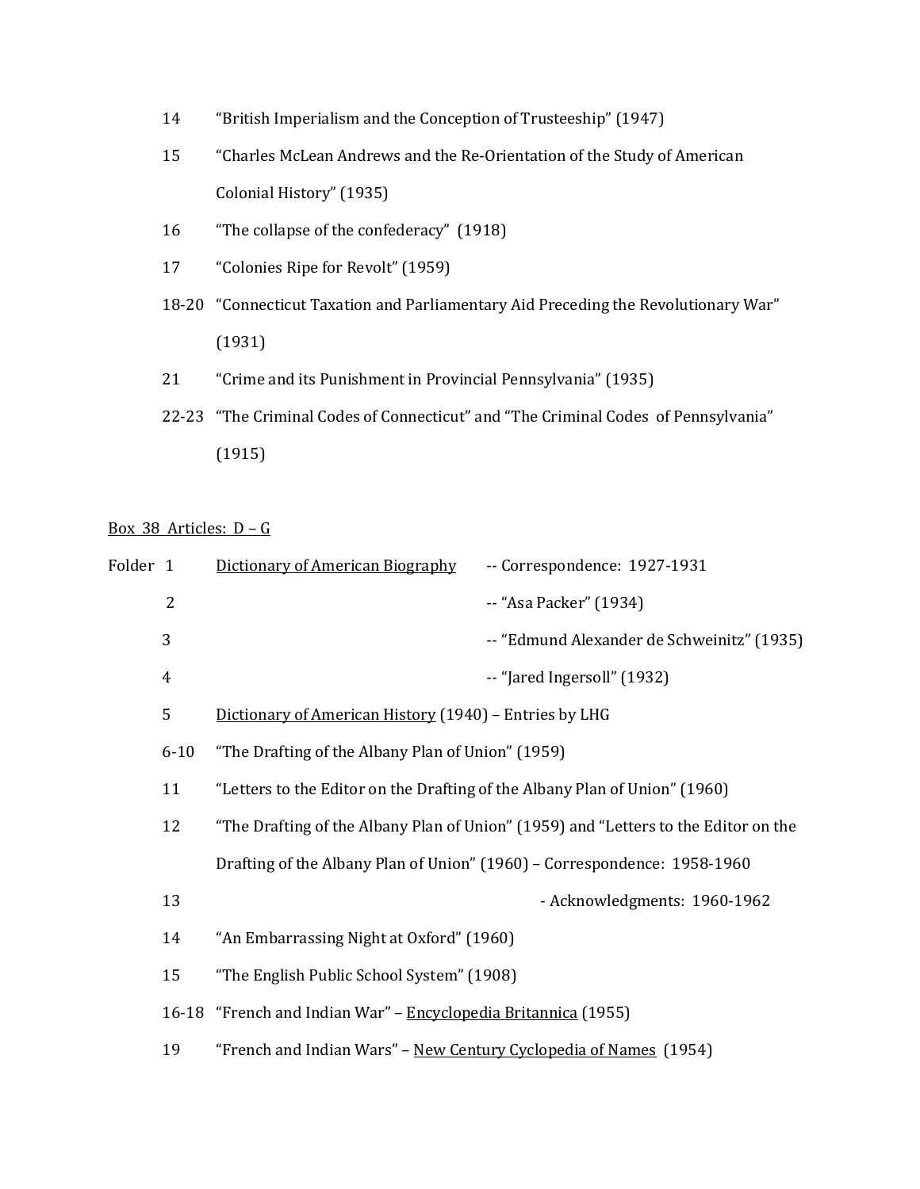| | |
|---|---|
| 14 | "British Imperialism and the Conception of Trusteeship" (1947) |
| 15 | "Charles McLean Andrews and the Re-Orientation of the Study of American Colonial History" (1935) |
| 16 | "The collapse of the confederacy" (1918) |
| 17 | "Colonies Ripe for Revolt" (1959) |
| 18-20 | "Connecticut Taxation and Parliamentary Aid Preceding the Revolutionary War" (1931) |
| 21 | "Crime and its Punishment in Provincial Pennsylvania" (1935) |
| 22-23 | "The Criminal Codes of Connecticut" and "The Criminal Codes of Pennsylvania" (1915) |

<u>Box 38 Articles: D – G</u>

| Folder | | |
|---|---|---|
| 1 | <u>Dictionary of American Biography</u> | -- Correspondence: 1927-1931 |
| 2 | | -- "Asa Packer" (1934) |
| 3 | | -- "Edmund Alexander de Schweinitz" (1935) |
| 4 | | -- "Jared Ingersoll" (1932) |
| 5 | <u>Dictionary of American History</u> (1940) – Entries by LHG | |
| 6-10 | "The Drafting of the Albany Plan of Union" (1959) | |
| 11 | "Letters to the Editor on the Drafting of the Albany Plan of Union" (1960) | |
| 12 | "The Drafting of the Albany Plan of Union" (1959) and "Letters to the Editor on the Drafting of the Albany Plan of Union" (1960) – Correspondence: 1958-1960 | |
| 13 | | - Acknowledgments: 1960-1962 |
| 14 | "An Embarrassing Night at Oxford" (1960) | |
| 15 | "The English Public School System" (1908) | |
| 16-18 | "French and Indian War" – <u>Encyclopedia Britannica</u> (1955) | |
| 19 | "French and Indian Wars" – <u>New Century Cyclopedia of Names</u> (1954) | |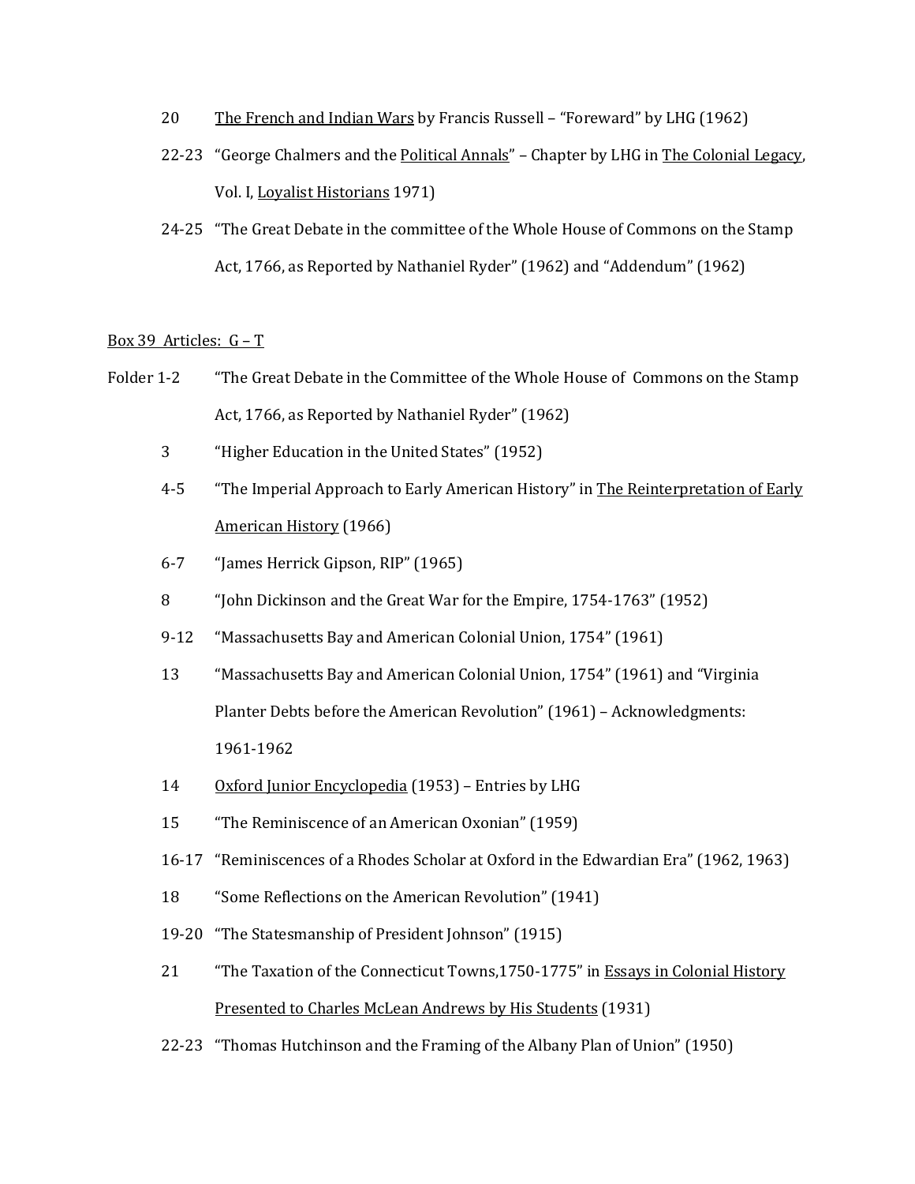20 <u>The French and Indian Wars</u> by Francis Russell – "Foreward" by LHG (1962)

22-23 "George Chalmers and the <u>Political Annals</u>" – Chapter by LHG in <u>The Colonial Legacy</u>, Vol. I, <u>Loyalist Historians</u> 1971)

24-25 "The Great Debate in the committee of the Whole House of Commons on the Stamp Act, 1766, as Reported by Nathaniel Ryder" (1962) and "Addendum" (1962)

<u>Box 39 Articles: G – T</u>

Folder 1-2 "The Great Debate in the Committee of the Whole House of Commons on the Stamp Act, 1766, as Reported by Nathaniel Ryder" (1962)

3 "Higher Education in the United States" (1952)

4-5 "The Imperial Approach to Early American History" in <u>The Reinterpretation of Early American History</u> (1966)

6-7 "James Herrick Gipson, RIP" (1965)

8 "John Dickinson and the Great War for the Empire, 1754-1763" (1952)

9-12 "Massachusetts Bay and American Colonial Union, 1754" (1961)

13 "Massachusetts Bay and American Colonial Union, 1754" (1961) and "Virginia Planter Debts before the American Revolution" (1961) – Acknowledgments: 1961-1962

14 <u>Oxford Junior Encyclopedia</u> (1953) – Entries by LHG

15 "The Reminiscence of an American Oxonian" (1959)

16-17 "Reminiscences of a Rhodes Scholar at Oxford in the Edwardian Era" (1962, 1963)

18 "Some Reflections on the American Revolution" (1941)

19-20 "The Statesmanship of President Johnson" (1915)

21 "The Taxation of the Connecticut Towns,1750-1775" in <u>Essays in Colonial History Presented to Charles McLean Andrews by His Students</u> (1931)

22-23 "Thomas Hutchinson and the Framing of the Albany Plan of Union" (1950)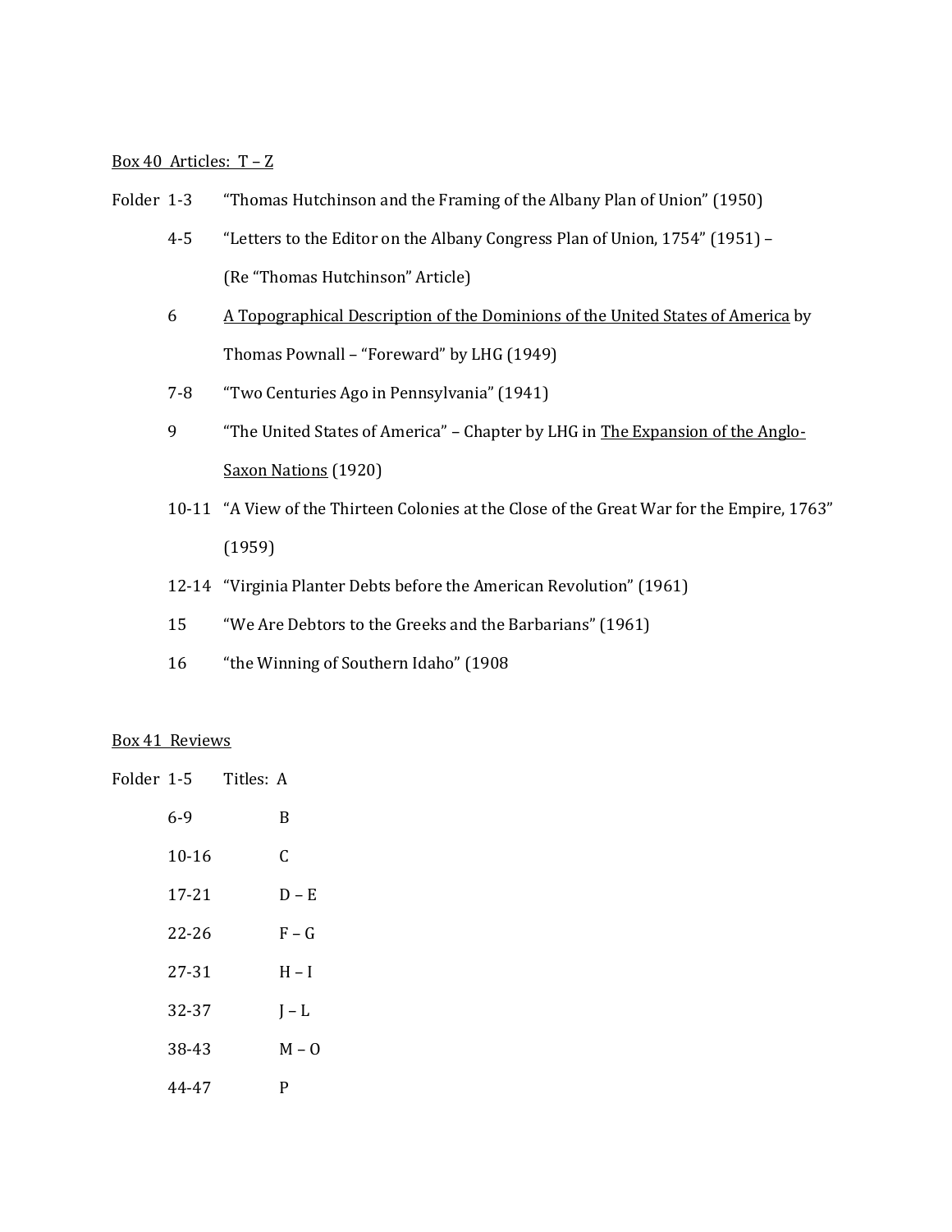Box 40 Articles: T – Z

| Folder | |
| --- | --- |
| 1-3 | "Thomas Hutchinson and the Framing of the Albany Plan of Union" (1950) |
| 4-5 | "Letters to the Editor on the Albany Congress Plan of Union, 1754" (1951) – (Re "Thomas Hutchinson" Article) |
| 6 | A Topographical Description of the Dominions of the United States of America by Thomas Pownall – "Foreward" by LHG (1949) |
| 7-8 | "Two Centuries Ago in Pennsylvania" (1941) |
| 9 | "The United States of America" – Chapter by LHG in The Expansion of the Anglo-Saxon Nations (1920) |
| 10-11 | "A View of the Thirteen Colonies at the Close of the Great War for the Empire, 1763" (1959) |
| 12-14 | "Virginia Planter Debts before the American Revolution" (1961) |
| 15 | "We Are Debtors to the Greeks and the Barbarians" (1961) |
| 16 | "the Winning of Southern Idaho" (1908 |

Box 41 Reviews

| Folder | |
| --- | --- |
| 1-5 | Titles: A |
| 6-9 | B |
| 10-16 | C |
| 17-21 | D – E |
| 22-26 | F – G |
| 27-31 | H – I |
| 32-37 | J – L |
| 38-43 | M – O |
| 44-47 | P |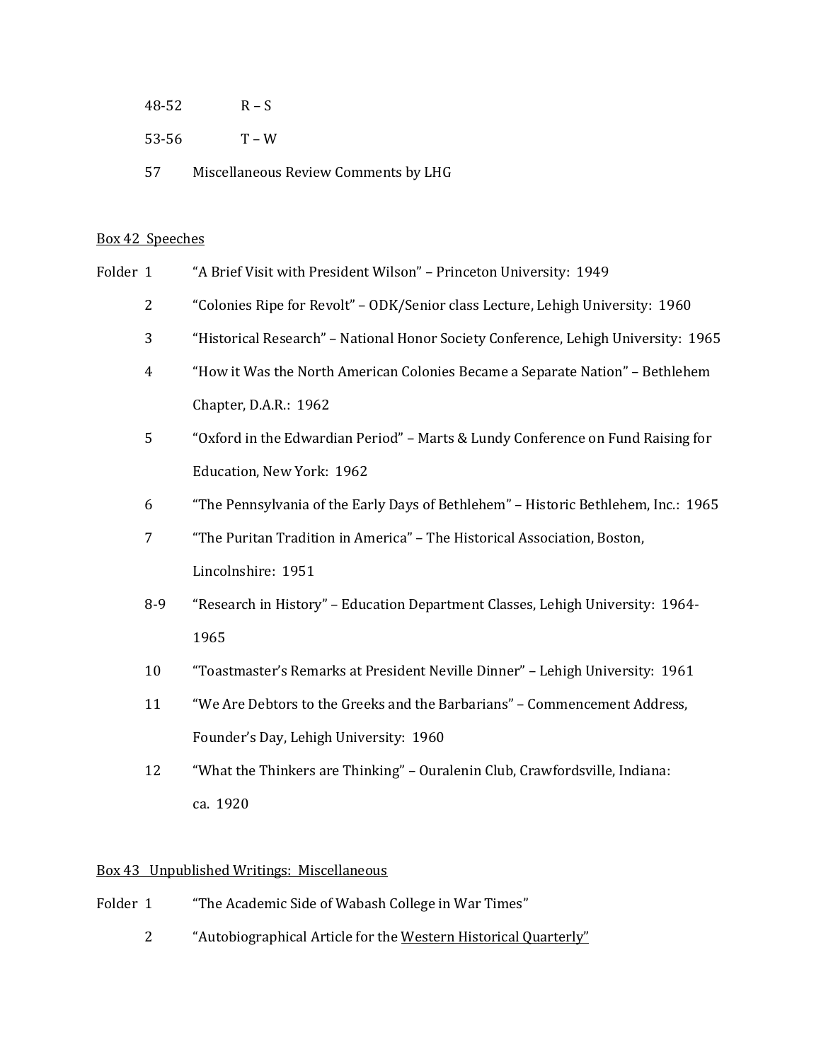48-52 R – S

53-56 T – W

57 Miscellaneous Review Comments by LHG

<u>Box 42 Speeches</u>

Folder 1 "A Brief Visit with President Wilson" – Princeton University: 1949

2 "Colonies Ripe for Revolt" – ODK/Senior class Lecture, Lehigh University: 1960

3 "Historical Research" – National Honor Society Conference, Lehigh University: 1965

4 "How it Was the North American Colonies Became a Separate Nation" – Bethlehem Chapter, D.A.R.: 1962

5 "Oxford in the Edwardian Period" – Marts & Lundy Conference on Fund Raising for Education, New York: 1962

6 "The Pennsylvania of the Early Days of Bethlehem" – Historic Bethlehem, Inc.: 1965

7 "The Puritan Tradition in America" – The Historical Association, Boston, Lincolnshire: 1951

8-9 "Research in History" – Education Department Classes, Lehigh University: 1964-1965

10 "Toastmaster's Remarks at President Neville Dinner" – Lehigh University: 1961

11 "We Are Debtors to the Greeks and the Barbarians" – Commencement Address, Founder's Day, Lehigh University: 1960

12 "What the Thinkers are Thinking" – Ouralenin Club, Crawfordsville, Indiana: ca. 1920

<u>Box 43 Unpublished Writings: Miscellaneous</u>

Folder 1 "The Academic Side of Wabash College in War Times"

2 "Autobiographical Article for the <u>Western Historical Quarterly"</u>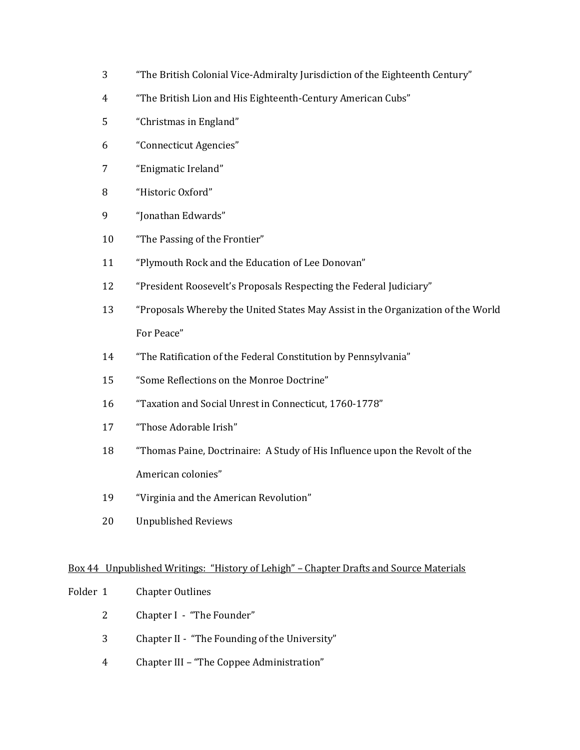3 “The British Colonial Vice-Admiralty Jurisdiction of the Eighteenth Century”

4 “The British Lion and His Eighteenth-Century American Cubs”

5 “Christmas in England”

6 “Connecticut Agencies”

7 “Enigmatic Ireland”

8 “Historic Oxford”

9 “Jonathan Edwards”

10 “The Passing of the Frontier”

11 “Plymouth Rock and the Education of Lee Donovan”

12 “President Roosevelt’s Proposals Respecting the Federal Judiciary”

13 “Proposals Whereby the United States May Assist in the Organization of the World For Peace”

14 “The Ratification of the Federal Constitution by Pennsylvania”

15 “Some Reflections on the Monroe Doctrine”

16 “Taxation and Social Unrest in Connecticut, 1760-1778”

17 “Those Adorable Irish”

18 “Thomas Paine, Doctrinaire: A Study of His Influence upon the Revolt of the American colonies”

19 “Virginia and the American Revolution”

20 Unpublished Reviews

Box 44 Unpublished Writings: “History of Lehigh” – Chapter Drafts and Source Materials

Folder 1 Chapter Outlines

2 Chapter I - “The Founder”

3 Chapter II - “The Founding of the University”

4 Chapter III – “The Coppee Administration”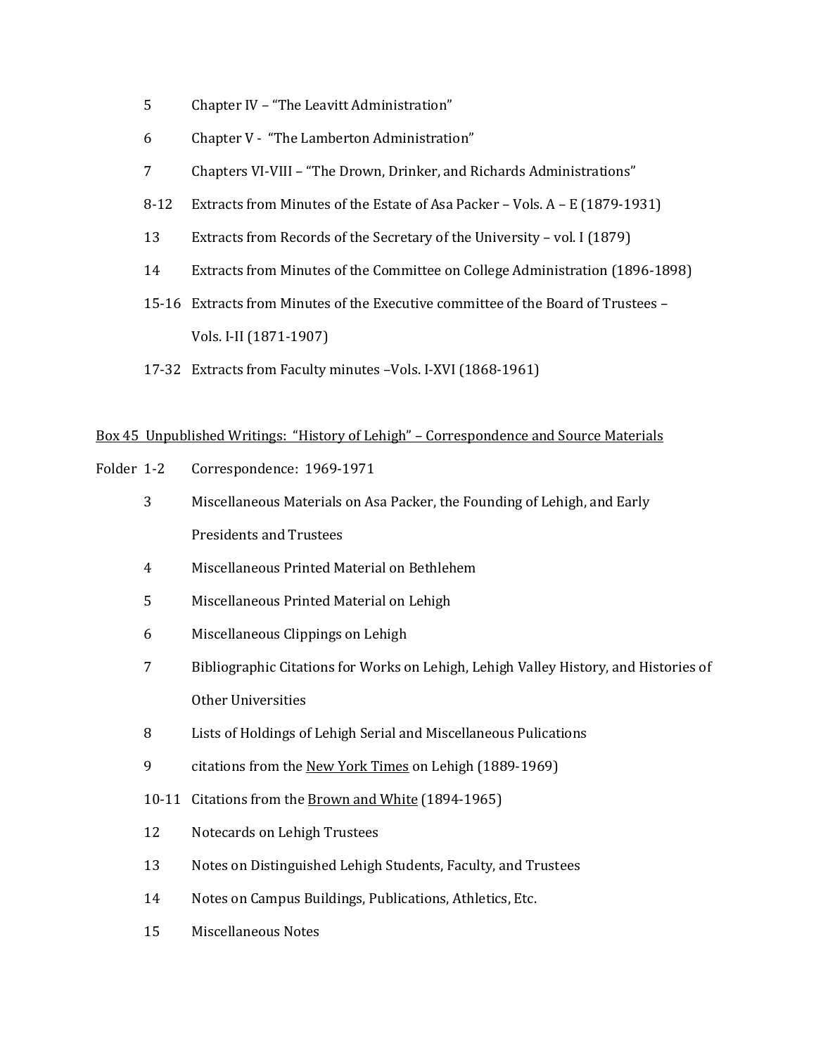5 Chapter IV – "The Leavitt Administration"

6 Chapter V - "The Lamberton Administration"

7 Chapters VI-VIII – "The Drown, Drinker, and Richards Administrations"

8-12 Extracts from Minutes of the Estate of Asa Packer – Vols. A – E (1879-1931)

13 Extracts from Records of the Secretary of the University – vol. I (1879)

14 Extracts from Minutes of the Committee on College Administration (1896-1898)

15-16 Extracts from Minutes of the Executive committee of the Board of Trustees – Vols. I-II (1871-1907)

17-32 Extracts from Faculty minutes –Vols. I-XVI (1868-1961)

<u>Box 45 Unpublished Writings: "History of Lehigh" – Correspondence and Source Materials</u>

Folder 1-2 Correspondence: 1969-1971

3 Miscellaneous Materials on Asa Packer, the Founding of Lehigh, and Early Presidents and Trustees

4 Miscellaneous Printed Material on Bethlehem

5 Miscellaneous Printed Material on Lehigh

6 Miscellaneous Clippings on Lehigh

7 Bibliographic Citations for Works on Lehigh, Lehigh Valley History, and Histories of Other Universities

8 Lists of Holdings of Lehigh Serial and Miscellaneous Pulications

9 citations from the <u>New York Times</u> on Lehigh (1889-1969)

10-11 Citations from the <u>Brown and White</u> (1894-1965)

12 Notecards on Lehigh Trustees

13 Notes on Distinguished Lehigh Students, Faculty, and Trustees

14 Notes on Campus Buildings, Publications, Athletics, Etc.

15 Miscellaneous Notes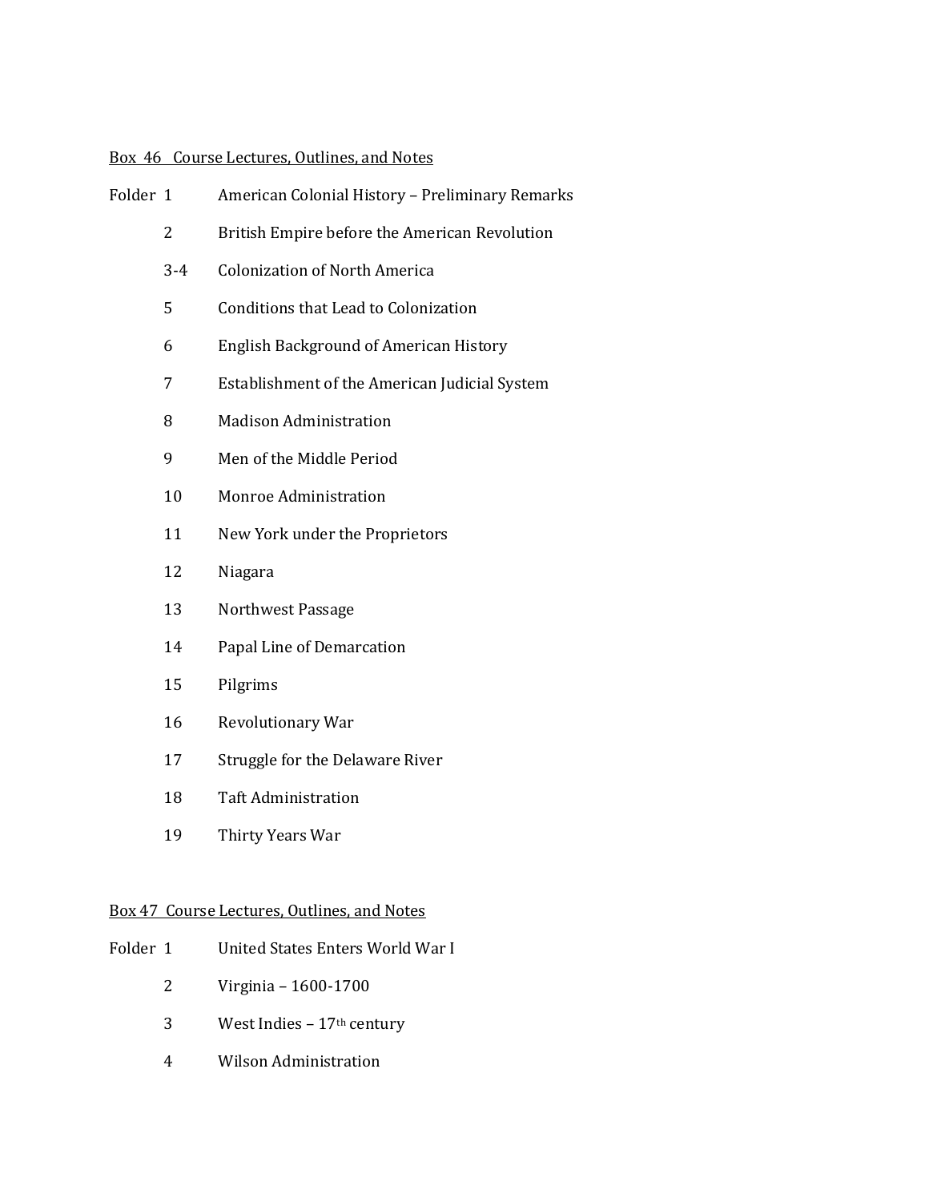<u>Box 46 Course Lectures, Outlines, and Notes</u>

| Folder | |
|---|---|
| 1 | American Colonial History – Preliminary Remarks |
| 2 | British Empire before the American Revolution |
| 3-4 | Colonization of North America |
| 5 | Conditions that Lead to Colonization |
| 6 | English Background of American History |
| 7 | Establishment of the American Judicial System |
| 8 | Madison Administration |
| 9 | Men of the Middle Period |
| 10 | Monroe Administration |
| 11 | New York under the Proprietors |
| 12 | Niagara |
| 13 | Northwest Passage |
| 14 | Papal Line of Demarcation |
| 15 | Pilgrims |
| 16 | Revolutionary War |
| 17 | Struggle for the Delaware River |
| 18 | Taft Administration |
| 19 | Thirty Years War |

<u>Box 47 Course Lectures, Outlines, and Notes</u>

| Folder | |
|---|---|
| 1 | United States Enters World War I |
| 2 | Virginia – 1600-1700 |
| 3 | West Indies – 17th century |
| 4 | Wilson Administration |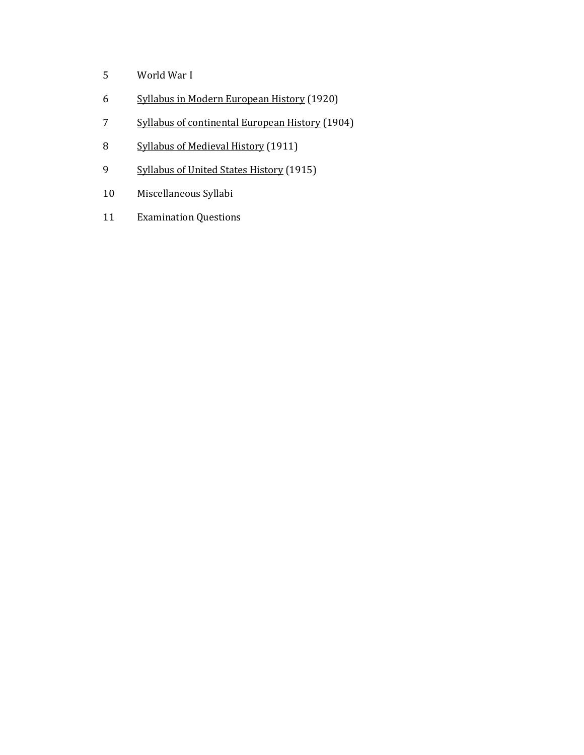5 World War I

6 Syllabus in Modern European History (1920)

7 Syllabus of continental European History (1904)

8 Syllabus of Medieval History (1911)

9 Syllabus of United States History (1915)

10 Miscellaneous Syllabi

11 Examination Questions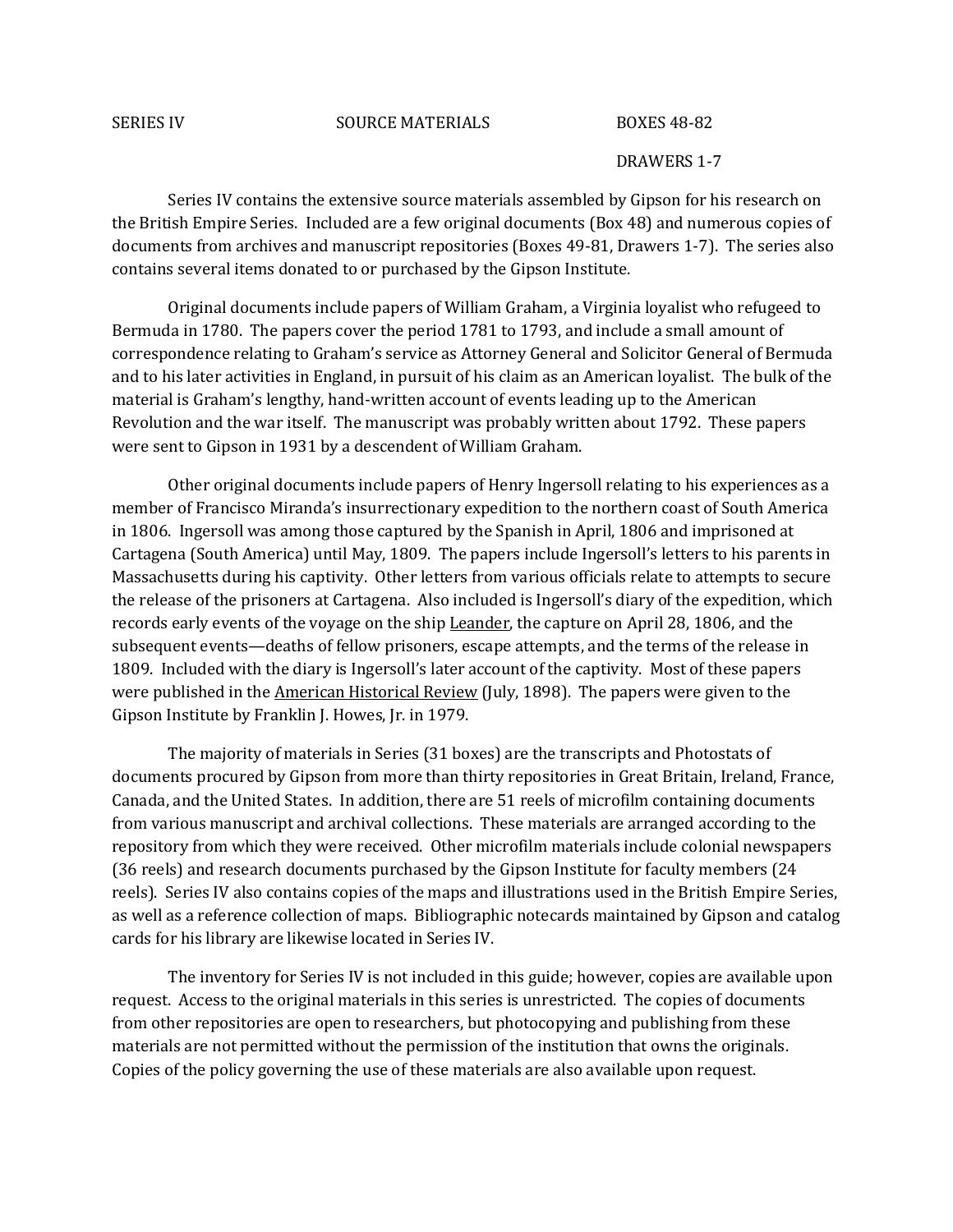SERIES IV SOURCE MATERIALS BOXES 48-82

DRAWERS 1-7

Series IV contains the extensive source materials assembled by Gipson for his research on the British Empire Series. Included are a few original documents (Box 48) and numerous copies of documents from archives and manuscript repositories (Boxes 49-81, Drawers 1-7). The series also contains several items donated to or purchased by the Gipson Institute.

Original documents include papers of William Graham, a Virginia loyalist who refugeed to Bermuda in 1780. The papers cover the period 1781 to 1793, and include a small amount of correspondence relating to Graham's service as Attorney General and Solicitor General of Bermuda and to his later activities in England, in pursuit of his claim as an American loyalist. The bulk of the material is Graham's lengthy, hand-written account of events leading up to the American Revolution and the war itself. The manuscript was probably written about 1792. These papers were sent to Gipson in 1931 by a descendent of William Graham.

Other original documents include papers of Henry Ingersoll relating to his experiences as a member of Francisco Miranda's insurrectionary expedition to the northern coast of South America in 1806. Ingersoll was among those captured by the Spanish in April, 1806 and imprisoned at Cartagena (South America) until May, 1809. The papers include Ingersoll's letters to his parents in Massachusetts during his captivity. Other letters from various officials relate to attempts to secure the release of the prisoners at Cartagena. Also included is Ingersoll's diary of the expedition, which records early events of the voyage on the ship <u>Leander</u>, the capture on April 28, 1806, and the subsequent events—deaths of fellow prisoners, escape attempts, and the terms of the release in 1809. Included with the diary is Ingersoll's later account of the captivity. Most of these papers were published in the <u>American Historical Review</u> (July, 1898). The papers were given to the Gipson Institute by Franklin J. Howes, Jr. in 1979.

The majority of materials in Series (31 boxes) are the transcripts and Photostats of documents procured by Gipson from more than thirty repositories in Great Britain, Ireland, France, Canada, and the United States. In addition, there are 51 reels of microfilm containing documents from various manuscript and archival collections. These materials are arranged according to the repository from which they were received. Other microfilm materials include colonial newspapers (36 reels) and research documents purchased by the Gipson Institute for faculty members (24 reels). Series IV also contains copies of the maps and illustrations used in the British Empire Series, as well as a reference collection of maps. Bibliographic notecards maintained by Gipson and catalog cards for his library are likewise located in Series IV.

The inventory for Series IV is not included in this guide; however, copies are available upon request. Access to the original materials in this series is unrestricted. The copies of documents from other repositories are open to researchers, but photocopying and publishing from these materials are not permitted without the permission of the institution that owns the originals. Copies of the policy governing the use of these materials are also available upon request.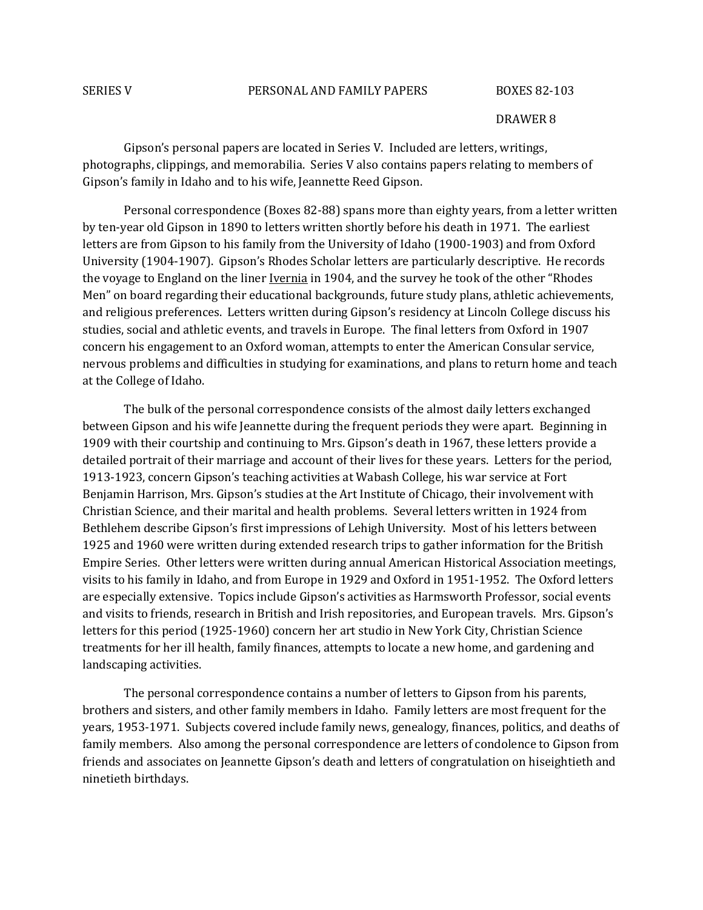SERIES V PERSONAL AND FAMILY PAPERS BOXES 82-103

DRAWER 8

Gipson's personal papers are located in Series V. Included are letters, writings, photographs, clippings, and memorabilia. Series V also contains papers relating to members of Gipson's family in Idaho and to his wife, Jeannette Reed Gipson.

Personal correspondence (Boxes 82-88) spans more than eighty years, from a letter written by ten-year old Gipson in 1890 to letters written shortly before his death in 1971. The earliest letters are from Gipson to his family from the University of Idaho (1900-1903) and from Oxford University (1904-1907). Gipson's Rhodes Scholar letters are particularly descriptive. He records the voyage to England on the liner Ivernia in 1904, and the survey he took of the other "Rhodes Men" on board regarding their educational backgrounds, future study plans, athletic achievements, and religious preferences. Letters written during Gipson's residency at Lincoln College discuss his studies, social and athletic events, and travels in Europe. The final letters from Oxford in 1907 concern his engagement to an Oxford woman, attempts to enter the American Consular service, nervous problems and difficulties in studying for examinations, and plans to return home and teach at the College of Idaho.

The bulk of the personal correspondence consists of the almost daily letters exchanged between Gipson and his wife Jeannette during the frequent periods they were apart. Beginning in 1909 with their courtship and continuing to Mrs. Gipson's death in 1967, these letters provide a detailed portrait of their marriage and account of their lives for these years. Letters for the period, 1913-1923, concern Gipson's teaching activities at Wabash College, his war service at Fort Benjamin Harrison, Mrs. Gipson's studies at the Art Institute of Chicago, their involvement with Christian Science, and their marital and health problems. Several letters written in 1924 from Bethlehem describe Gipson's first impressions of Lehigh University. Most of his letters between 1925 and 1960 were written during extended research trips to gather information for the British Empire Series. Other letters were written during annual American Historical Association meetings, visits to his family in Idaho, and from Europe in 1929 and Oxford in 1951-1952. The Oxford letters are especially extensive. Topics include Gipson's activities as Harmsworth Professor, social events and visits to friends, research in British and Irish repositories, and European travels. Mrs. Gipson's letters for this period (1925-1960) concern her art studio in New York City, Christian Science treatments for her ill health, family finances, attempts to locate a new home, and gardening and landscaping activities.

The personal correspondence contains a number of letters to Gipson from his parents, brothers and sisters, and other family members in Idaho. Family letters are most frequent for the years, 1953-1971. Subjects covered include family news, genealogy, finances, politics, and deaths of family members. Also among the personal correspondence are letters of condolence to Gipson from friends and associates on Jeannette Gipson's death and letters of congratulation on hiseightieth and ninetieth birthdays.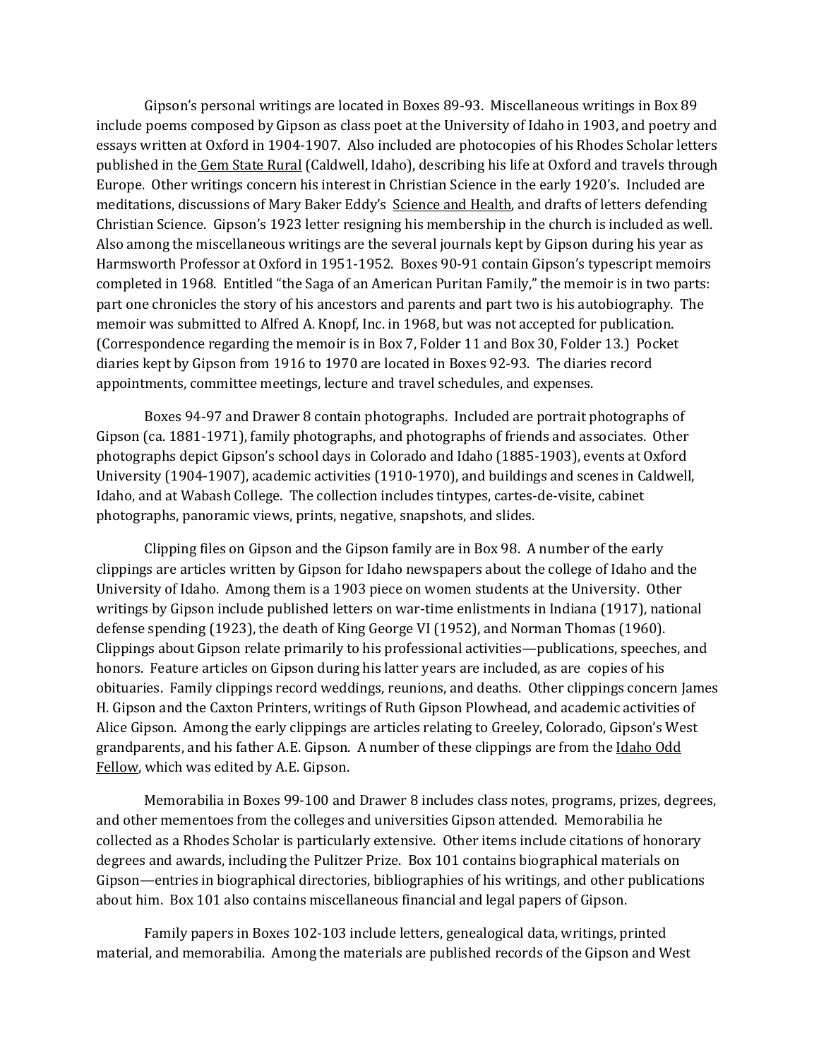Gipson's personal writings are located in Boxes 89-93. Miscellaneous writings in Box 89 include poems composed by Gipson as class poet at the University of Idaho in 1903, and poetry and essays written at Oxford in 1904-1907. Also included are photocopies of his Rhodes Scholar letters published in the Gem State Rural (Caldwell, Idaho), describing his life at Oxford and travels through Europe. Other writings concern his interest in Christian Science in the early 1920's. Included are meditations, discussions of Mary Baker Eddy's Science and Health, and drafts of letters defending Christian Science. Gipson's 1923 letter resigning his membership in the church is included as well. Also among the miscellaneous writings are the several journals kept by Gipson during his year as Harmsworth Professor at Oxford in 1951-1952. Boxes 90-91 contain Gipson's typescript memoirs completed in 1968. Entitled "the Saga of an American Puritan Family," the memoir is in two parts: part one chronicles the story of his ancestors and parents and part two is his autobiography. The memoir was submitted to Alfred A. Knopf, Inc. in 1968, but was not accepted for publication. (Correspondence regarding the memoir is in Box 7, Folder 11 and Box 30, Folder 13.) Pocket diaries kept by Gipson from 1916 to 1970 are located in Boxes 92-93. The diaries record appointments, committee meetings, lecture and travel schedules, and expenses.

Boxes 94-97 and Drawer 8 contain photographs. Included are portrait photographs of Gipson (ca. 1881-1971), family photographs, and photographs of friends and associates. Other photographs depict Gipson's school days in Colorado and Idaho (1885-1903), events at Oxford University (1904-1907), academic activities (1910-1970), and buildings and scenes in Caldwell, Idaho, and at Wabash College. The collection includes tintypes, cartes-de-visite, cabinet photographs, panoramic views, prints, negative, snapshots, and slides.

Clipping files on Gipson and the Gipson family are in Box 98. A number of the early clippings are articles written by Gipson for Idaho newspapers about the college of Idaho and the University of Idaho. Among them is a 1903 piece on women students at the University. Other writings by Gipson include published letters on war-time enlistments in Indiana (1917), national defense spending (1923), the death of King George VI (1952), and Norman Thomas (1960). Clippings about Gipson relate primarily to his professional activities—publications, speeches, and honors. Feature articles on Gipson during his latter years are included, as are copies of his obituaries. Family clippings record weddings, reunions, and deaths. Other clippings concern James H. Gipson and the Caxton Printers, writings of Ruth Gipson Plowhead, and academic activities of Alice Gipson. Among the early clippings are articles relating to Greeley, Colorado, Gipson's West grandparents, and his father A.E. Gipson. A number of these clippings are from the Idaho Odd Fellow, which was edited by A.E. Gipson.

Memorabilia in Boxes 99-100 and Drawer 8 includes class notes, programs, prizes, degrees, and other mementoes from the colleges and universities Gipson attended. Memorabilia he collected as a Rhodes Scholar is particularly extensive. Other items include citations of honorary degrees and awards, including the Pulitzer Prize. Box 101 contains biographical materials on Gipson—entries in biographical directories, bibliographies of his writings, and other publications about him. Box 101 also contains miscellaneous financial and legal papers of Gipson.

Family papers in Boxes 102-103 include letters, genealogical data, writings, printed material, and memorabilia. Among the materials are published records of the Gipson and West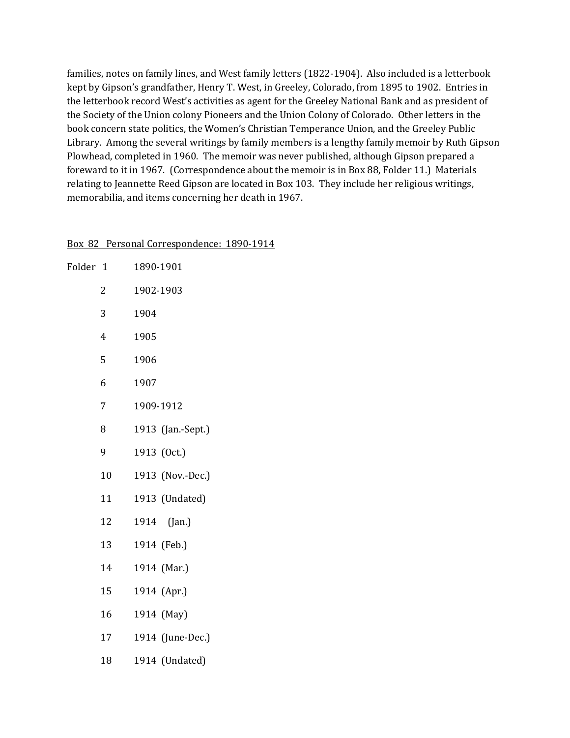families, notes on family lines, and West family letters (1822-1904). Also included is a letterbook kept by Gipson's grandfather, Henry T. West, in Greeley, Colorado, from 1895 to 1902. Entries in the letterbook record West's activities as agent for the Greeley National Bank and as president of the Society of the Union colony Pioneers and the Union Colony of Colorado. Other letters in the book concern state politics, the Women's Christian Temperance Union, and the Greeley Public Library. Among the several writings by family members is a lengthy family memoir by Ruth Gipson Plowhead, completed in 1960. The memoir was never published, although Gipson prepared a foreward to it in 1967. (Correspondence about the memoir is in Box 88, Folder 11.) Materials relating to Jeannette Reed Gipson are located in Box 103. They include her religious writings, memorabilia, and items concerning her death in 1967.

<u>Box 82 Personal Correspondence: 1890-1914</u>

| Folder | |
|---|---|
| 1 | 1890-1901 |
| 2 | 1902-1903 |
| 3 | 1904 |
| 4 | 1905 |
| 5 | 1906 |
| 6 | 1907 |
| 7 | 1909-1912 |
| 8 | 1913 (Jan.-Sept.) |
| 9 | 1913 (Oct.) |
| 10 | 1913 (Nov.-Dec.) |
| 11 | 1913 (Undated) |
| 12 | 1914 (Jan.) |
| 13 | 1914 (Feb.) |
| 14 | 1914 (Mar.) |
| 15 | 1914 (Apr.) |
| 16 | 1914 (May) |
| 17 | 1914 (June-Dec.) |
| 18 | 1914 (Undated) |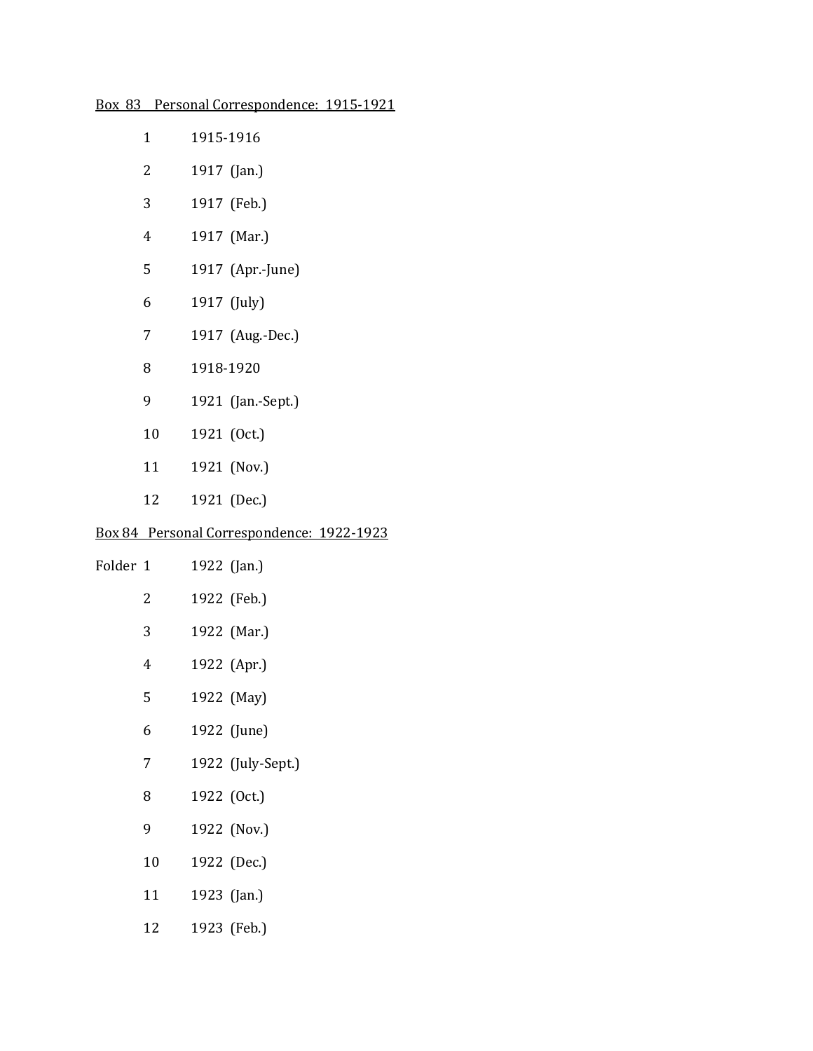Box 83 Personal Correspondence: 1915-1921

| | |
|---|---|
| 1 | 1915-1916 |
| 2 | 1917 (Jan.) |
| 3 | 1917 (Feb.) |
| 4 | 1917 (Mar.) |
| 5 | 1917 (Apr.-June) |
| 6 | 1917 (July) |
| 7 | 1917 (Aug.-Dec.) |
| 8 | 1918-1920 |
| 9 | 1921 (Jan.-Sept.) |
| 10 | 1921 (Oct.) |
| 11 | 1921 (Nov.) |
| 12 | 1921 (Dec.) |

Box 84 Personal Correspondence: 1922-1923

| | |
|---|---|
| Folder 1 | 1922 (Jan.) |
| 2 | 1922 (Feb.) |
| 3 | 1922 (Mar.) |
| 4 | 1922 (Apr.) |
| 5 | 1922 (May) |
| 6 | 1922 (June) |
| 7 | 1922 (July-Sept.) |
| 8 | 1922 (Oct.) |
| 9 | 1922 (Nov.) |
| 10 | 1922 (Dec.) |
| 11 | 1923 (Jan.) |
| 12 | 1923 (Feb.) |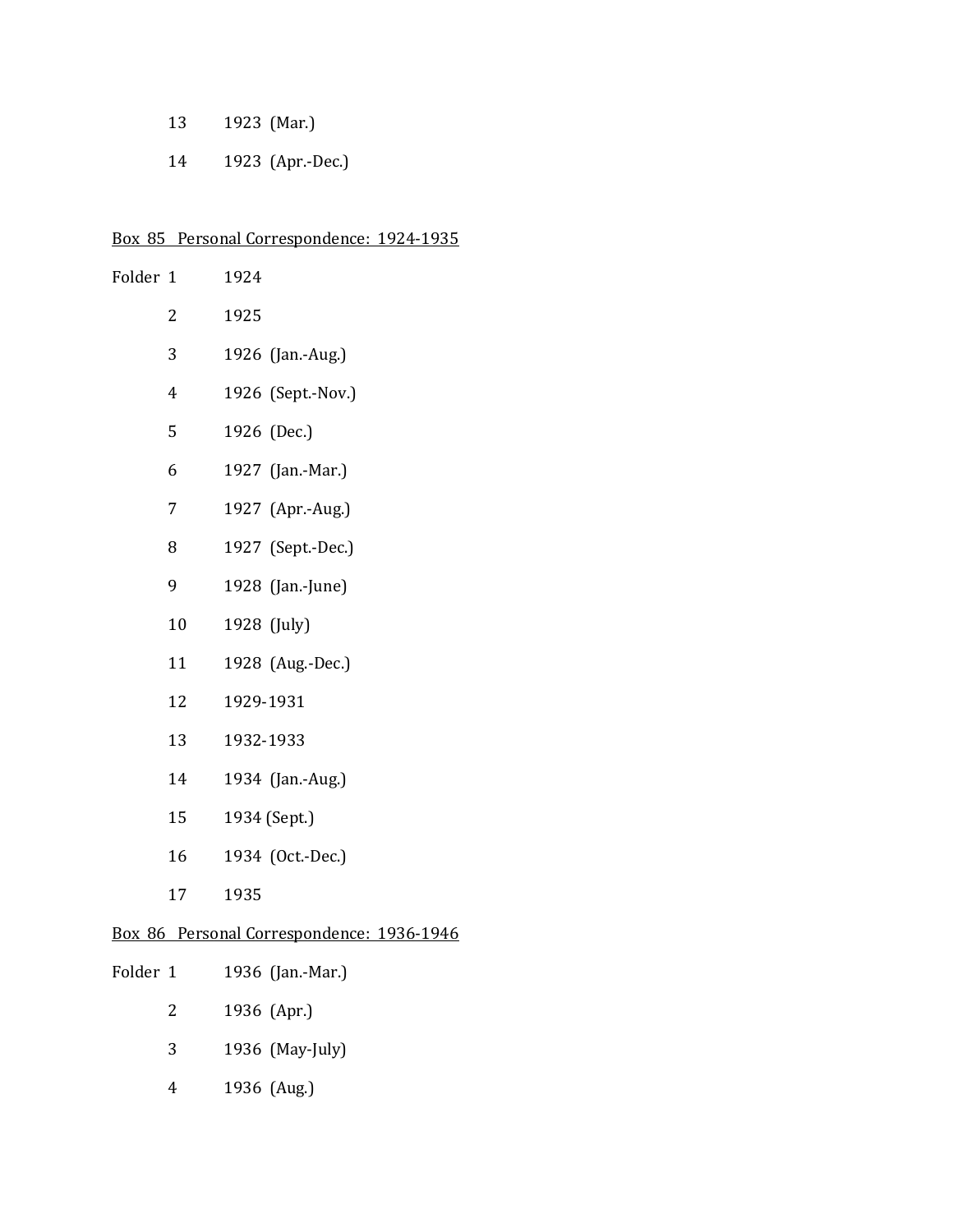13 1923 (Mar.)

14 1923 (Apr.-Dec.)

<u>Box 85 Personal Correspondence: 1924-1935</u>

Folder 1 1924

2 1925

3 1926 (Jan.-Aug.)

4 1926 (Sept.-Nov.)

5 1926 (Dec.)

6 1927 (Jan.-Mar.)

7 1927 (Apr.-Aug.)

8 1927 (Sept.-Dec.)

9 1928 (Jan.-June)

10 1928 (July)

11 1928 (Aug.-Dec.)

12 1929-1931

13 1932-1933

14 1934 (Jan.-Aug.)

15 1934 (Sept.)

16 1934 (Oct.-Dec.)

17 1935

<u>Box 86 Personal Correspondence: 1936-1946</u>

Folder 1 1936 (Jan.-Mar.)

2 1936 (Apr.)

3 1936 (May-July)

4 1936 (Aug.)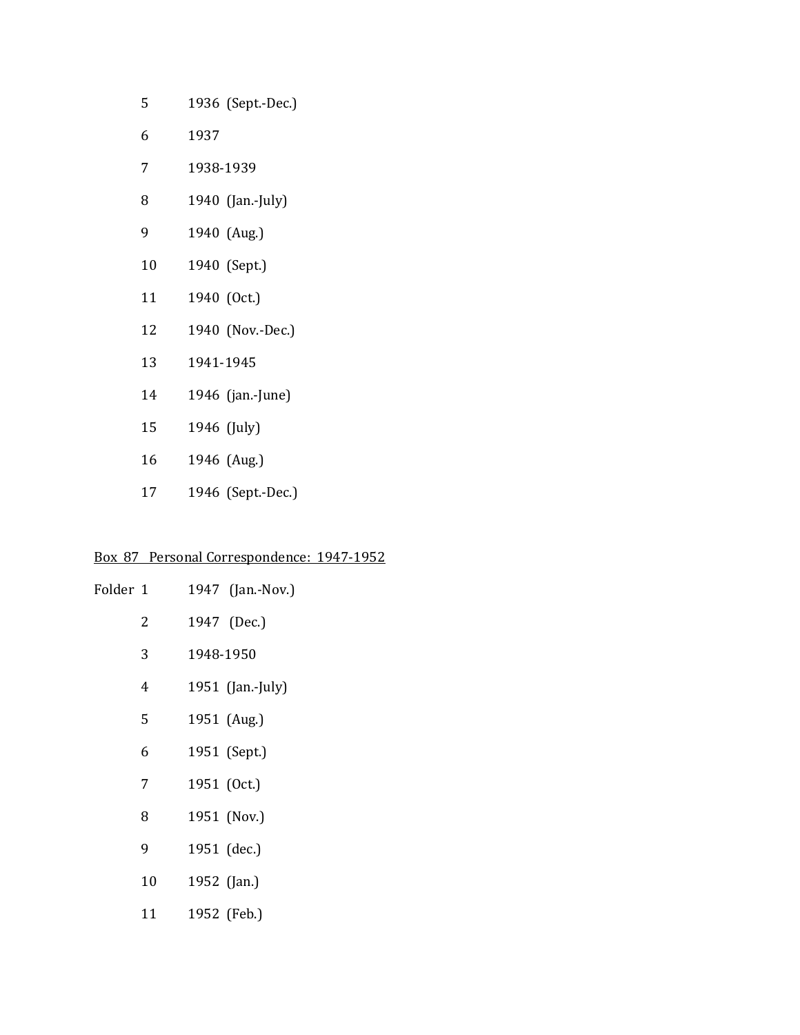5 1936 (Sept.-Dec.)

6 1937

7 1938-1939

8 1940 (Jan.-July)

9 1940 (Aug.)

10 1940 (Sept.)

11 1940 (Oct.)

12 1940 (Nov.-Dec.)

13 1941-1945

14 1946 (jan.-June)

15 1946 (July)

16 1946 (Aug.)

17 1946 (Sept.-Dec.)

<u>Box 87 Personal Correspondence: 1947-1952</u>

Folder 1 1947 (Jan.-Nov.)

2 1947 (Dec.)

3 1948-1950

4 1951 (Jan.-July)

5 1951 (Aug.)

6 1951 (Sept.)

7 1951 (Oct.)

8 1951 (Nov.)

9 1951 (dec.)

10 1952 (Jan.)

11 1952 (Feb.)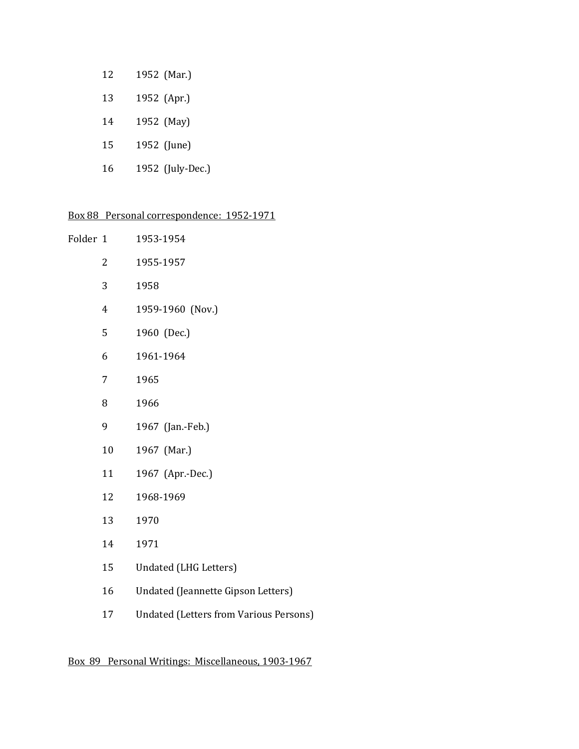| | | |
|---|---|---|
| | 12 | 1952 (Mar.) |
| | 13 | 1952 (Apr.) |
| | 14 | 1952 (May) |
| | 15 | 1952 (June) |
| | 16 | 1952 (July-Dec.) |

Box 88 Personal correspondence: 1952-1971

| | | |
|---|---|---|
| Folder | 1 | 1953-1954 |
| | 2 | 1955-1957 |
| | 3 | 1958 |
| | 4 | 1959-1960 (Nov.) |
| | 5 | 1960 (Dec.) |
| | 6 | 1961-1964 |
| | 7 | 1965 |
| | 8 | 1966 |
| | 9 | 1967 (Jan.-Feb.) |
| | 10 | 1967 (Mar.) |
| | 11 | 1967 (Apr.-Dec.) |
| | 12 | 1968-1969 |
| | 13 | 1970 |
| | 14 | 1971 |
| | 15 | Undated (LHG Letters) |
| | 16 | Undated (Jeannette Gipson Letters) |
| | 17 | Undated (Letters from Various Persons) |

Box 89 Personal Writings: Miscellaneous, 1903-1967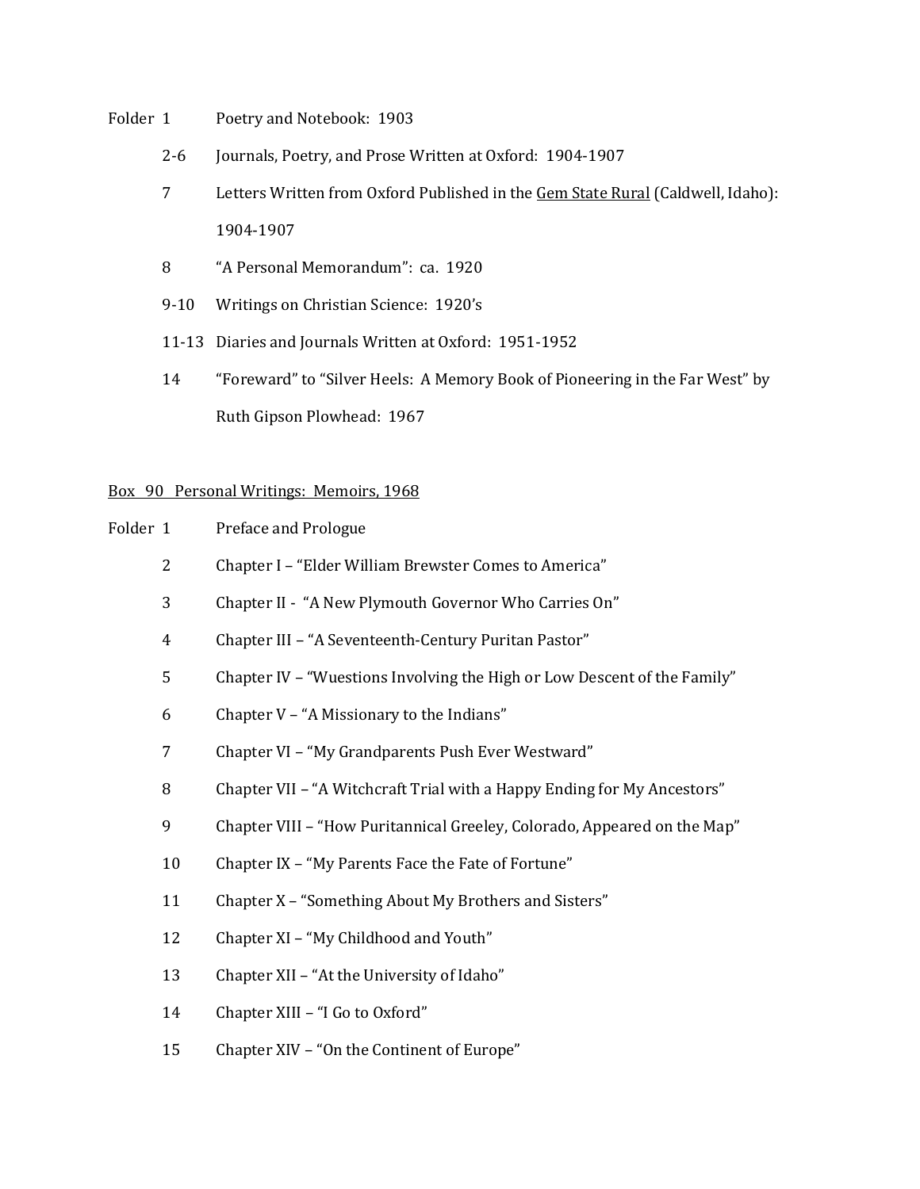Folder 1 Poetry and Notebook: 1903

2-6 Journals, Poetry, and Prose Written at Oxford: 1904-1907

7 Letters Written from Oxford Published in the Gem State Rural (Caldwell, Idaho): 1904-1907

8 "A Personal Memorandum": ca. 1920

9-10 Writings on Christian Science: 1920's

11-13 Diaries and Journals Written at Oxford: 1951-1952

14 "Foreward" to "Silver Heels: A Memory Book of Pioneering in the Far West" by Ruth Gipson Plowhead: 1967

Box 90 Personal Writings: Memoirs, 1968

Folder 1 Preface and Prologue

2 Chapter I – "Elder William Brewster Comes to America"

3 Chapter II - "A New Plymouth Governor Who Carries On"

4 Chapter III – "A Seventeenth-Century Puritan Pastor"

5 Chapter IV – "Wuestions Involving the High or Low Descent of the Family"

6 Chapter V – "A Missionary to the Indians"

7 Chapter VI – "My Grandparents Push Ever Westward"

8 Chapter VII – "A Witchcraft Trial with a Happy Ending for My Ancestors"

9 Chapter VIII – "How Puritannical Greeley, Colorado, Appeared on the Map"

10 Chapter IX – "My Parents Face the Fate of Fortune"

11 Chapter X – "Something About My Brothers and Sisters"

12 Chapter XI – "My Childhood and Youth"

13 Chapter XII – "At the University of Idaho"

14 Chapter XIII – "I Go to Oxford"

15 Chapter XIV – "On the Continent of Europe"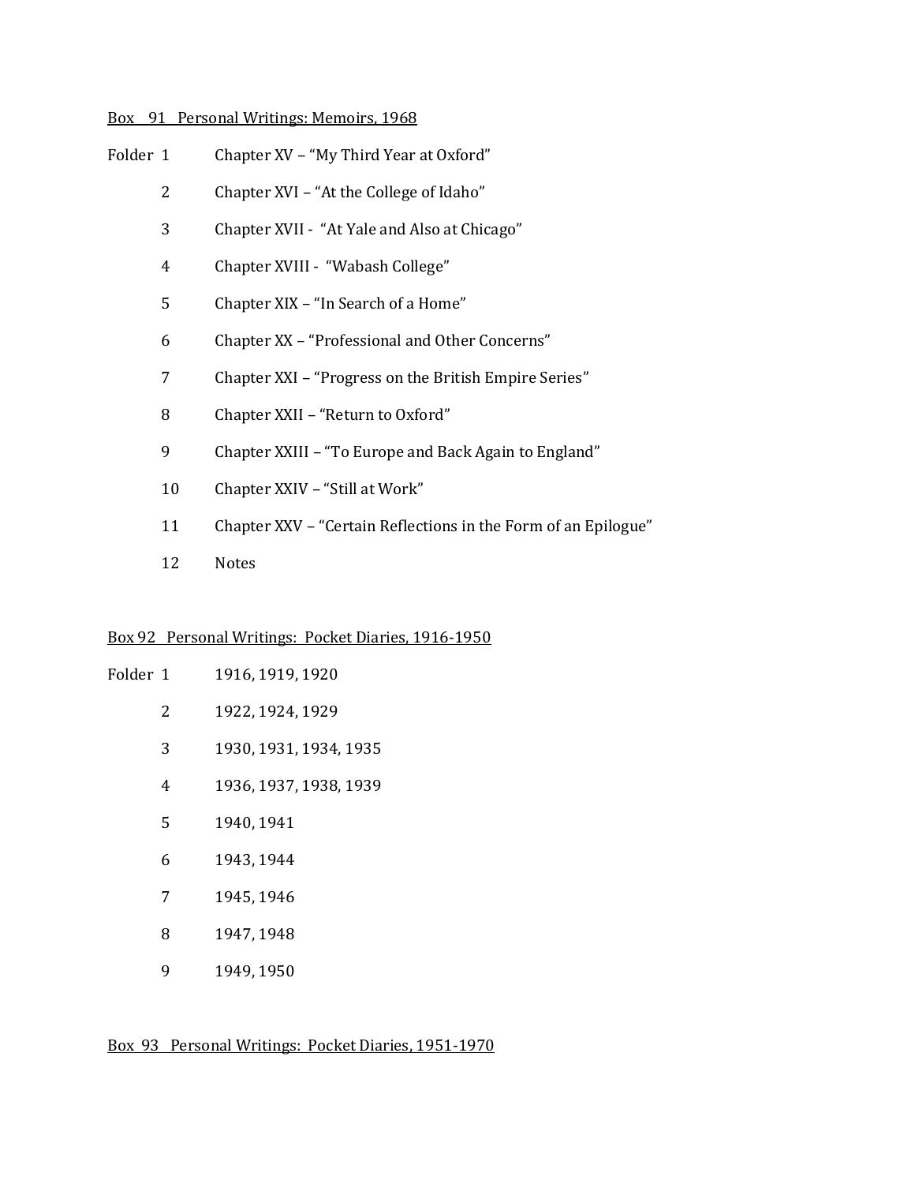Box 91 Personal Writings: Memoirs, 1968

| Folder | |
|---|---|
| 1 | Chapter XV – "My Third Year at Oxford" |
| 2 | Chapter XVI – "At the College of Idaho" |
| 3 | Chapter XVII - "At Yale and Also at Chicago" |
| 4 | Chapter XVIII - "Wabash College" |
| 5 | Chapter XIX – "In Search of a Home" |
| 6 | Chapter XX – "Professional and Other Concerns" |
| 7 | Chapter XXI – "Progress on the British Empire Series" |
| 8 | Chapter XXII – "Return to Oxford" |
| 9 | Chapter XXIII – "To Europe and Back Again to England" |
| 10 | Chapter XXIV – "Still at Work" |
| 11 | Chapter XXV – "Certain Reflections in the Form of an Epilogue" |
| 12 | Notes |

Box 92 Personal Writings: Pocket Diaries, 1916-1950

| Folder | |
|---|---|
| 1 | 1916, 1919, 1920 |
| 2 | 1922, 1924, 1929 |
| 3 | 1930, 1931, 1934, 1935 |
| 4 | 1936, 1937, 1938, 1939 |
| 5 | 1940, 1941 |
| 6 | 1943, 1944 |
| 7 | 1945, 1946 |
| 8 | 1947, 1948 |
| 9 | 1949, 1950 |

Box 93 Personal Writings: Pocket Diaries, 1951-1970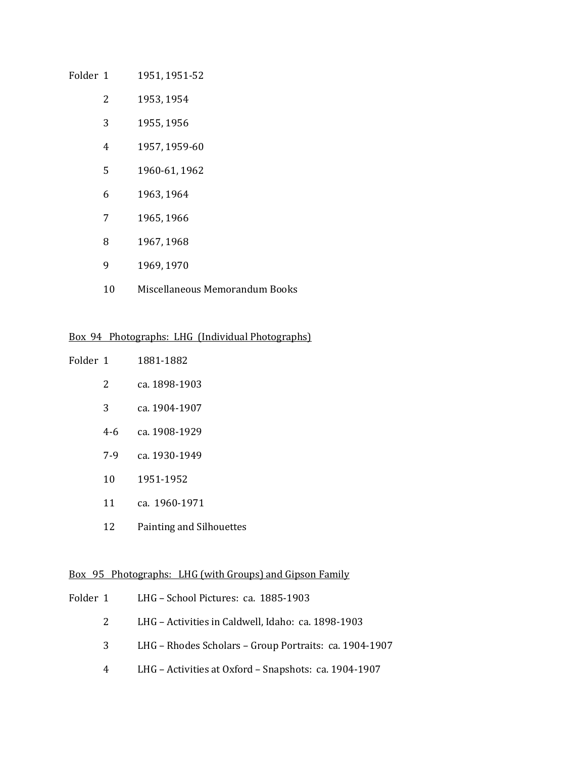Folder 1 1951, 1951-52

2 1953, 1954

3 1955, 1956

4 1957, 1959-60

5 1960-61, 1962

6 1963, 1964

7 1965, 1966

8 1967, 1968

9 1969, 1970

10 Miscellaneous Memorandum Books

<u>Box 94 Photographs: LHG (Individual Photographs)</u>

Folder 1 1881-1882

2 ca. 1898-1903

3 ca. 1904-1907

4-6 ca. 1908-1929

7-9 ca. 1930-1949

10 1951-1952

11 ca. 1960-1971

12 Painting and Silhouettes

<u>Box 95 Photographs: LHG (with Groups) and Gipson Family</u>

Folder 1 LHG – School Pictures: ca. 1885-1903

2 LHG – Activities in Caldwell, Idaho: ca. 1898-1903

3 LHG – Rhodes Scholars – Group Portraits: ca. 1904-1907

4 LHG – Activities at Oxford – Snapshots: ca. 1904-1907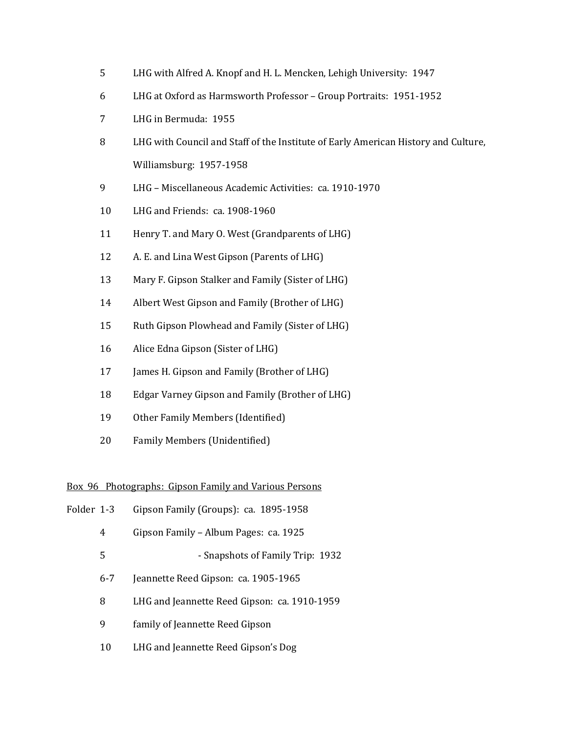5 LHG with Alfred A. Knopf and H. L. Mencken, Lehigh University: 1947

6 LHG at Oxford as Harmsworth Professor – Group Portraits: 1951-1952

7 LHG in Bermuda: 1955

8 LHG with Council and Staff of the Institute of Early American History and Culture, Williamsburg: 1957-1958

9 LHG – Miscellaneous Academic Activities: ca. 1910-1970

10 LHG and Friends: ca. 1908-1960

11 Henry T. and Mary O. West (Grandparents of LHG)

12 A. E. and Lina West Gipson (Parents of LHG)

13 Mary F. Gipson Stalker and Family (Sister of LHG)

14 Albert West Gipson and Family (Brother of LHG)

15 Ruth Gipson Plowhead and Family (Sister of LHG)

16 Alice Edna Gipson (Sister of LHG)

17 James H. Gipson and Family (Brother of LHG)

18 Edgar Varney Gipson and Family (Brother of LHG)

19 Other Family Members (Identified)

20 Family Members (Unidentified)

<u>Box 96 Photographs: Gipson Family and Various Persons</u>

Folder 1-3 Gipson Family (Groups): ca. 1895-1958

4 Gipson Family – Album Pages: ca. 1925

5 - Snapshots of Family Trip: 1932

6-7 Jeannette Reed Gipson: ca. 1905-1965

8 LHG and Jeannette Reed Gipson: ca. 1910-1959

9 family of Jeannette Reed Gipson

10 LHG and Jeannette Reed Gipson's Dog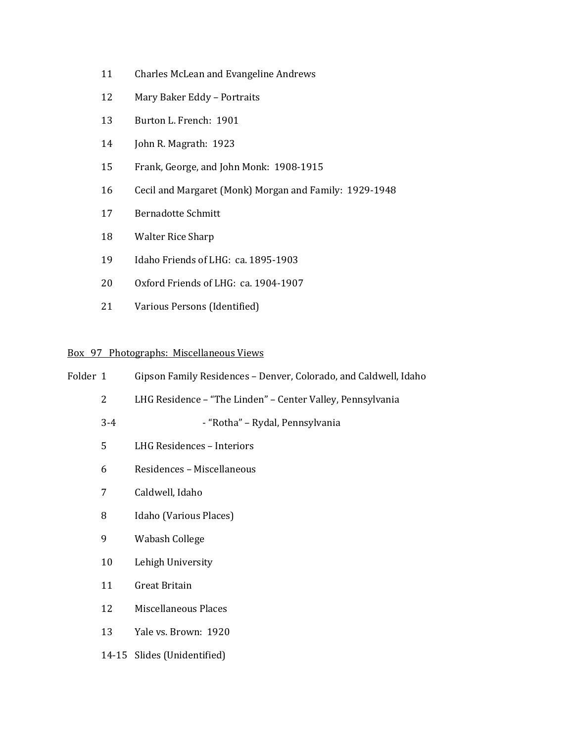11 Charles McLean and Evangeline Andrews

12 Mary Baker Eddy – Portraits

13 Burton L. French: 1901

14 John R. Magrath: 1923

15 Frank, George, and John Monk: 1908-1915

16 Cecil and Margaret (Monk) Morgan and Family: 1929-1948

17 Bernadotte Schmitt

18 Walter Rice Sharp

19 Idaho Friends of LHG: ca. 1895-1903

20 Oxford Friends of LHG: ca. 1904-1907

21 Various Persons (Identified)

Box 97 Photographs: Miscellaneous Views

Folder 1 Gipson Family Residences – Denver, Colorado, and Caldwell, Idaho

2 LHG Residence – "The Linden" – Center Valley, Pennsylvania

3-4 - "Rotha" – Rydal, Pennsylvania

5 LHG Residences – Interiors

6 Residences – Miscellaneous

7 Caldwell, Idaho

8 Idaho (Various Places)

9 Wabash College

10 Lehigh University

11 Great Britain

12 Miscellaneous Places

13 Yale vs. Brown: 1920

14-15 Slides (Unidentified)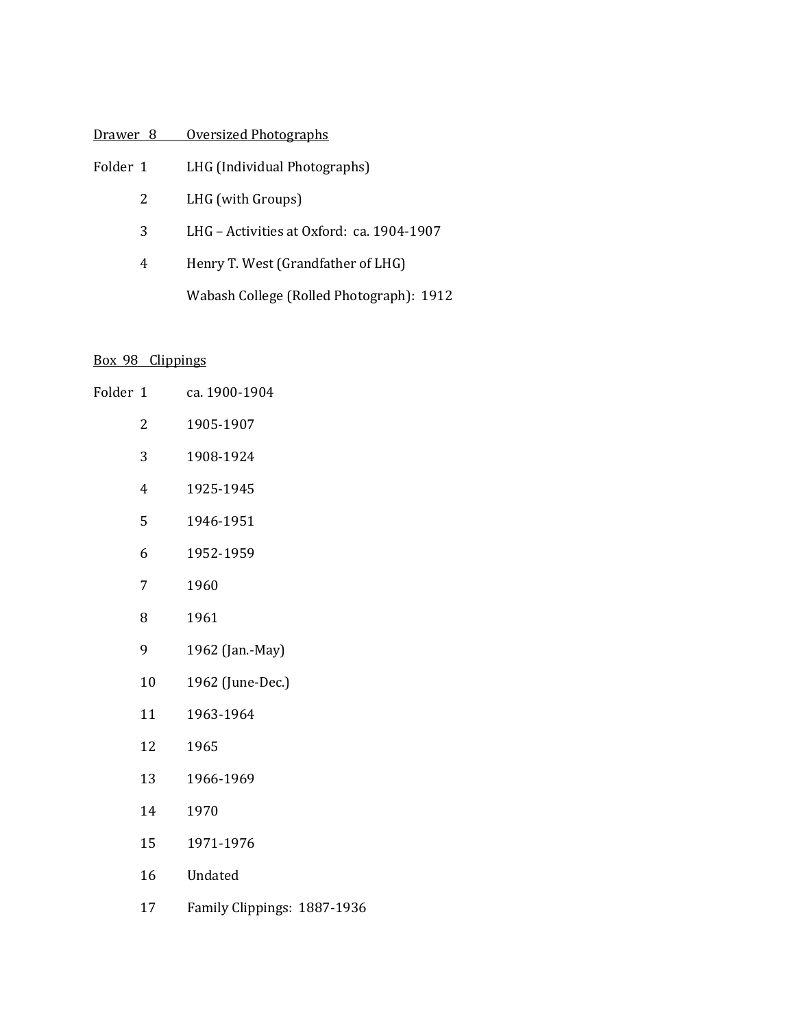Drawer 8 Oversized Photographs

| Folder | |
|---|---|
| 1 | LHG (Individual Photographs) |
| 2 | LHG (with Groups) |
| 3 | LHG – Activities at Oxford: ca. 1904-1907 |
| 4 | Henry T. West (Grandfather of LHG) |
| | Wabash College (Rolled Photograph): 1912 |

Box 98 Clippings

| Folder | |
|---|---|
| 1 | ca. 1900-1904 |
| 2 | 1905-1907 |
| 3 | 1908-1924 |
| 4 | 1925-1945 |
| 5 | 1946-1951 |
| 6 | 1952-1959 |
| 7 | 1960 |
| 8 | 1961 |
| 9 | 1962 (Jan.-May) |
| 10 | 1962 (June-Dec.) |
| 11 | 1963-1964 |
| 12 | 1965 |
| 13 | 1966-1969 |
| 14 | 1970 |
| 15 | 1971-1976 |
| 16 | Undated |
| 17 | Family Clippings: 1887-1936 |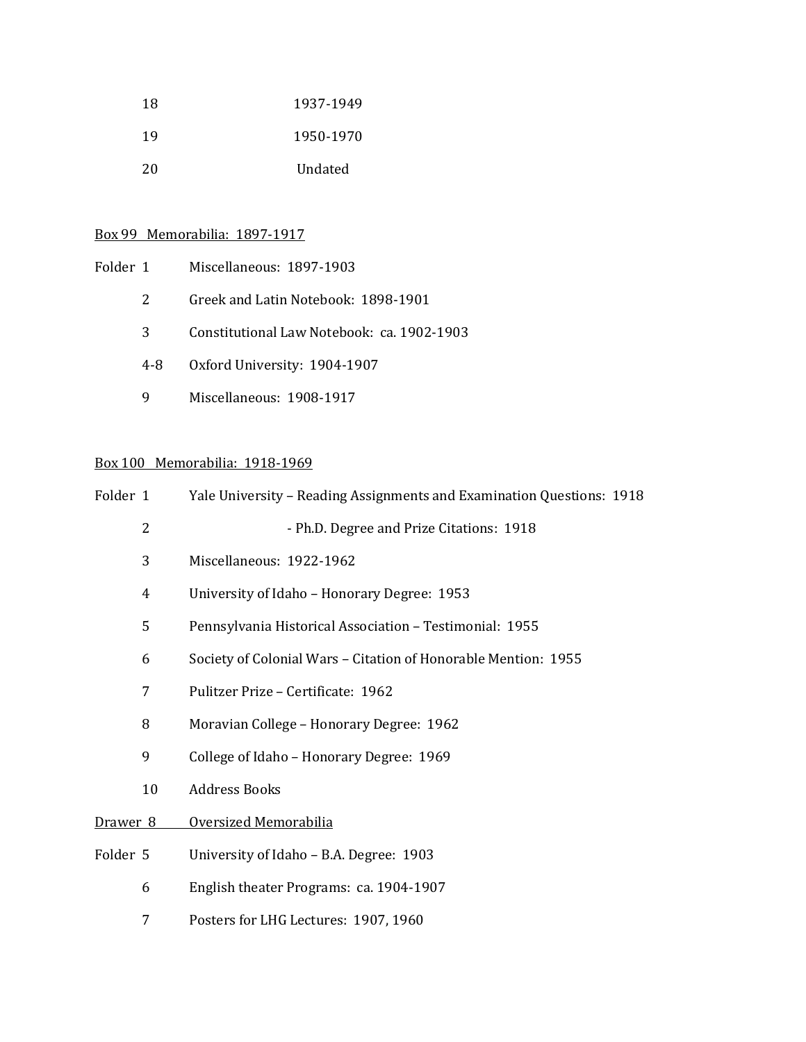| | |
|---|---|
| 18 | 1937-1949 |
| 19 | 1950-1970 |
| 20 | Undated |

<u>Box 99 Memorabilia: 1897-1917</u>

| | | |
|---|---|---|
| Folder | 1 | Miscellaneous: 1897-1903 |
| | 2 | Greek and Latin Notebook: 1898-1901 |
| | 3 | Constitutional Law Notebook: ca. 1902-1903 |
| | 4-8 | Oxford University: 1904-1907 |
| | 9 | Miscellaneous: 1908-1917 |

<u>Box 100 Memorabilia: 1918-1969</u>

| | | |
|---|---|---|
| Folder | 1 | Yale University – Reading Assignments and Examination Questions: 1918 |
| | 2 | - Ph.D. Degree and Prize Citations: 1918 |
| | 3 | Miscellaneous: 1922-1962 |
| | 4 | University of Idaho – Honorary Degree: 1953 |
| | 5 | Pennsylvania Historical Association – Testimonial: 1955 |
| | 6 | Society of Colonial Wars – Citation of Honorable Mention: 1955 |
| | 7 | Pulitzer Prize – Certificate: 1962 |
| | 8 | Moravian College – Honorary Degree: 1962 |
| | 9 | College of Idaho – Honorary Degree: 1969 |
| | 10 | Address Books |

<u>Drawer 8 Oversized Memorabilia</u>

| | | |
|---|---|---|
| Folder | 5 | University of Idaho – B.A. Degree: 1903 |
| | 6 | English theater Programs: ca. 1904-1907 |
| | 7 | Posters for LHG Lectures: 1907, 1960 |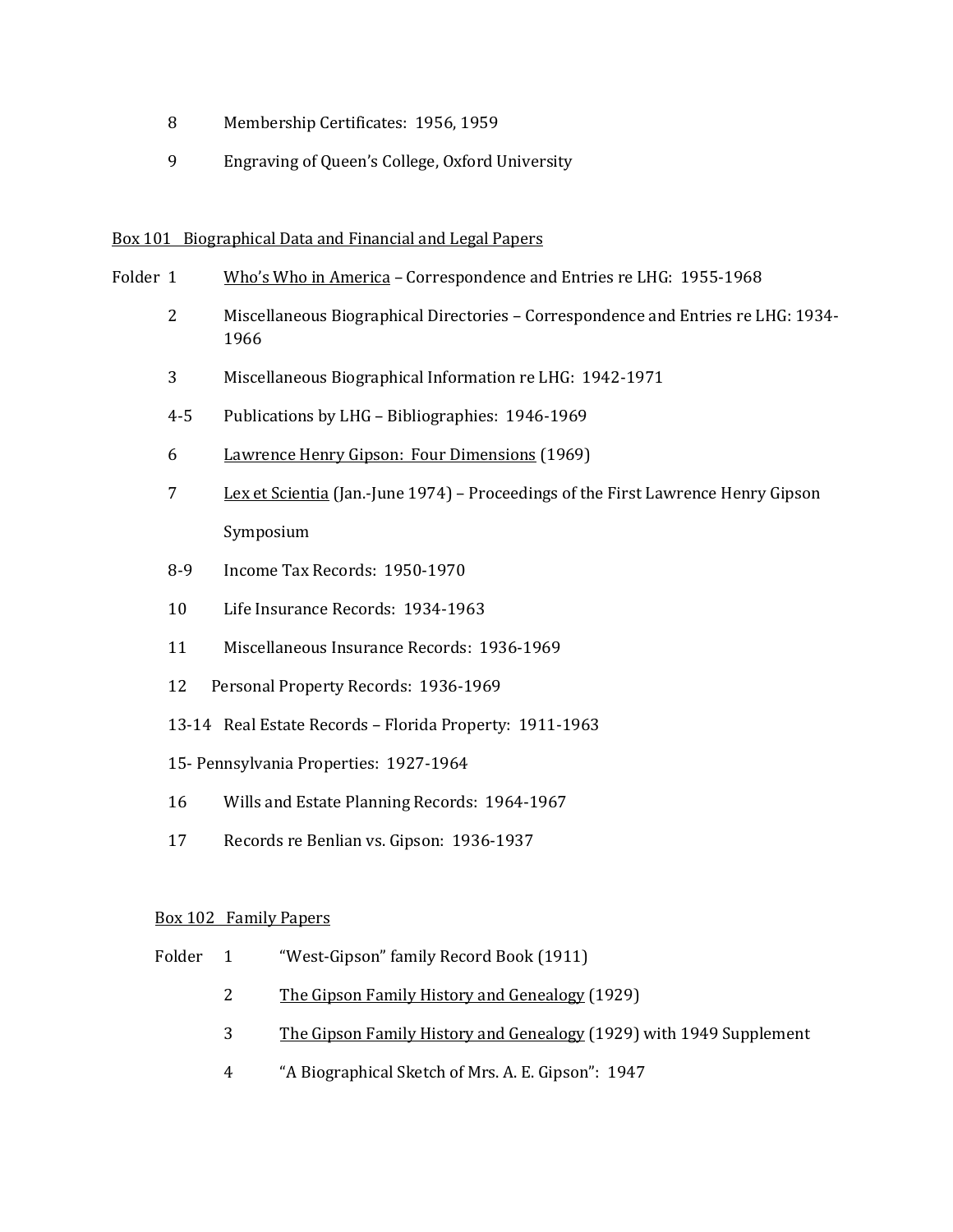8 Membership Certificates: 1956, 1959

9 Engraving of Queen's College, Oxford University

<u>Box 101 Biographical Data and Financial and Legal Papers</u>

Folder 1 <u>Who's Who in America</u> – Correspondence and Entries re LHG: 1955-1968

2 Miscellaneous Biographical Directories – Correspondence and Entries re LHG: 1934-1966

3 Miscellaneous Biographical Information re LHG: 1942-1971

4-5 Publications by LHG – Bibliographies: 1946-1969

6 <u>Lawrence Henry Gipson: Four Dimensions</u> (1969)

7 <u>Lex et Scientia</u> (Jan.-June 1974) – Proceedings of the First Lawrence Henry Gipson Symposium

8-9 Income Tax Records: 1950-1970

10 Life Insurance Records: 1934-1963

11 Miscellaneous Insurance Records: 1936-1969

12 Personal Property Records: 1936-1969

13-14 Real Estate Records – Florida Property: 1911-1963

15- Pennsylvania Properties: 1927-1964

16 Wills and Estate Planning Records: 1964-1967

17 Records re Benlian vs. Gipson: 1936-1937

<u>Box 102 Family Papers</u>

Folder 1 "West-Gipson" family Record Book (1911)

2 <u>The Gipson Family History and Genealogy</u> (1929)

3 <u>The Gipson Family History and Genealogy</u> (1929) with 1949 Supplement

4 "A Biographical Sketch of Mrs. A. E. Gipson": 1947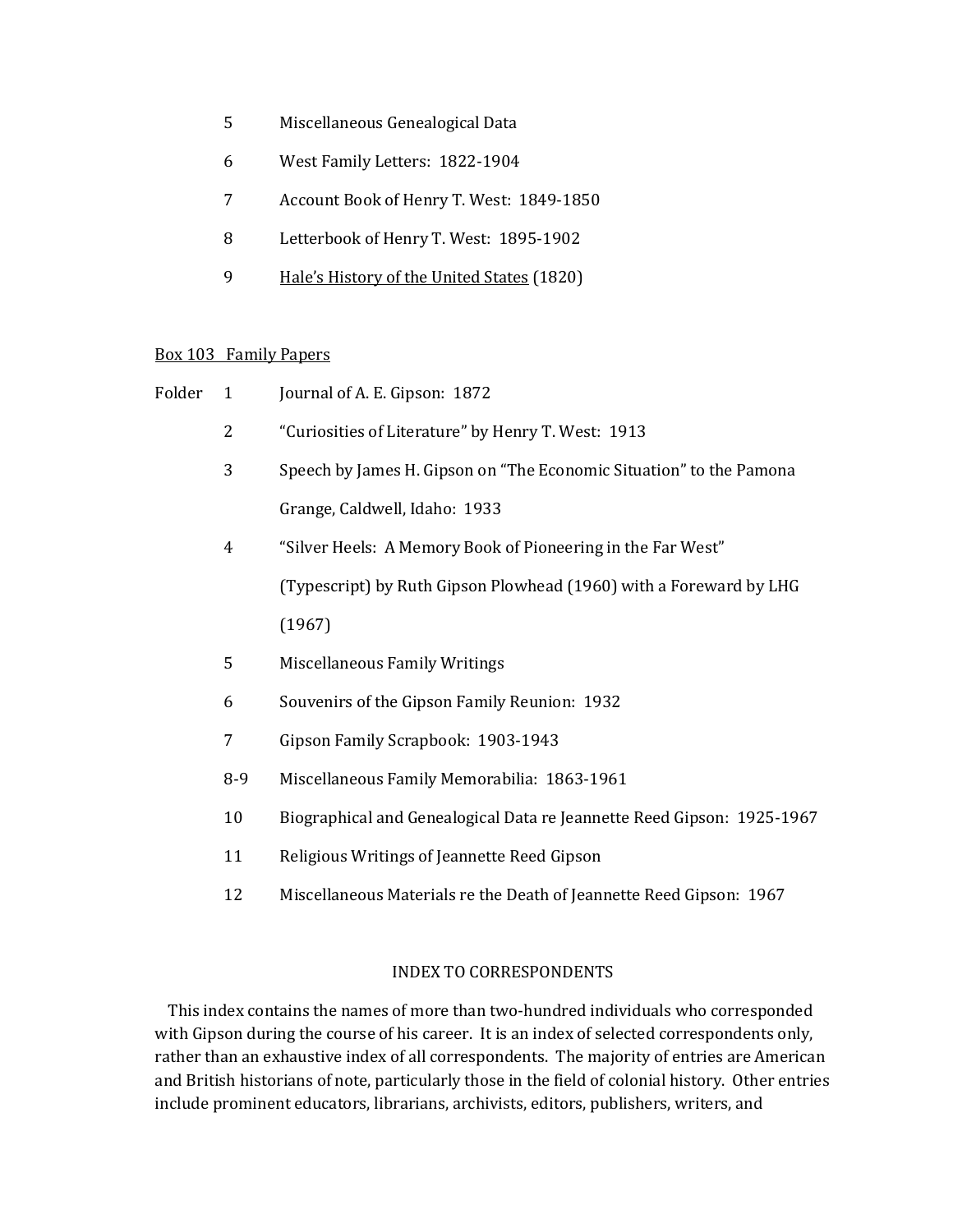5 Miscellaneous Genealogical Data

6 West Family Letters: 1822-1904

7 Account Book of Henry T. West: 1849-1850

8 Letterbook of Henry T. West: 1895-1902

9 Hale's History of the United States (1820)

Box 103 Family Papers

| Folder | | |
|---|---|---|
| | 1 | Journal of A. E. Gipson: 1872 |
| | 2 | "Curiosities of Literature" by Henry T. West: 1913 |
| | 3 | Speech by James H. Gipson on "The Economic Situation" to the Pamona Grange, Caldwell, Idaho: 1933 |
| | 4 | "Silver Heels: A Memory Book of Pioneering in the Far West" (Typescript) by Ruth Gipson Plowhead (1960) with a Foreward by LHG (1967) |
| | 5 | Miscellaneous Family Writings |
| | 6 | Souvenirs of the Gipson Family Reunion: 1932 |
| | 7 | Gipson Family Scrapbook: 1903-1943 |
| | 8-9 | Miscellaneous Family Memorabilia: 1863-1961 |
| | 10 | Biographical and Genealogical Data re Jeannette Reed Gipson: 1925-1967 |
| | 11 | Religious Writings of Jeannette Reed Gipson |
| | 12 | Miscellaneous Materials re the Death of Jeannette Reed Gipson: 1967 |

## INDEX TO CORRESPONDENTS

This index contains the names of more than two-hundred individuals who corresponded with Gipson during the course of his career. It is an index of selected correspondents only, rather than an exhaustive index of all correspondents. The majority of entries are American and British historians of note, particularly those in the field of colonial history. Other entries include prominent educators, librarians, archivists, editors, publishers, writers, and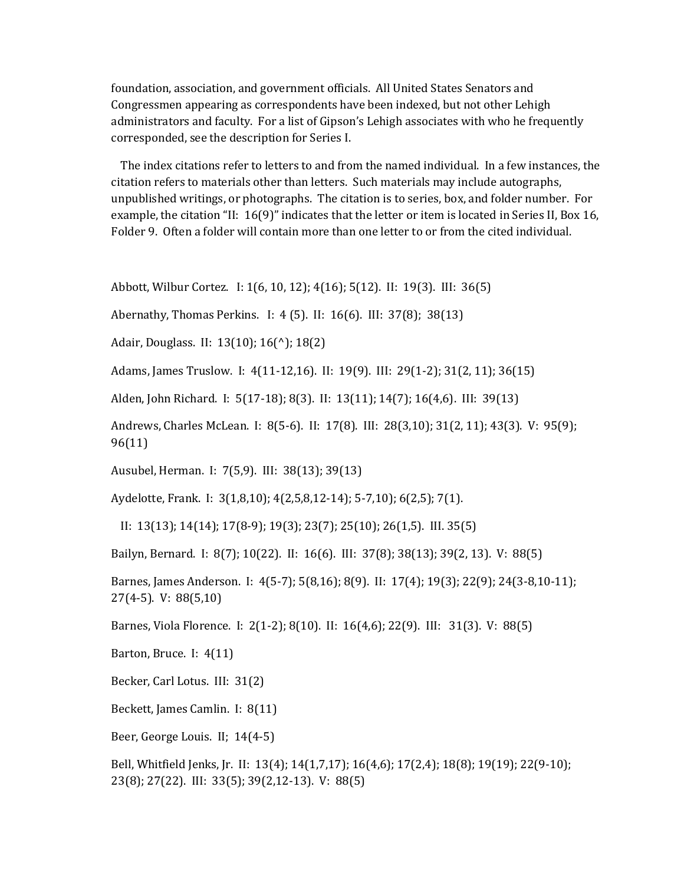foundation, association, and government officials. All United States Senators and Congressmen appearing as correspondents have been indexed, but not other Lehigh administrators and faculty. For a list of Gipson's Lehigh associates with who he frequently corresponded, see the description for Series I.

The index citations refer to letters to and from the named individual. In a few instances, the citation refers to materials other than letters. Such materials may include autographs, unpublished writings, or photographs. The citation is to series, box, and folder number. For example, the citation "II: 16(9)" indicates that the letter or item is located in Series II, Box 16, Folder 9. Often a folder will contain more than one letter to or from the cited individual.

Abbott, Wilbur Cortez. I: 1(6, 10, 12); 4(16); 5(12). II: 19(3). III: 36(5)

Abernathy, Thomas Perkins. I: 4 (5). II: 16(6). III: 37(8); 38(13)

Adair, Douglass. II: 13(10); 16(^); 18(2)

Adams, James Truslow. I: 4(11-12,16). II: 19(9). III: 29(1-2); 31(2, 11); 36(15)

Alden, John Richard. I: 5(17-18); 8(3). II: 13(11); 14(7); 16(4,6). III: 39(13)

Andrews, Charles McLean. I: 8(5-6). II: 17(8). III: 28(3,10); 31(2, 11); 43(3). V: 95(9); 96(11)

Ausubel, Herman. I: 7(5,9). III: 38(13); 39(13)

Aydelotte, Frank. I: 3(1,8,10); 4(2,5,8,12-14); 5-7,10); 6(2,5); 7(1).

II: 13(13); 14(14); 17(8-9); 19(3); 23(7); 25(10); 26(1,5). III. 35(5)

Bailyn, Bernard. I: 8(7); 10(22). II: 16(6). III: 37(8); 38(13); 39(2, 13). V: 88(5)

Barnes, James Anderson. I: 4(5-7); 5(8,16); 8(9). II: 17(4); 19(3); 22(9); 24(3-8,10-11); 27(4-5). V: 88(5,10)

Barnes, Viola Florence. I: 2(1-2); 8(10). II: 16(4,6); 22(9). III: 31(3). V: 88(5)

Barton, Bruce. I: 4(11)

Becker, Carl Lotus. III: 31(2)

Beckett, James Camlin. I: 8(11)

Beer, George Louis. II; 14(4-5)

Bell, Whitfield Jenks, Jr. II: 13(4); 14(1,7,17); 16(4,6); 17(2,4); 18(8); 19(19); 22(9-10); 23(8); 27(22). III: 33(5); 39(2,12-13). V: 88(5)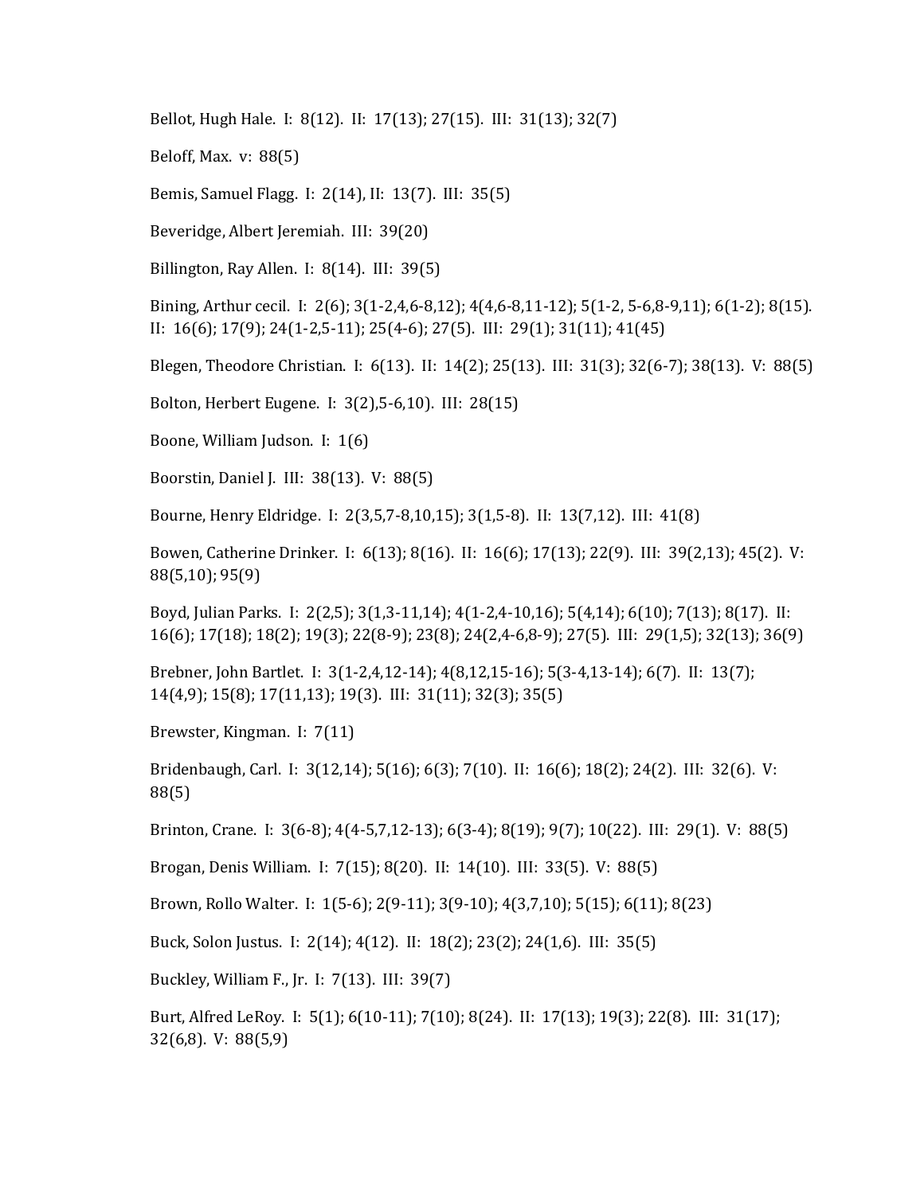Bellot, Hugh Hale. I: 8(12). II: 17(13); 27(15). III: 31(13); 32(7)

Beloff, Max. v: 88(5)

Bemis, Samuel Flagg. I: 2(14), II: 13(7). III: 35(5)

Beveridge, Albert Jeremiah. III: 39(20)

Billington, Ray Allen. I: 8(14). III: 39(5)

Bining, Arthur cecil. I: 2(6); 3(1-2,4,6-8,12); 4(4,6-8,11-12); 5(1-2, 5-6,8-9,11); 6(1-2); 8(15). II: 16(6); 17(9); 24(1-2,5-11); 25(4-6); 27(5). III: 29(1); 31(11); 41(45)

Blegen, Theodore Christian. I: 6(13). II: 14(2); 25(13). III: 31(3); 32(6-7); 38(13). V: 88(5)

Bolton, Herbert Eugene. I: 3(2),5-6,10). III: 28(15)

Boone, William Judson. I: 1(6)

Boorstin, Daniel J. III: 38(13). V: 88(5)

Bourne, Henry Eldridge. I: 2(3,5,7-8,10,15); 3(1,5-8). II: 13(7,12). III: 41(8)

Bowen, Catherine Drinker. I: 6(13); 8(16). II: 16(6); 17(13); 22(9). III: 39(2,13); 45(2). V: 88(5,10); 95(9)

Boyd, Julian Parks. I: 2(2,5); 3(1,3-11,14); 4(1-2,4-10,16); 5(4,14); 6(10); 7(13); 8(17). II: 16(6); 17(18); 18(2); 19(3); 22(8-9); 23(8); 24(2,4-6,8-9); 27(5). III: 29(1,5); 32(13); 36(9)

Brebner, John Bartlet. I: 3(1-2,4,12-14); 4(8,12,15-16); 5(3-4,13-14); 6(7). II: 13(7); 14(4,9); 15(8); 17(11,13); 19(3). III: 31(11); 32(3); 35(5)

Brewster, Kingman. I: 7(11)

Bridenbaugh, Carl. I: 3(12,14); 5(16); 6(3); 7(10). II: 16(6); 18(2); 24(2). III: 32(6). V: 88(5)

Brinton, Crane. I: 3(6-8); 4(4-5,7,12-13); 6(3-4); 8(19); 9(7); 10(22). III: 29(1). V: 88(5)

Brogan, Denis William. I: 7(15); 8(20). II: 14(10). III: 33(5). V: 88(5)

Brown, Rollo Walter. I: 1(5-6); 2(9-11); 3(9-10); 4(3,7,10); 5(15); 6(11); 8(23)

Buck, Solon Justus. I: 2(14); 4(12). II: 18(2); 23(2); 24(1,6). III: 35(5)

Buckley, William F., Jr. I: 7(13). III: 39(7)

Burt, Alfred LeRoy. I: 5(1); 6(10-11); 7(10); 8(24). II: 17(13); 19(3); 22(8). III: 31(17); 32(6,8). V: 88(5,9)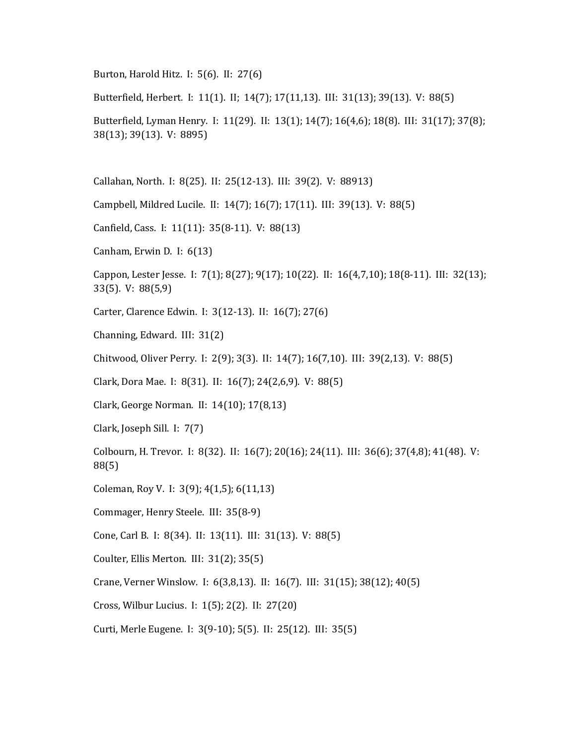Burton, Harold Hitz. I: 5(6). II: 27(6)

Butterfield, Herbert. I: 11(1). II; 14(7); 17(11,13). III: 31(13); 39(13). V: 88(5)

Butterfield, Lyman Henry. I: 11(29). II: 13(1); 14(7); 16(4,6); 18(8). III: 31(17); 37(8); 38(13); 39(13). V: 8895)

Callahan, North. I: 8(25). II: 25(12-13). III: 39(2). V: 88913)

Campbell, Mildred Lucile. II: 14(7); 16(7); 17(11). III: 39(13). V: 88(5)

Canfield, Cass. I: 11(11): 35(8-11). V: 88(13)

Canham, Erwin D. I: 6(13)

Cappon, Lester Jesse. I: 7(1); 8(27); 9(17); 10(22). II: 16(4,7,10); 18(8-11). III: 32(13); 33(5). V: 88(5,9)

Carter, Clarence Edwin. I: 3(12-13). II: 16(7); 27(6)

Channing, Edward. III: 31(2)

Chitwood, Oliver Perry. I: 2(9); 3(3). II: 14(7); 16(7,10). III: 39(2,13). V: 88(5)

Clark, Dora Mae. I: 8(31). II: 16(7); 24(2,6,9). V: 88(5)

Clark, George Norman. II: 14(10); 17(8,13)

Clark, Joseph Sill. I: 7(7)

Colbourn, H. Trevor. I: 8(32). II: 16(7); 20(16); 24(11). III: 36(6); 37(4,8); 41(48). V: 88(5)

Coleman, Roy V. I: 3(9); 4(1,5); 6(11,13)

Commager, Henry Steele. III: 35(8-9)

Cone, Carl B. I: 8(34). II: 13(11). III: 31(13). V: 88(5)

Coulter, Ellis Merton. III: 31(2); 35(5)

Crane, Verner Winslow. I: 6(3,8,13). II: 16(7). III: 31(15); 38(12); 40(5)

Cross, Wilbur Lucius. I: 1(5); 2(2). II: 27(20)

Curti, Merle Eugene. I: 3(9-10); 5(5). II: 25(12). III: 35(5)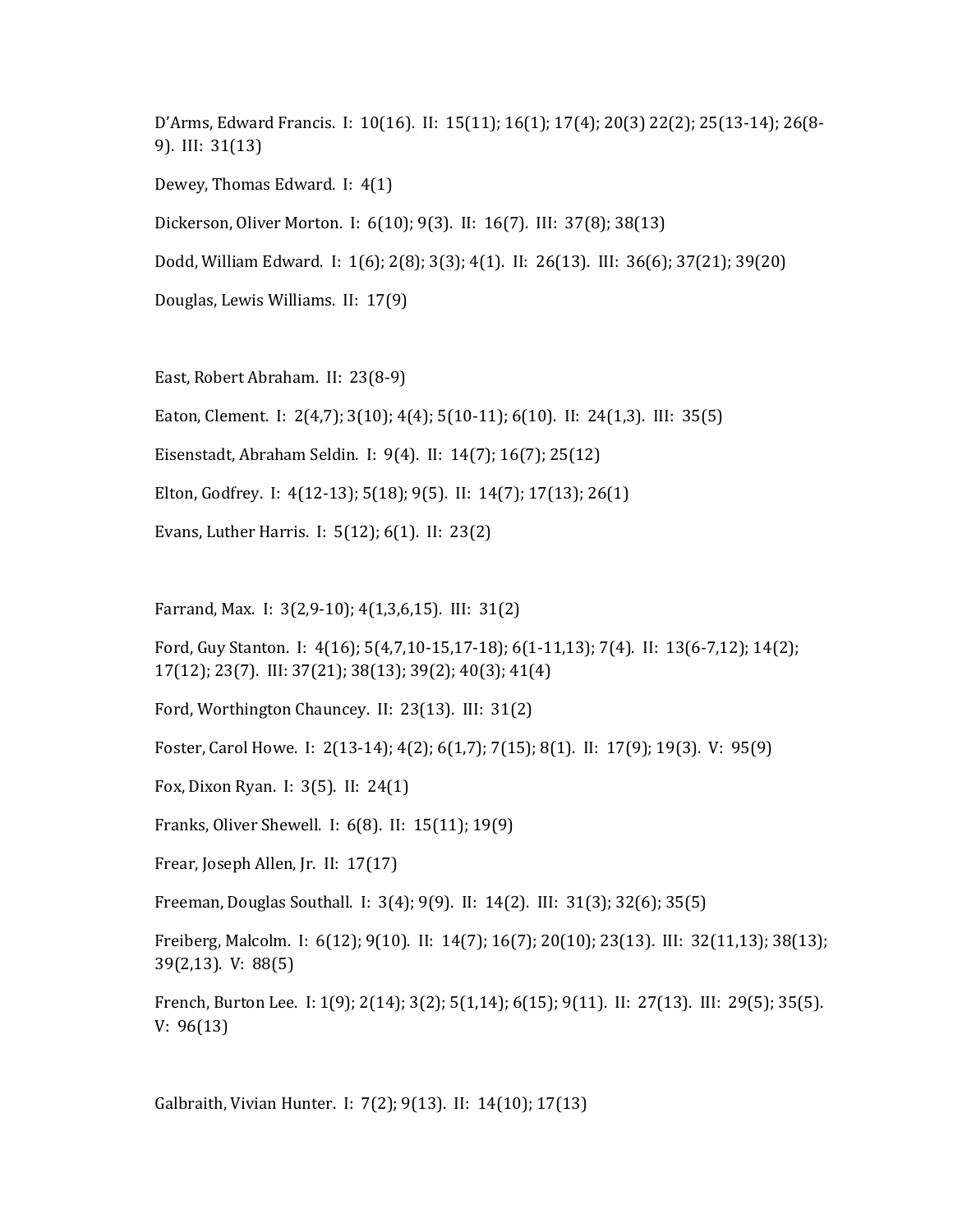D'Arms, Edward Francis. I: 10(16). II: 15(11); 16(1); 17(4); 20(3) 22(2); 25(13-14); 26(8-9). III: 31(13)

Dewey, Thomas Edward. I: 4(1)

Dickerson, Oliver Morton. I: 6(10); 9(3). II: 16(7). III: 37(8); 38(13)

Dodd, William Edward. I: 1(6); 2(8); 3(3); 4(1). II: 26(13). III: 36(6); 37(21); 39(20)

Douglas, Lewis Williams. II: 17(9)

East, Robert Abraham. II: 23(8-9)

Eaton, Clement. I: 2(4,7); 3(10); 4(4); 5(10-11); 6(10). II: 24(1,3). III: 35(5)

Eisenstadt, Abraham Seldin. I: 9(4). II: 14(7); 16(7); 25(12)

Elton, Godfrey. I: 4(12-13); 5(18); 9(5). II: 14(7); 17(13); 26(1)

Evans, Luther Harris. I: 5(12); 6(1). II: 23(2)

Farrand, Max. I: 3(2,9-10); 4(1,3,6,15). III: 31(2)

Ford, Guy Stanton. I: 4(16); 5(4,7,10-15,17-18); 6(1-11,13); 7(4). II: 13(6-7,12); 14(2); 17(12); 23(7). III: 37(21); 38(13); 39(2); 40(3); 41(4)

Ford, Worthington Chauncey. II: 23(13). III: 31(2)

Foster, Carol Howe. I: 2(13-14); 4(2); 6(1,7); 7(15); 8(1). II: 17(9); 19(3). V: 95(9)

Fox, Dixon Ryan. I: 3(5). II: 24(1)

Franks, Oliver Shewell. I: 6(8). II: 15(11); 19(9)

Frear, Joseph Allen, Jr. II: 17(17)

Freeman, Douglas Southall. I: 3(4); 9(9). II: 14(2). III: 31(3); 32(6); 35(5)

Freiberg, Malcolm. I: 6(12); 9(10). II: 14(7); 16(7); 20(10); 23(13). III: 32(11,13); 38(13); 39(2,13). V: 88(5)

French, Burton Lee. I: 1(9); 2(14); 3(2); 5(1,14); 6(15); 9(11). II: 27(13). III: 29(5); 35(5). V: 96(13)

Galbraith, Vivian Hunter. I: 7(2); 9(13). II: 14(10); 17(13)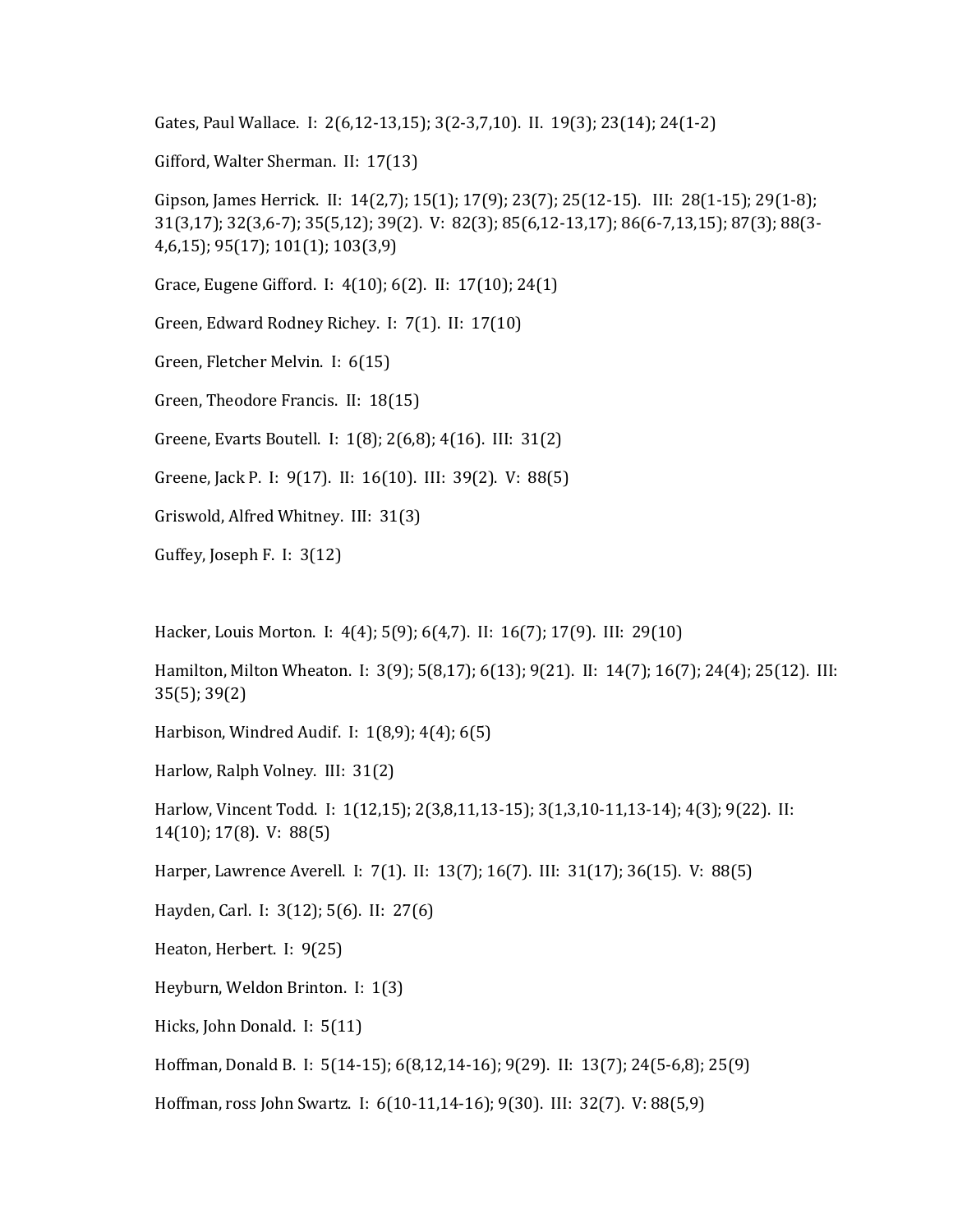Gates, Paul Wallace. I: 2(6,12-13,15); 3(2-3,7,10). II. 19(3); 23(14); 24(1-2)

Gifford, Walter Sherman. II: 17(13)

Gipson, James Herrick. II: 14(2,7); 15(1); 17(9); 23(7); 25(12-15). III: 28(1-15); 29(1-8); 31(3,17); 32(3,6-7); 35(5,12); 39(2). V: 82(3); 85(6,12-13,17); 86(6-7,13,15); 87(3); 88(3-4,6,15); 95(17); 101(1); 103(3,9)

Grace, Eugene Gifford. I: 4(10); 6(2). II: 17(10); 24(1)

Green, Edward Rodney Richey. I: 7(1). II: 17(10)

Green, Fletcher Melvin. I: 6(15)

Green, Theodore Francis. II: 18(15)

Greene, Evarts Boutell. I: 1(8); 2(6,8); 4(16). III: 31(2)

Greene, Jack P. I: 9(17). II: 16(10). III: 39(2). V: 88(5)

Griswold, Alfred Whitney. III: 31(3)

Guffey, Joseph F. I: 3(12)

Hacker, Louis Morton. I: 4(4); 5(9); 6(4,7). II: 16(7); 17(9). III: 29(10)

Hamilton, Milton Wheaton. I: 3(9); 5(8,17); 6(13); 9(21). II: 14(7); 16(7); 24(4); 25(12). III: 35(5); 39(2)

Harbison, Windred Audif. I: 1(8,9); 4(4); 6(5)

Harlow, Ralph Volney. III: 31(2)

Harlow, Vincent Todd. I: 1(12,15); 2(3,8,11,13-15); 3(1,3,10-11,13-14); 4(3); 9(22). II: 14(10); 17(8). V: 88(5)

Harper, Lawrence Averell. I: 7(1). II: 13(7); 16(7). III: 31(17); 36(15). V: 88(5)

Hayden, Carl. I: 3(12); 5(6). II: 27(6)

Heaton, Herbert. I: 9(25)

Heyburn, Weldon Brinton. I: 1(3)

Hicks, John Donald. I: 5(11)

Hoffman, Donald B. I: 5(14-15); 6(8,12,14-16); 9(29). II: 13(7); 24(5-6,8); 25(9)

Hoffman, ross John Swartz. I: 6(10-11,14-16); 9(30). III: 32(7). V: 88(5,9)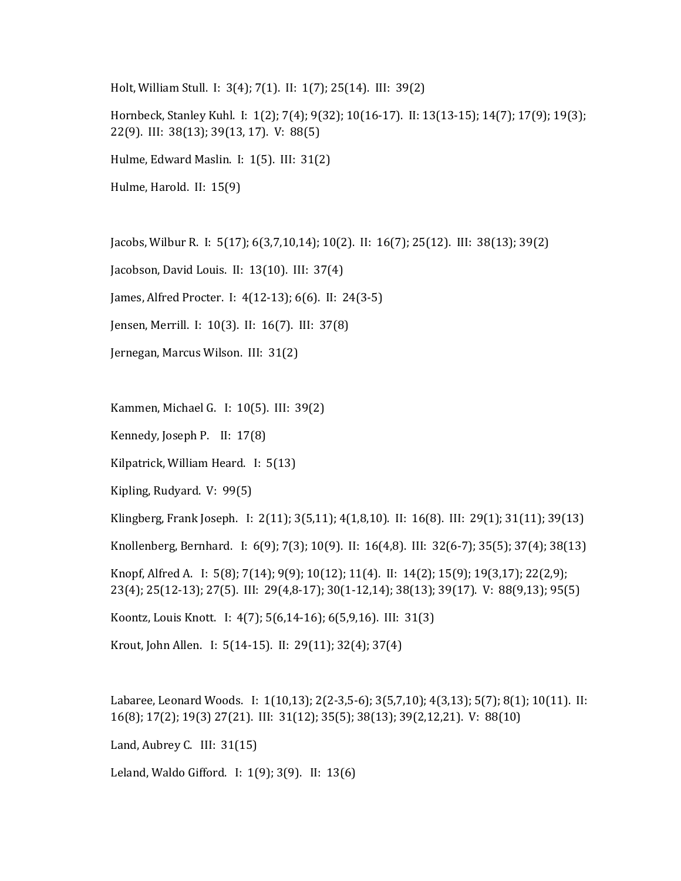Holt, William Stull. I: 3(4); 7(1). II: 1(7); 25(14). III: 39(2)

Hornbeck, Stanley Kuhl. I: 1(2); 7(4); 9(32); 10(16-17). II: 13(13-15); 14(7); 17(9); 19(3); 22(9). III: 38(13); 39(13, 17). V: 88(5)

Hulme, Edward Maslin. I: 1(5). III: 31(2)

Hulme, Harold. II: 15(9)

Jacobs, Wilbur R. I: 5(17); 6(3,7,10,14); 10(2). II: 16(7); 25(12). III: 38(13); 39(2)

Jacobson, David Louis. II: 13(10). III: 37(4)

James, Alfred Procter. I: 4(12-13); 6(6). II: 24(3-5)

Jensen, Merrill. I: 10(3). II: 16(7). III: 37(8)

Jernegan, Marcus Wilson. III: 31(2)

Kammen, Michael G. I: 10(5). III: 39(2)

Kennedy, Joseph P. II: 17(8)

Kilpatrick, William Heard. I: 5(13)

Kipling, Rudyard. V: 99(5)

Klingberg, Frank Joseph. I: 2(11); 3(5,11); 4(1,8,10). II: 16(8). III: 29(1); 31(11); 39(13)

Knollenberg, Bernhard. I: 6(9); 7(3); 10(9). II: 16(4,8). III: 32(6-7); 35(5); 37(4); 38(13)

Knopf, Alfred A. I: 5(8); 7(14); 9(9); 10(12); 11(4). II: 14(2); 15(9); 19(3,17); 22(2,9); 23(4); 25(12-13); 27(5). III: 29(4,8-17); 30(1-12,14); 38(13); 39(17). V: 88(9,13); 95(5)

Koontz, Louis Knott. I: 4(7); 5(6,14-16); 6(5,9,16). III: 31(3)

Krout, John Allen. I: 5(14-15). II: 29(11); 32(4); 37(4)

Labaree, Leonard Woods. I: 1(10,13); 2(2-3,5-6); 3(5,7,10); 4(3,13); 5(7); 8(1); 10(11). II: 16(8); 17(2); 19(3) 27(21). III: 31(12); 35(5); 38(13); 39(2,12,21). V: 88(10)

Land, Aubrey C. III: 31(15)

Leland, Waldo Gifford. I: 1(9); 3(9). II: 13(6)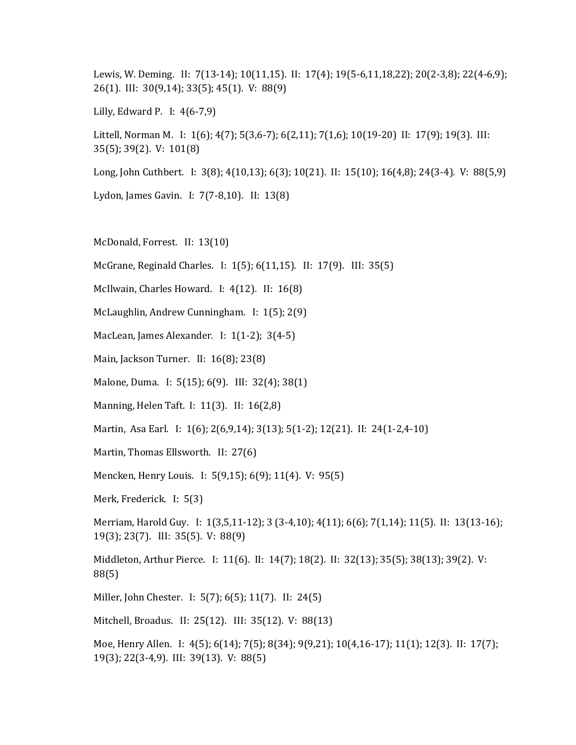Lewis, W. Deming. II: 7(13-14); 10(11,15). II: 17(4); 19(5-6,11,18,22); 20(2-3,8); 22(4-6,9); 26(1). III: 30(9,14); 33(5); 45(1). V: 88(9)

Lilly, Edward P. I: 4(6-7,9)

Littell, Norman M. I: 1(6); 4(7); 5(3,6-7); 6(2,11); 7(1,6); 10(19-20) II: 17(9); 19(3). III: 35(5); 39(2). V: 101(8)

Long, John Cuthbert. I: 3(8); 4(10,13); 6(3); 10(21). II: 15(10); 16(4,8); 24(3-4). V: 88(5,9)

Lydon, James Gavin. I: 7(7-8,10). II: 13(8)

McDonald, Forrest. II: 13(10)

McGrane, Reginald Charles. I: 1(5); 6(11,15). II: 17(9). III: 35(5)

McIlwain, Charles Howard. I: 4(12). II: 16(8)

McLaughlin, Andrew Cunningham. I: 1(5); 2(9)

MacLean, James Alexander. I: 1(1-2); 3(4-5)

Main, Jackson Turner. II: 16(8); 23(8)

Malone, Duma. I: 5(15); 6(9). III: 32(4); 38(1)

Manning, Helen Taft. I: 11(3). II: 16(2,8)

Martin, Asa Earl. I: 1(6); 2(6,9,14); 3(13); 5(1-2); 12(21). II: 24(1-2,4-10)

Martin, Thomas Ellsworth. II: 27(6)

Mencken, Henry Louis. I: 5(9,15); 6(9); 11(4). V: 95(5)

Merk, Frederick. I: 5(3)

Merriam, Harold Guy. I: 1(3,5,11-12); 3 (3-4,10); 4(11); 6(6); 7(1,14); 11(5). II: 13(13-16); 19(3); 23(7). III: 35(5). V: 88(9)

Middleton, Arthur Pierce. I: 11(6). II: 14(7); 18(2). II: 32(13); 35(5); 38(13); 39(2). V: 88(5)

Miller, John Chester. I: 5(7); 6(5); 11(7). II: 24(5)

Mitchell, Broadus. II: 25(12). III: 35(12). V: 88(13)

Moe, Henry Allen. I: 4(5); 6(14); 7(5); 8(34); 9(9,21); 10(4,16-17); 11(1); 12(3). II: 17(7); 19(3); 22(3-4,9). III: 39(13). V: 88(5)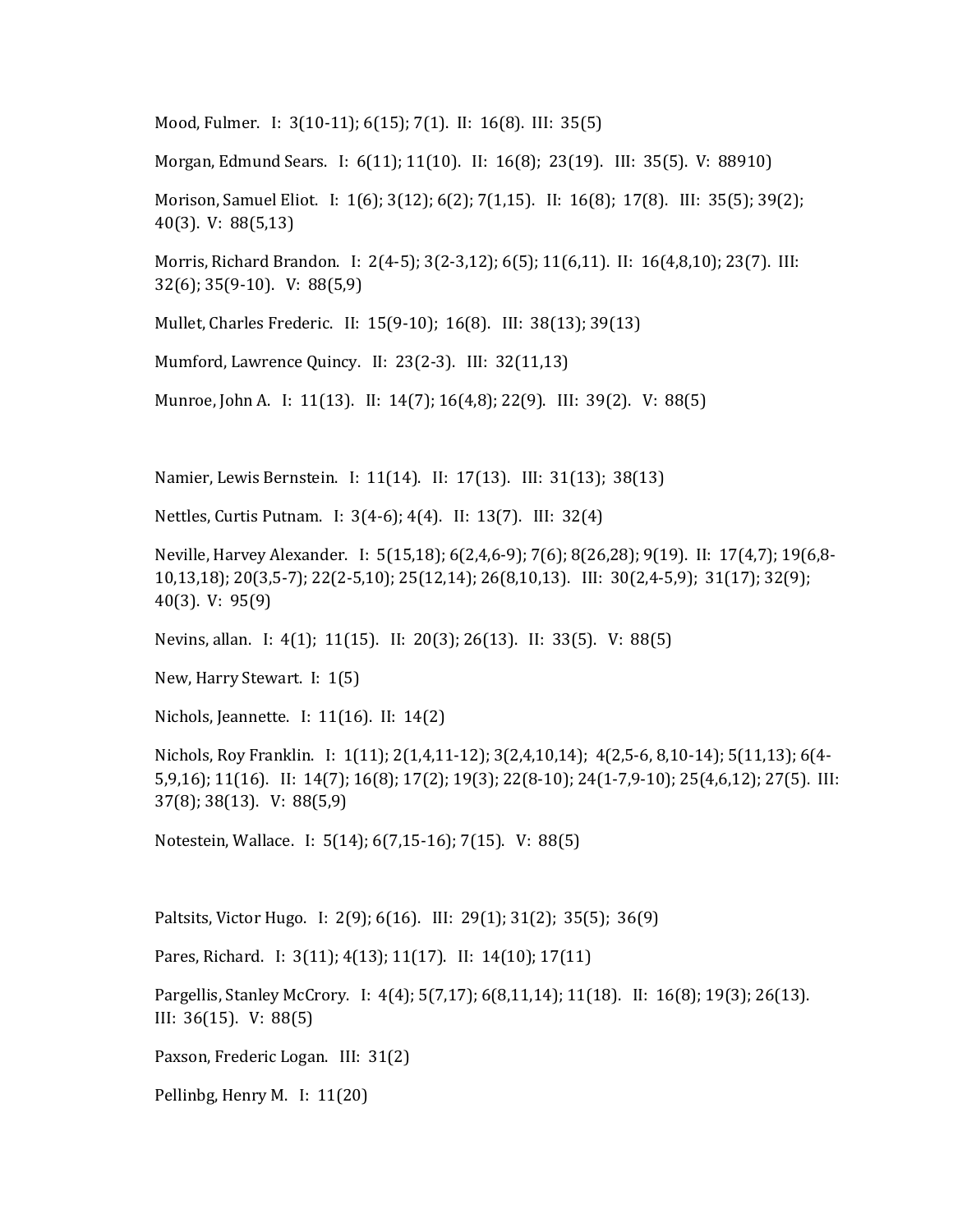Mood, Fulmer. I: 3(10-11); 6(15); 7(1). II: 16(8). III: 35(5)

Morgan, Edmund Sears. I: 6(11); 11(10). II: 16(8); 23(19). III: 35(5). V: 88910)

Morison, Samuel Eliot. I: 1(6); 3(12); 6(2); 7(1,15). II: 16(8); 17(8). III: 35(5); 39(2); 40(3). V: 88(5,13)

Morris, Richard Brandon. I: 2(4-5); 3(2-3,12); 6(5); 11(6,11). II: 16(4,8,10); 23(7). III: 32(6); 35(9-10). V: 88(5,9)

Mullet, Charles Frederic. II: 15(9-10); 16(8). III: 38(13); 39(13)

Mumford, Lawrence Quincy. II: 23(2-3). III: 32(11,13)

Munroe, John A. I: 11(13). II: 14(7); 16(4,8); 22(9). III: 39(2). V: 88(5)

Namier, Lewis Bernstein. I: 11(14). II: 17(13). III: 31(13); 38(13)

Nettles, Curtis Putnam. I: 3(4-6); 4(4). II: 13(7). III: 32(4)

Neville, Harvey Alexander. I: 5(15,18); 6(2,4,6-9); 7(6); 8(26,28); 9(19). II: 17(4,7); 19(6,8-10,13,18); 20(3,5-7); 22(2-5,10); 25(12,14); 26(8,10,13). III: 30(2,4-5,9); 31(17); 32(9); 40(3). V: 95(9)

Nevins, allan. I: 4(1); 11(15). II: 20(3); 26(13). II: 33(5). V: 88(5)

New, Harry Stewart. I: 1(5)

Nichols, Jeannette. I: 11(16). II: 14(2)

Nichols, Roy Franklin. I: 1(11); 2(1,4,11-12); 3(2,4,10,14); 4(2,5-6, 8,10-14); 5(11,13); 6(4-5,9,16); 11(16). II: 14(7); 16(8); 17(2); 19(3); 22(8-10); 24(1-7,9-10); 25(4,6,12); 27(5). III: 37(8); 38(13). V: 88(5,9)

Notestein, Wallace. I: 5(14); 6(7,15-16); 7(15). V: 88(5)

Paltsits, Victor Hugo. I: 2(9); 6(16). III: 29(1); 31(2); 35(5); 36(9)

Pares, Richard. I: 3(11); 4(13); 11(17). II: 14(10); 17(11)

Pargellis, Stanley McCrory. I: 4(4); 5(7,17); 6(8,11,14); 11(18). II: 16(8); 19(3); 26(13). III: 36(15). V: 88(5)

Paxson, Frederic Logan. III: 31(2)

Pellinbg, Henry M. I: 11(20)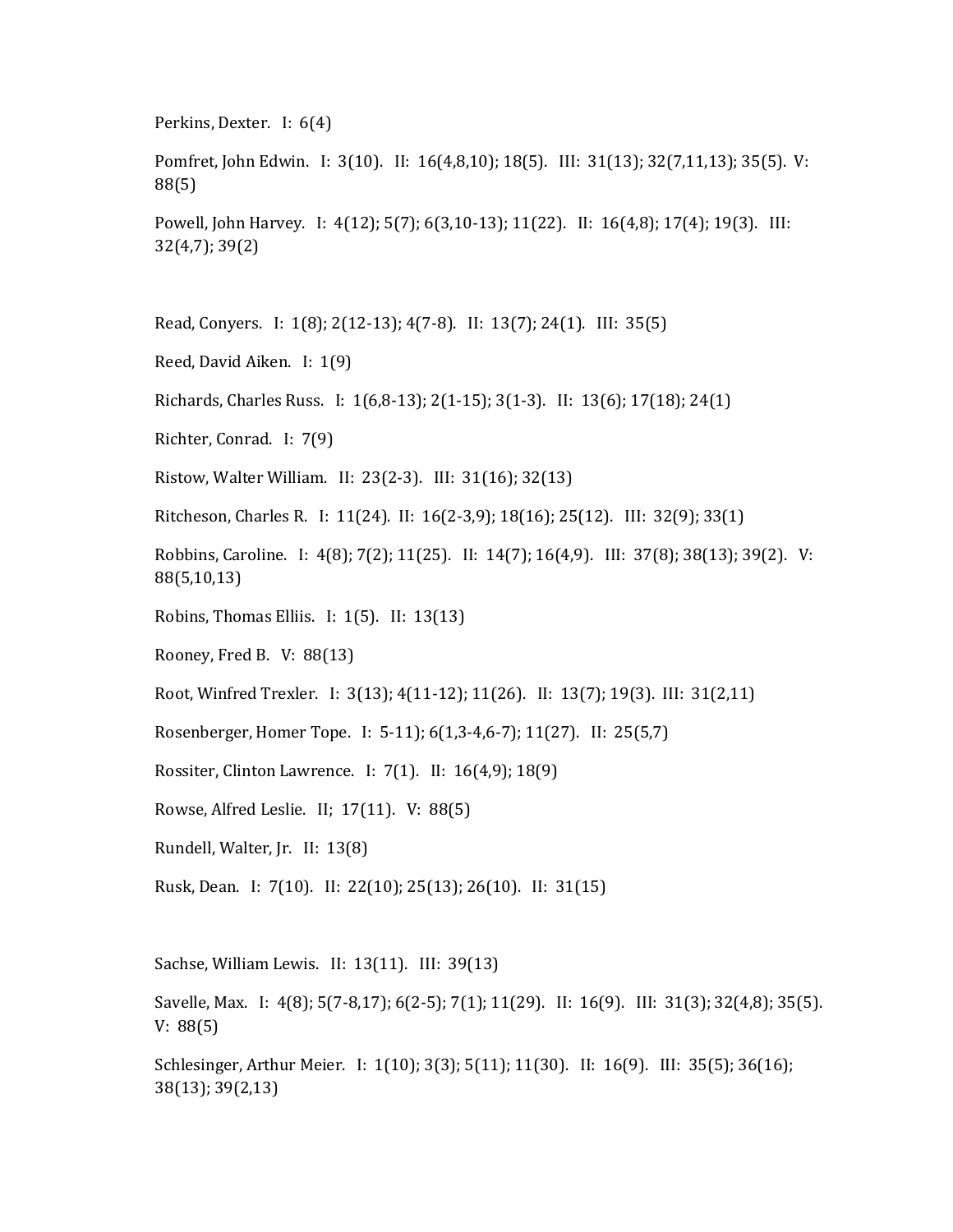Perkins, Dexter.   I:  6(4)

Pomfret, John Edwin.   I:  3(10).   II:  16(4,8,10); 18(5).   III:  31(13); 32(7,11,13); 35(5).  V:  88(5)

Powell, John Harvey.   I:  4(12); 5(7); 6(3,10-13); 11(22).   II:  16(4,8); 17(4); 19(3).   III:  32(4,7); 39(2)

Read, Conyers.   I:  1(8); 2(12-13); 4(7-8).   II:  13(7); 24(1).   III:  35(5)

Reed, David Aiken.   I:  1(9)

Richards, Charles Russ.   I:  1(6,8-13); 2(1-15); 3(1-3).   II:  13(6); 17(18); 24(1)

Richter, Conrad.   I:  7(9)

Ristow, Walter William.   II:  23(2-3).   III:  31(16); 32(13)

Ritcheson, Charles R.   I:  11(24).   II:  16(2-3,9); 18(16); 25(12).   III:  32(9); 33(1)

Robbins, Caroline.   I:  4(8); 7(2); 11(25).   II:  14(7); 16(4,9).   III:  37(8); 38(13); 39(2).   V:  88(5,10,13)

Robins, Thomas Elliis.   I:  1(5).   II:  13(13)

Rooney, Fred B.   V:  88(13)

Root, Winfred Trexler.   I:  3(13); 4(11-12); 11(26).   II:  13(7); 19(3).  III:  31(2,11)

Rosenberger, Homer Tope.   I:  5-11); 6(1,3-4,6-7); 11(27).   II:  25(5,7)

Rossiter, Clinton Lawrence.   I:  7(1).   II:  16(4,9); 18(9)

Rowse, Alfred Leslie.   II;  17(11).   V:  88(5)

Rundell, Walter, Jr.   II:  13(8)

Rusk, Dean.   I:  7(10).   II:  22(10); 25(13); 26(10).   II:  31(15)

Sachse, William Lewis.   II:  13(11).   III:  39(13)

Savelle, Max.   I:  4(8); 5(7-8,17); 6(2-5); 7(1); 11(29).   II:  16(9).   III:  31(3); 32(4,8); 35(5).   V:  88(5)

Schlesinger, Arthur Meier.   I:  1(10); 3(3); 5(11); 11(30).   II:  16(9).   III:  35(5); 36(16); 38(13); 39(2,13)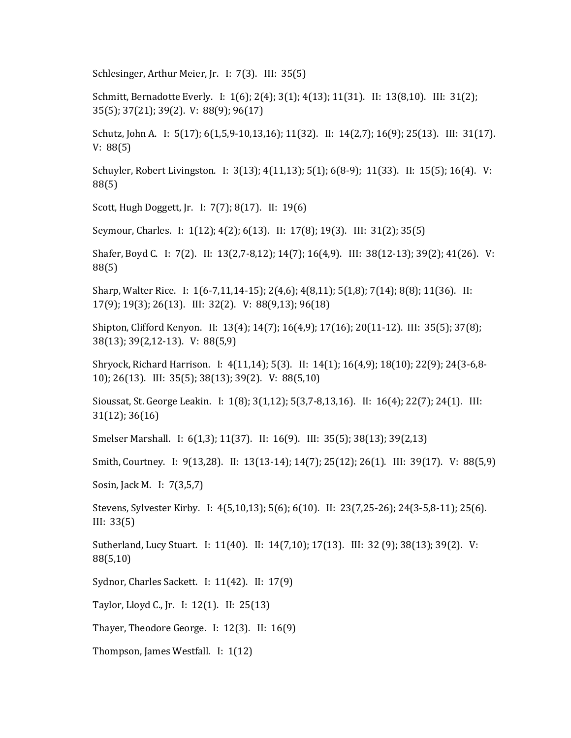Schlesinger, Arthur Meier, Jr. I: 7(3). III: 35(5)

Schmitt, Bernadotte Everly. I: 1(6); 2(4); 3(1); 4(13); 11(31). II: 13(8,10). III: 31(2); 35(5); 37(21); 39(2). V: 88(9); 96(17)

Schutz, John A. I: 5(17); 6(1,5,9-10,13,16); 11(32). II: 14(2,7); 16(9); 25(13). III: 31(17). V: 88(5)

Schuyler, Robert Livingston. I: 3(13); 4(11,13); 5(1); 6(8-9); 11(33). II: 15(5); 16(4). V: 88(5)

Scott, Hugh Doggett, Jr. I: 7(7); 8(17). II: 19(6)

Seymour, Charles. I: 1(12); 4(2); 6(13). II: 17(8); 19(3). III: 31(2); 35(5)

Shafer, Boyd C. I: 7(2). II: 13(2,7-8,12); 14(7); 16(4,9). III: 38(12-13); 39(2); 41(26). V: 88(5)

Sharp, Walter Rice. I: 1(6-7,11,14-15); 2(4,6); 4(8,11); 5(1,8); 7(14); 8(8); 11(36). II: 17(9); 19(3); 26(13). III: 32(2). V: 88(9,13); 96(18)

Shipton, Clifford Kenyon. II: 13(4); 14(7); 16(4,9); 17(16); 20(11-12). III: 35(5); 37(8); 38(13); 39(2,12-13). V: 88(5,9)

Shryock, Richard Harrison. I: 4(11,14); 5(3). II: 14(1); 16(4,9); 18(10); 22(9); 24(3-6,8-10); 26(13). III: 35(5); 38(13); 39(2). V: 88(5,10)

Sioussat, St. George Leakin. I: 1(8); 3(1,12); 5(3,7-8,13,16). II: 16(4); 22(7); 24(1). III: 31(12); 36(16)

Smelser Marshall. I: 6(1,3); 11(37). II: 16(9). III: 35(5); 38(13); 39(2,13)

Smith, Courtney. I: 9(13,28). II: 13(13-14); 14(7); 25(12); 26(1). III: 39(17). V: 88(5,9)

Sosin, Jack M. I: 7(3,5,7)

Stevens, Sylvester Kirby. I: 4(5,10,13); 5(6); 6(10). II: 23(7,25-26); 24(3-5,8-11); 25(6). III: 33(5)

Sutherland, Lucy Stuart. I: 11(40). II: 14(7,10); 17(13). III: 32 (9); 38(13); 39(2). V: 88(5,10)

Sydnor, Charles Sackett. I: 11(42). II: 17(9)

Taylor, Lloyd C., Jr. I: 12(1). II: 25(13)

Thayer, Theodore George. I: 12(3). II: 16(9)

Thompson, James Westfall. I: 1(12)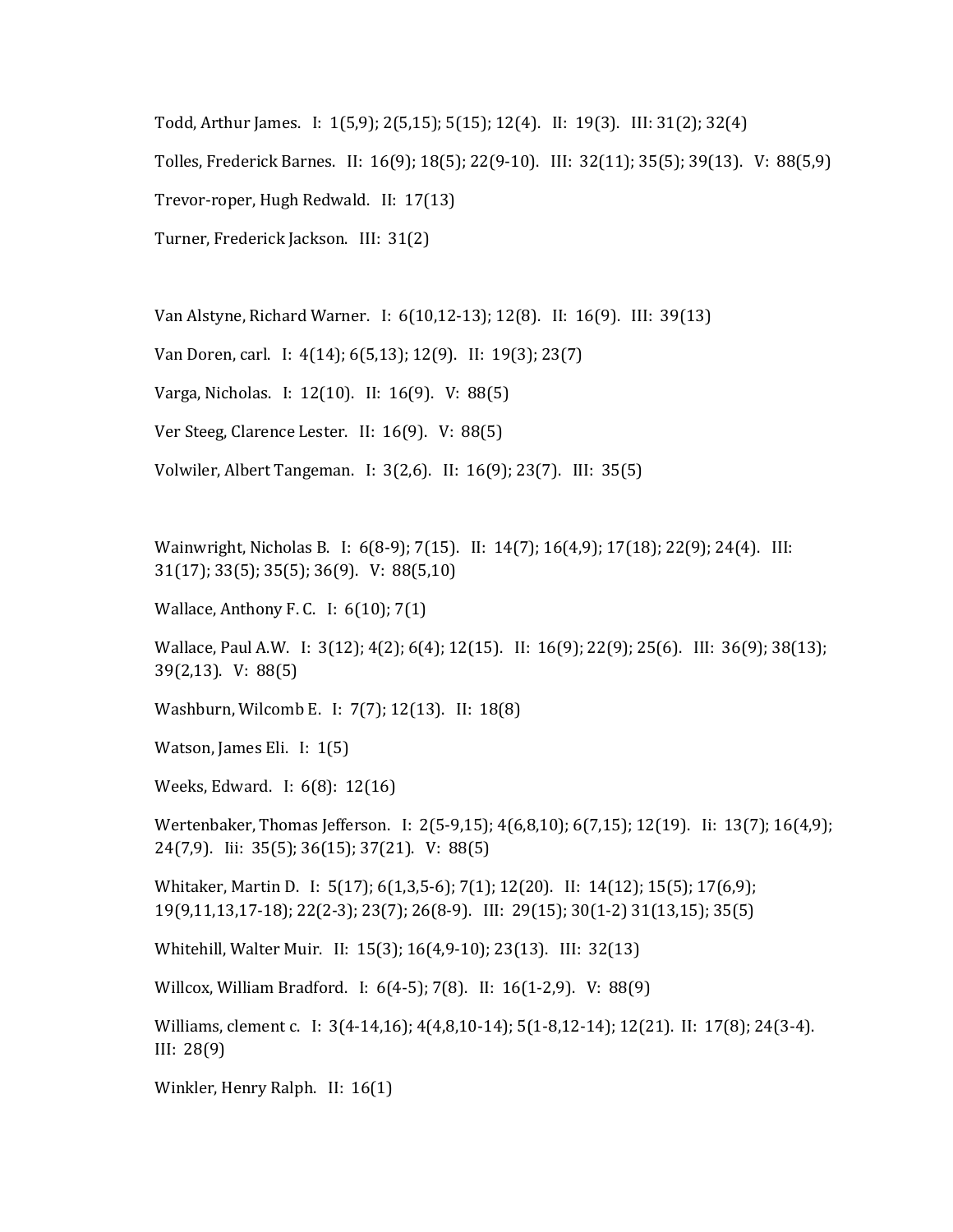Todd, Arthur James. I: 1(5,9); 2(5,15); 5(15); 12(4). II: 19(3). III: 31(2); 32(4)

Tolles, Frederick Barnes. II: 16(9); 18(5); 22(9-10). III: 32(11); 35(5); 39(13). V: 88(5,9)

Trevor-roper, Hugh Redwald. II: 17(13)

Turner, Frederick Jackson. III: 31(2)

Van Alstyne, Richard Warner. I: 6(10,12-13); 12(8). II: 16(9). III: 39(13)

Van Doren, carl. I: 4(14); 6(5,13); 12(9). II: 19(3); 23(7)

Varga, Nicholas. I: 12(10). II: 16(9). V: 88(5)

Ver Steeg, Clarence Lester. II: 16(9). V: 88(5)

Volwiler, Albert Tangeman. I: 3(2,6). II: 16(9); 23(7). III: 35(5)

Wainwright, Nicholas B. I: 6(8-9); 7(15). II: 14(7); 16(4,9); 17(18); 22(9); 24(4). III: 31(17); 33(5); 35(5); 36(9). V: 88(5,10)

Wallace, Anthony F. C. I: 6(10); 7(1)

Wallace, Paul A.W. I: 3(12); 4(2); 6(4); 12(15). II: 16(9); 22(9); 25(6). III: 36(9); 38(13); 39(2,13). V: 88(5)

Washburn, Wilcomb E. I: 7(7); 12(13). II: 18(8)

Watson, James Eli. I: 1(5)

Weeks, Edward. I: 6(8): 12(16)

Wertenbaker, Thomas Jefferson. I: 2(5-9,15); 4(6,8,10); 6(7,15); 12(19). Ii: 13(7); 16(4,9); 24(7,9). Iii: 35(5); 36(15); 37(21). V: 88(5)

Whitaker, Martin D. I: 5(17); 6(1,3,5-6); 7(1); 12(20). II: 14(12); 15(5); 17(6,9); 19(9,11,13,17-18); 22(2-3); 23(7); 26(8-9). III: 29(15); 30(1-2) 31(13,15); 35(5)

Whitehill, Walter Muir. II: 15(3); 16(4,9-10); 23(13). III: 32(13)

Willcox, William Bradford. I: 6(4-5); 7(8). II: 16(1-2,9). V: 88(9)

Williams, clement c. I: 3(4-14,16); 4(4,8,10-14); 5(1-8,12-14); 12(21). II: 17(8); 24(3-4). III: 28(9)

Winkler, Henry Ralph. II: 16(1)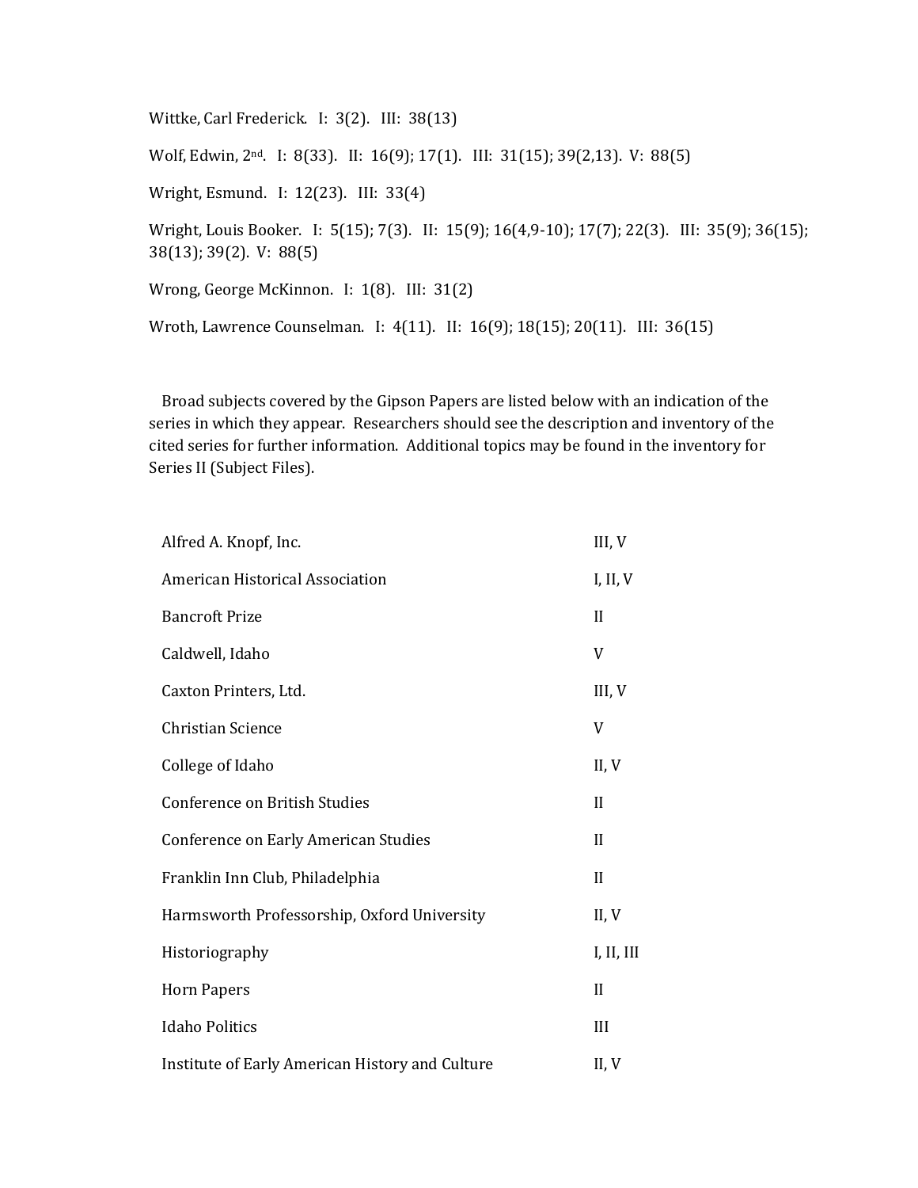Wittke, Carl Frederick. I: 3(2). III: 38(13)

Wolf, Edwin, 2nd. I: 8(33). II: 16(9); 17(1). III: 31(15); 39(2,13). V: 88(5)

Wright, Esmund. I: 12(23). III: 33(4)

Wright, Louis Booker. I: 5(15); 7(3). II: 15(9); 16(4,9-10); 17(7); 22(3). III: 35(9); 36(15); 38(13); 39(2). V: 88(5)

Wrong, George McKinnon. I: 1(8). III: 31(2)

Wroth, Lawrence Counselman. I: 4(11). II: 16(9); 18(15); 20(11). III: 36(15)

Broad subjects covered by the Gipson Papers are listed below with an indication of the series in which they appear. Researchers should see the description and inventory of the cited series for further information. Additional topics may be found in the inventory for Series II (Subject Files).

| | |
|---|---|
| Alfred A. Knopf, Inc. | III, V |
| American Historical Association | I, II, V |
| Bancroft Prize | II |
| Caldwell, Idaho | V |
| Caxton Printers, Ltd. | III, V |
| Christian Science | V |
| College of Idaho | II, V |
| Conference on British Studies | II |
| Conference on Early American Studies | II |
| Franklin Inn Club, Philadelphia | II |
| Harmsworth Professorship, Oxford University | II, V |
| Historiography | I, II, III |
| Horn Papers | II |
| Idaho Politics | III |
| Institute of Early American History and Culture | II, V |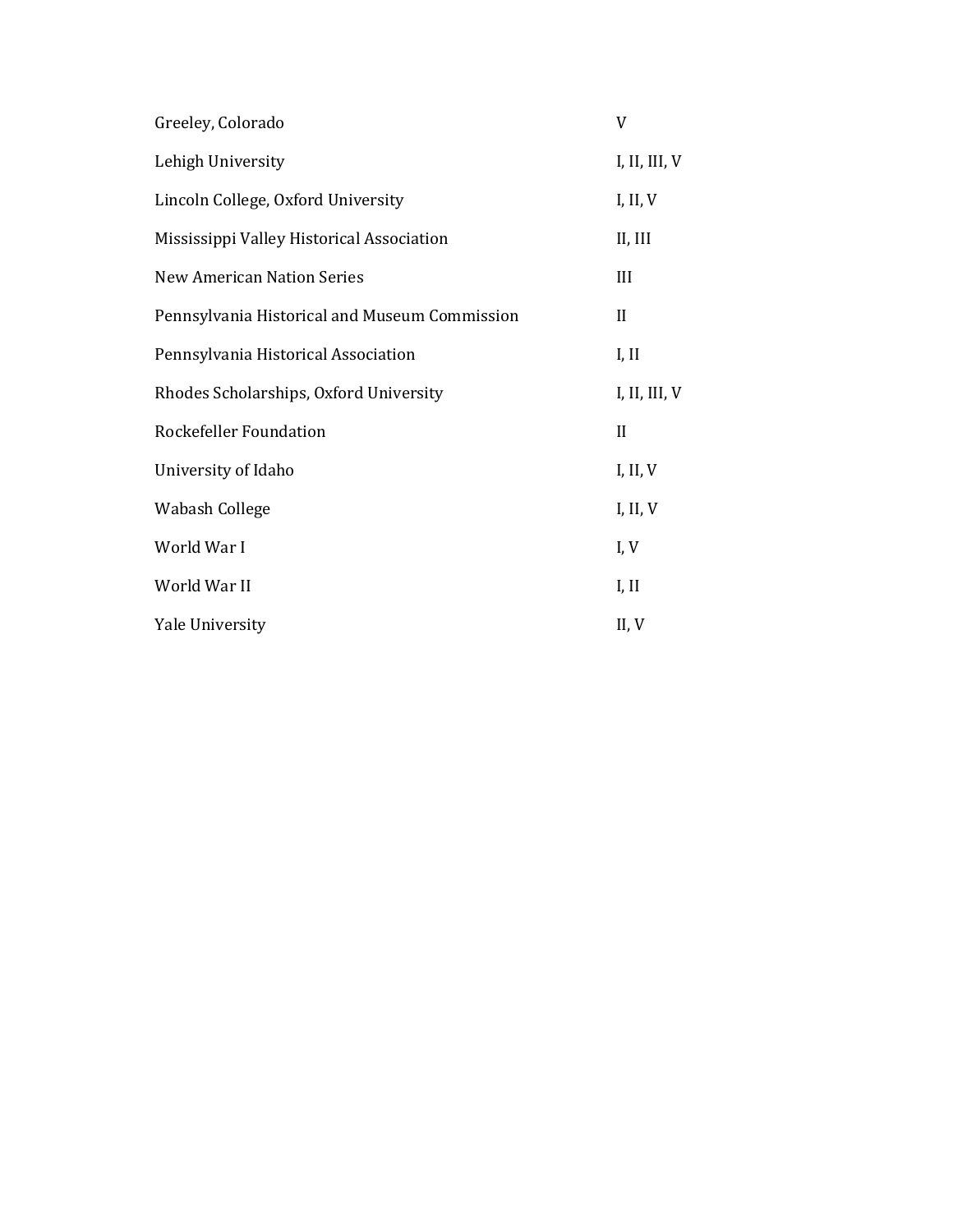| | |
|---|---|
| Greeley, Colorado | V |
| Lehigh University | I, II, III, V |
| Lincoln College, Oxford University | I, II, V |
| Mississippi Valley Historical Association | II, III |
| New American Nation Series | III |
| Pennsylvania Historical and Museum Commission | II |
| Pennsylvania Historical Association | I, II |
| Rhodes Scholarships, Oxford University | I, II, III, V |
| Rockefeller Foundation | II |
| University of Idaho | I, II, V |
| Wabash College | I, II, V |
| World War I | I, V |
| World War II | I, II |
| Yale University | II, V |